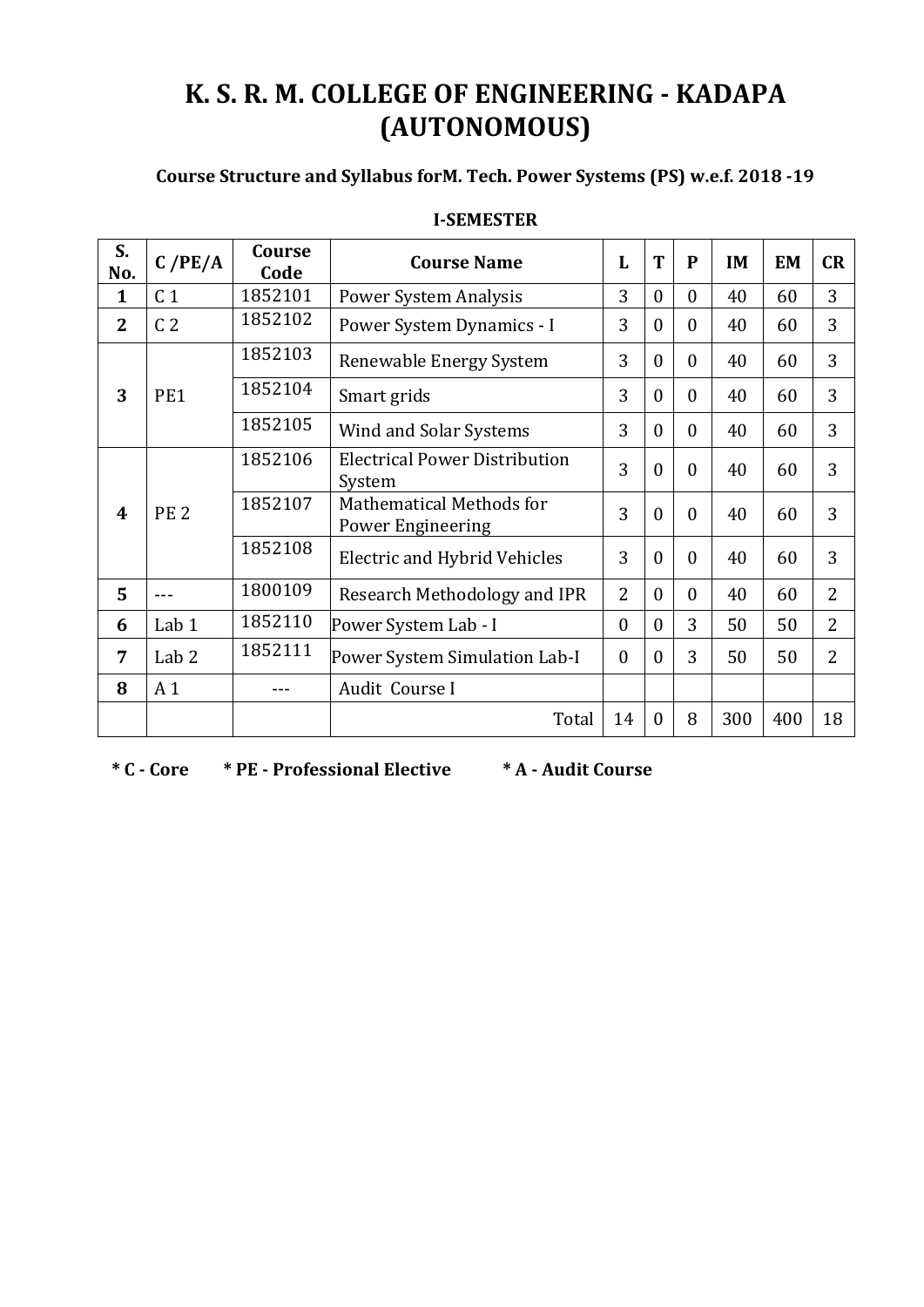# K. S. R. M. COLLEGE OF ENGINEERING - KADAPA (AUTONOMOUS)

**Course Structure and Syllabus forM. Tech. Power Systems (PS) w.e.f. 2018 -19**

**I-SEMESTER**

| S. No. | C /PE/A | Course Code | Course Name | L | T | P | IM | EM | CR |
|---|---|---|---|---|---|---|---|---|---|
| 1 | C 1 | 1852101 | Power System Analysis | 3 | 0 | 0 | 40 | 60 | 3 |
| 2 | C 2 | 1852102 | Power System Dynamics - I | 3 | 0 | 0 | 40 | 60 | 3 |
| 3 | PE1 | 1852103 | Renewable Energy System | 3 | 0 | 0 | 40 | 60 | 3 |
| | | 1852104 | Smart grids | 3 | 0 | 0 | 40 | 60 | 3 |
| | | 1852105 | Wind and Solar Systems | 3 | 0 | 0 | 40 | 60 | 3 |
| 4 | PE 2 | 1852106 | Electrical Power Distribution System | 3 | 0 | 0 | 40 | 60 | 3 |
| | | 1852107 | Mathematical Methods for Power Engineering | 3 | 0 | 0 | 40 | 60 | 3 |
| | | 1852108 | Electric and Hybrid Vehicles | 3 | 0 | 0 | 40 | 60 | 3 |
| 5 | --- | 1800109 | Research Methodology and IPR | 2 | 0 | 0 | 40 | 60 | 2 |
| 6 | Lab 1 | 1852110 | Power System Lab - I | 0 | 0 | 3 | 50 | 50 | 2 |
| 7 | Lab 2 | 1852111 | Power System Simulation Lab-I | 0 | 0 | 3 | 50 | 50 | 2 |
| 8 | A 1 | --- | Audit Course I | | | | | | |
| | | | Total | 14 | 0 | 8 | 300 | 400 | 18 |

**\* C - Core** **\* PE - Professional Elective** **\* A - Audit Course**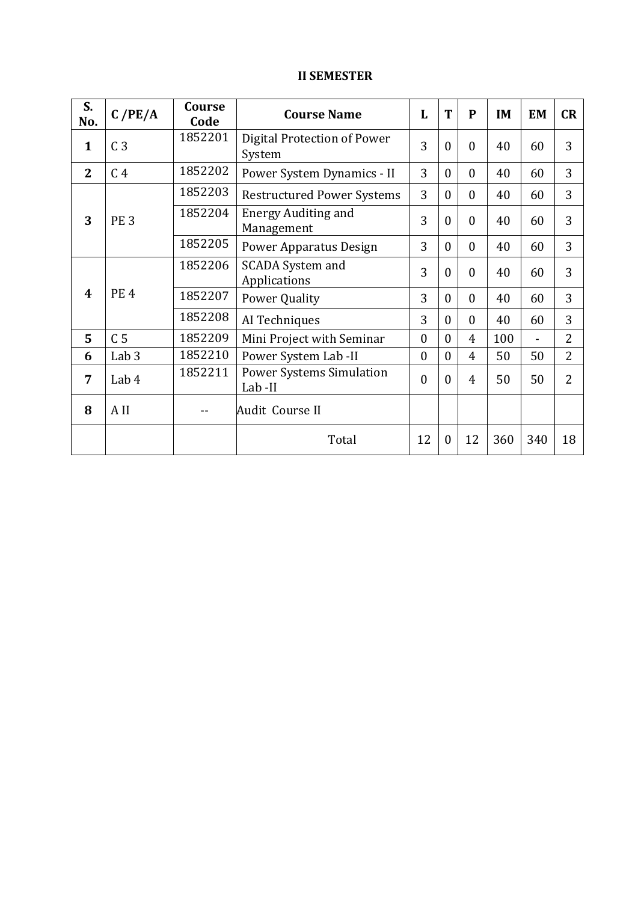**II SEMESTER**

| S. No. | C /PE/A | Course Code | Course Name | L | T | P | IM | EM | CR |
|---|---|---|---|---|---|---|---|---|---|
| 1 | C 3 | 1852201 | Digital Protection of Power System | 3 | 0 | 0 | 40 | 60 | 3 |
| 2 | C 4 | 1852202 | Power System Dynamics - II | 3 | 0 | 0 | 40 | 60 | 3 |
| 3 | PE 3 | 1852203 | Restructured Power Systems | 3 | 0 | 0 | 40 | 60 | 3 |
| | | 1852204 | Energy Auditing and Management | 3 | 0 | 0 | 40 | 60 | 3 |
| | | 1852205 | Power Apparatus Design | 3 | 0 | 0 | 40 | 60 | 3 |
| 4 | PE 4 | 1852206 | SCADA System and Applications | 3 | 0 | 0 | 40 | 60 | 3 |
| | | 1852207 | Power Quality | 3 | 0 | 0 | 40 | 60 | 3 |
| | | 1852208 | AI Techniques | 3 | 0 | 0 | 40 | 60 | 3 |
| 5 | C 5 | 1852209 | Mini Project with Seminar | 0 | 0 | 4 | 100 | - | 2 |
| 6 | Lab 3 | 1852210 | Power System Lab -II | 0 | 0 | 4 | 50 | 50 | 2 |
| 7 | Lab 4 | 1852211 | Power Systems Simulation Lab -II | 0 | 0 | 4 | 50 | 50 | 2 |
| 8 | A II | -- | Audit Course II | | | | | | |
| | | | Total | 12 | 0 | 12 | 360 | 340 | 18 |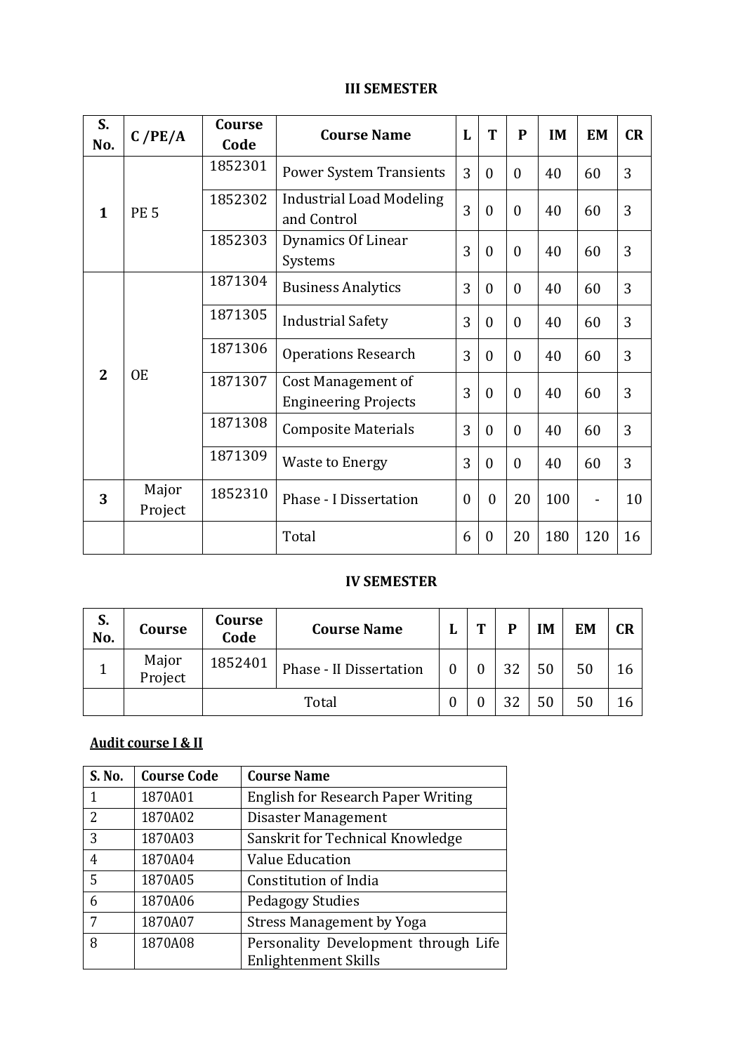**III SEMESTER**

| S. No. | C /PE/A | Course Code | Course Name | L | T | P | IM | EM | CR |
|---|---|---|---|---|---|---|---|---|---|
| 1 | PE 5 | 1852301 | Power System Transients | 3 | 0 | 0 | 40 | 60 | 3 |
| | | 1852302 | Industrial Load Modeling and Control | 3 | 0 | 0 | 40 | 60 | 3 |
| | | 1852303 | Dynamics Of Linear Systems | 3 | 0 | 0 | 40 | 60 | 3 |
| 2 | OE | 1871304 | Business Analytics | 3 | 0 | 0 | 40 | 60 | 3 |
| | | 1871305 | Industrial Safety | 3 | 0 | 0 | 40 | 60 | 3 |
| | | 1871306 | Operations Research | 3 | 0 | 0 | 40 | 60 | 3 |
| | | 1871307 | Cost Management of Engineering Projects | 3 | 0 | 0 | 40 | 60 | 3 |
| | | 1871308 | Composite Materials | 3 | 0 | 0 | 40 | 60 | 3 |
| | | 1871309 | Waste to Energy | 3 | 0 | 0 | 40 | 60 | 3 |
| 3 | Major Project | 1852310 | Phase - I Dissertation | 0 | 0 | 20 | 100 | - | 10 |
| | | | Total | 6 | 0 | 20 | 180 | 120 | 16 |

**IV SEMESTER**

| S. No. | Course | Course Code | Course Name | L | T | P | IM | EM | CR |
|---|---|---|---|---|---|---|---|---|---|
| 1 | Major Project | 1852401 | Phase - II Dissertation | 0 | 0 | 32 | 50 | 50 | 16 |
| | | Total | | 0 | 0 | 32 | 50 | 50 | 16 |

**Audit course I & II**

| S. No. | Course Code | Course Name |
|---|---|---|
| 1 | 1870A01 | English for Research Paper Writing |
| 2 | 1870A02 | Disaster Management |
| 3 | 1870A03 | Sanskrit for Technical Knowledge |
| 4 | 1870A04 | Value Education |
| 5 | 1870A05 | Constitution of India |
| 6 | 1870A06 | Pedagogy Studies |
| 7 | 1870A07 | Stress Management by Yoga |
| 8 | 1870A08 | Personality Development through Life Enlightenment Skills |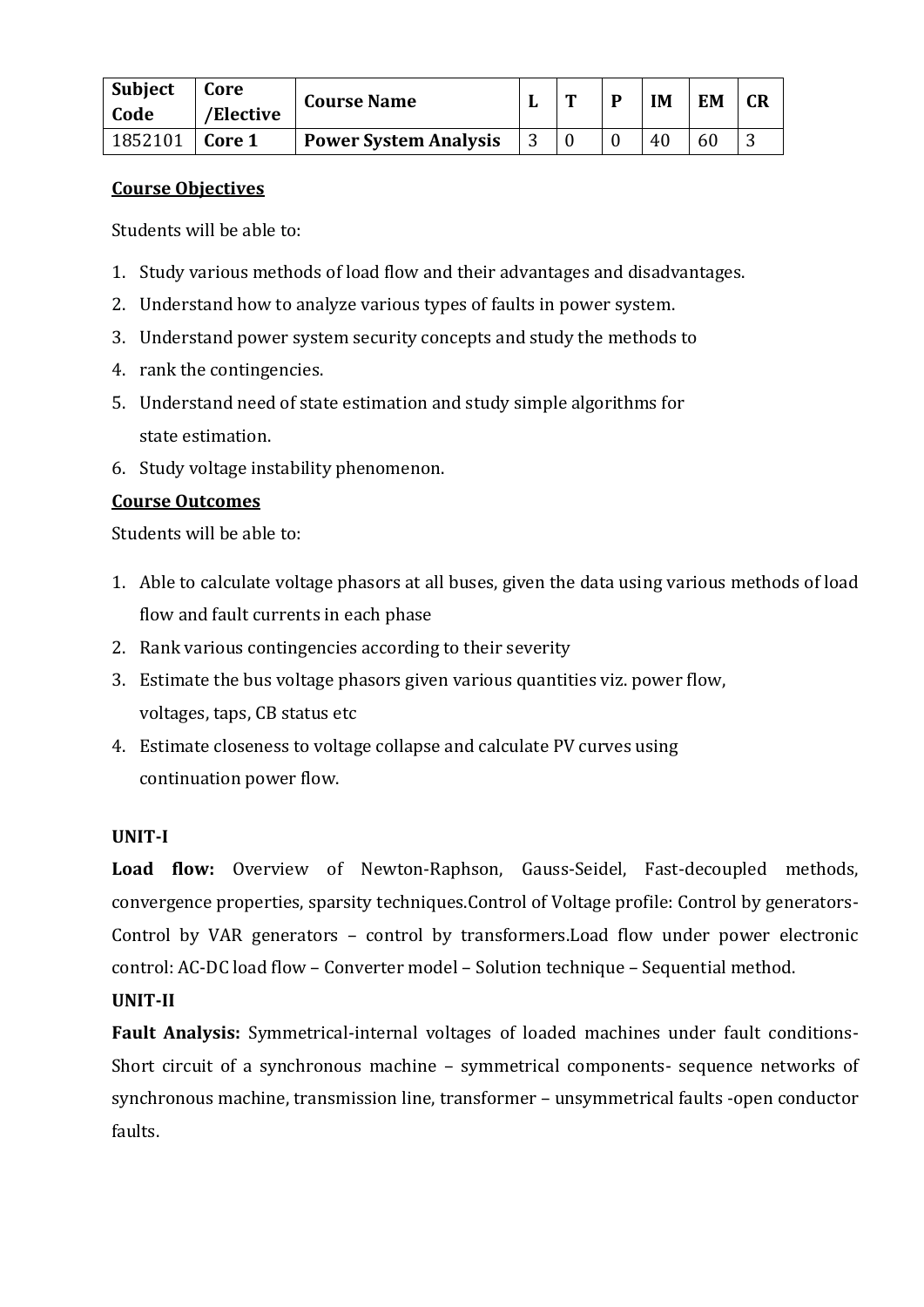| Subject Code | Core /Elective | Course Name | L | T | P | IM | EM | CR |
|---|---|---|---|---|---|---|---|---|
| 1852101 | **Core 1** | **Power System Analysis** | 3 | 0 | 0 | 40 | 60 | 3 |

**Course Objectives**

Students will be able to:

1. Study various methods of load flow and their advantages and disadvantages.
2. Understand how to analyze various types of faults in power system.
3. Understand power system security concepts and study the methods to
4. rank the contingencies.
5. Understand need of state estimation and study simple algorithms for state estimation.
6. Study voltage instability phenomenon.

**Course Outcomes**

Students will be able to:

1. Able to calculate voltage phasors at all buses, given the data using various methods of load flow and fault currents in each phase
2. Rank various contingencies according to their severity
3. Estimate the bus voltage phasors given various quantities viz. power flow, voltages, taps, CB status etc
4. Estimate closeness to voltage collapse and calculate PV curves using continuation power flow.

**UNIT-I**

**Load flow:** Overview of Newton-Raphson, Gauss-Seidel, Fast-decoupled methods, convergence properties, sparsity techniques.Control of Voltage profile: Control by generators-Control by VAR generators – control by transformers.Load flow under power electronic control: AC-DC load flow – Converter model – Solution technique – Sequential method.

**UNIT-II**

**Fault Analysis:** Symmetrical-internal voltages of loaded machines under fault conditions-Short circuit of a synchronous machine – symmetrical components- sequence networks of synchronous machine, transmission line, transformer – unsymmetrical faults -open conductor faults.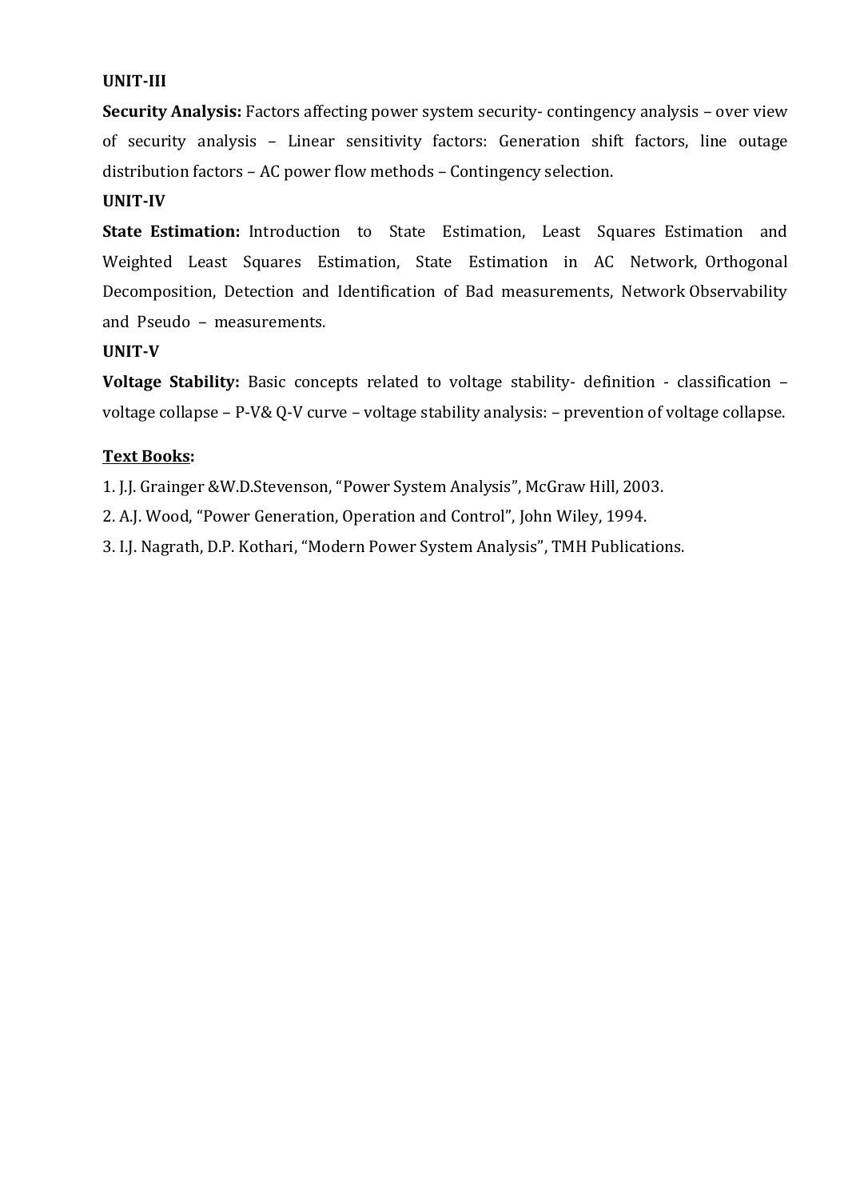**UNIT-III**

**Security Analysis:** Factors affecting power system security- contingency analysis – over view of security analysis – Linear sensitivity factors: Generation shift factors, line outage distribution factors – AC power flow methods – Contingency selection.

**UNIT-IV**

**State Estimation:** Introduction to State Estimation, Least Squares Estimation and Weighted Least Squares Estimation, State Estimation in AC Network, Orthogonal Decomposition, Detection and Identification of Bad measurements, Network Observability and Pseudo – measurements.

**UNIT-V**

**Voltage Stability:** Basic concepts related to voltage stability- definition - classification – voltage collapse – P-V& Q-V curve – voltage stability analysis: – prevention of voltage collapse.

**<u>Text Books</u>:**

1. J.J. Grainger &W.D.Stevenson, "Power System Analysis", McGraw Hill, 2003.
2. A.J. Wood, "Power Generation, Operation and Control", John Wiley, 1994.
3. I.J. Nagrath, D.P. Kothari, "Modern Power System Analysis", TMH Publications.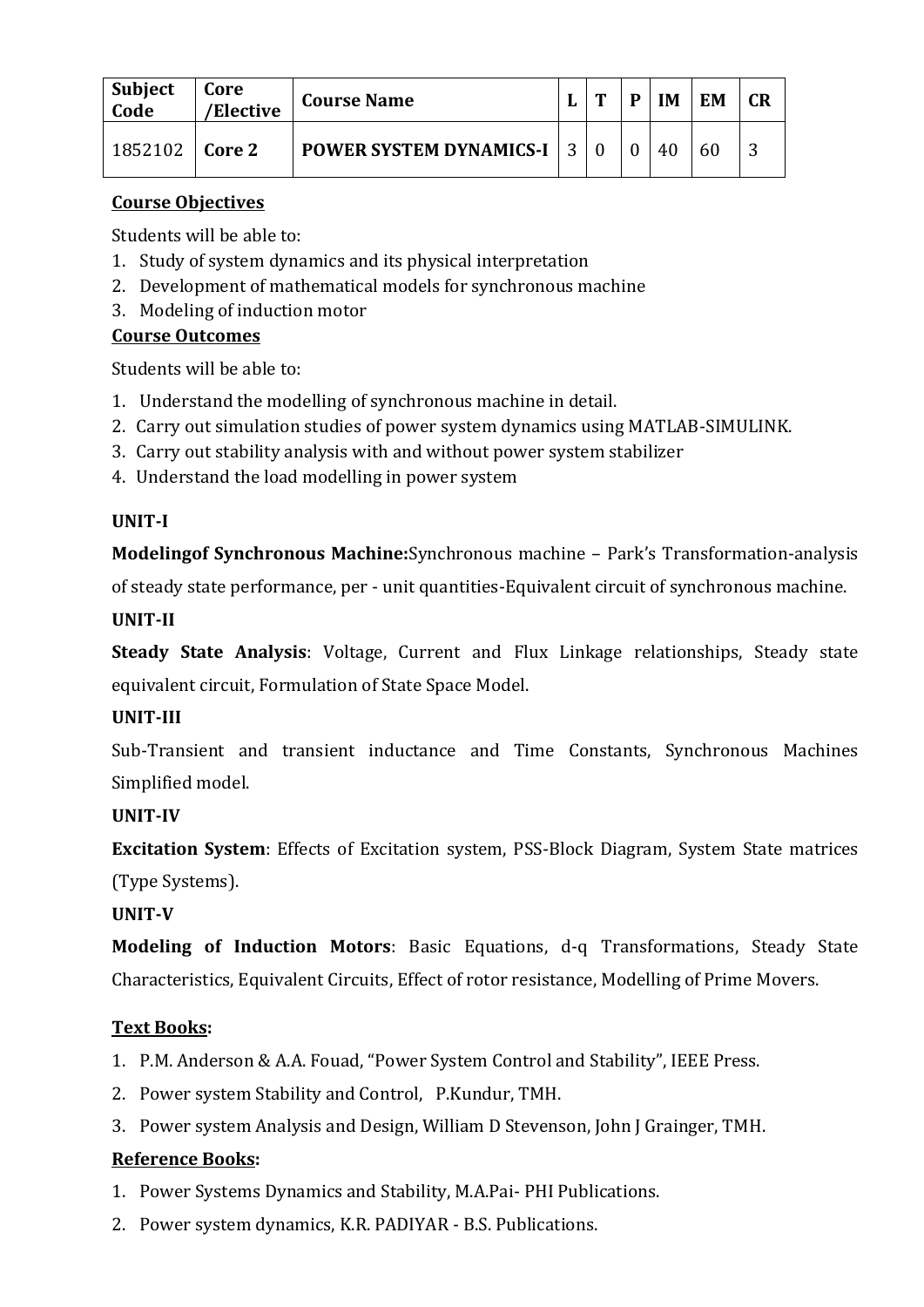| Subject Code | Core /Elective | Course Name | L | T | P | IM | EM | CR |
|---|---|---|---|---|---|---|---|---|
| 1852102 | **Core 2** | **POWER SYSTEM DYNAMICS-I** | 3 | 0 | 0 | 40 | 60 | 3 |

**Course Objectives**

Students will be able to:

1. Study of system dynamics and its physical interpretation
2. Development of mathematical models for synchronous machine
3. Modeling of induction motor

**Course Outcomes**

Students will be able to:

1. Understand the modelling of synchronous machine in detail.
2. Carry out simulation studies of power system dynamics using MATLAB-SIMULINK.
3. Carry out stability analysis with and without power system stabilizer
4. Understand the load modelling in power system

**UNIT-I**

**Modelingof Synchronous Machine:**Synchronous machine – Park's Transformation-analysis of steady state performance, per - unit quantities-Equivalent circuit of synchronous machine.

**UNIT-II**

**Steady State Analysis**: Voltage, Current and Flux Linkage relationships, Steady state equivalent circuit, Formulation of State Space Model.

**UNIT-III**

Sub-Transient and transient inductance and Time Constants, Synchronous Machines Simplified model.

**UNIT-IV**

**Excitation System**: Effects of Excitation system, PSS-Block Diagram, System State matrices (Type Systems).

**UNIT-V**

**Modeling of Induction Motors**: Basic Equations, d-q Transformations, Steady State Characteristics, Equivalent Circuits, Effect of rotor resistance, Modelling of Prime Movers.

**Text Books:**

1. P.M. Anderson & A.A. Fouad, "Power System Control and Stability", IEEE Press.
2. Power system Stability and Control, P.Kundur, TMH.
3. Power system Analysis and Design, William D Stevenson, John J Grainger, TMH.

**Reference Books:**

1. Power Systems Dynamics and Stability, M.A.Pai- PHI Publications.
2. Power system dynamics, K.R. PADIYAR - B.S. Publications.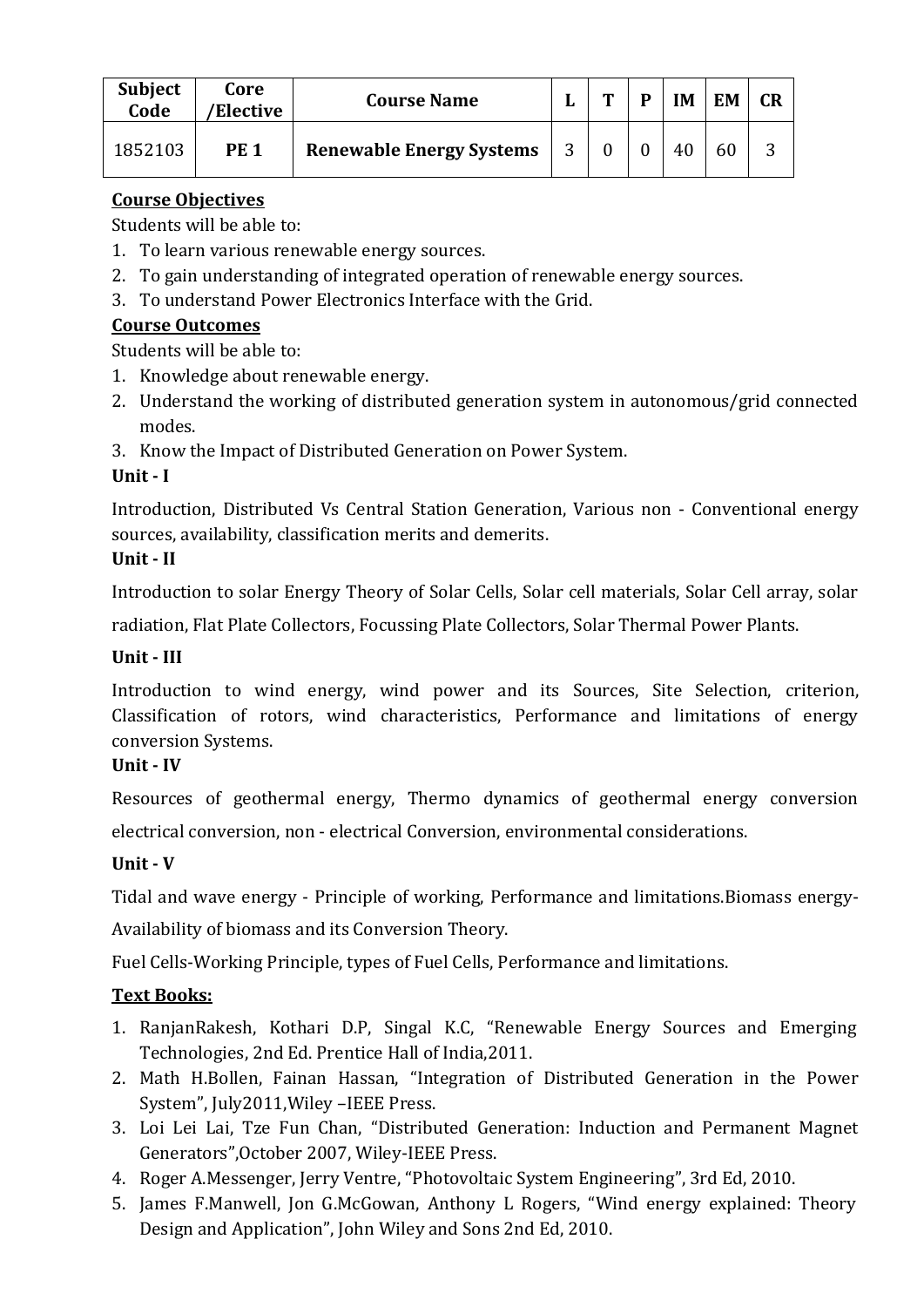| Subject Code | Core /Elective | Course Name | L | T | P | IM | EM | CR |
|---|---|---|---|---|---|---|---|---|
| 1852103 | **PE 1** | **Renewable Energy Systems** | 3 | 0 | 0 | 40 | 60 | 3 |

**Course Objectives**

Students will be able to:

1. To learn various renewable energy sources.
2. To gain understanding of integrated operation of renewable energy sources.
3. To understand Power Electronics Interface with the Grid.

**Course Outcomes**

Students will be able to:

1. Knowledge about renewable energy.
2. Understand the working of distributed generation system in autonomous/grid connected modes.
3. Know the Impact of Distributed Generation on Power System.

**Unit - I**

Introduction, Distributed Vs Central Station Generation, Various non - Conventional energy sources, availability, classification merits and demerits.

**Unit - II**

Introduction to solar Energy Theory of Solar Cells, Solar cell materials, Solar Cell array, solar radiation, Flat Plate Collectors, Focussing Plate Collectors, Solar Thermal Power Plants.

**Unit - III**

Introduction to wind energy, wind power and its Sources, Site Selection, criterion, Classification of rotors, wind characteristics, Performance and limitations of energy conversion Systems.

**Unit - IV**

Resources of geothermal energy, Thermo dynamics of geothermal energy conversion electrical conversion, non - electrical Conversion, environmental considerations.

**Unit - V**

Tidal and wave energy - Principle of working, Performance and limitations.Biomass energy-Availability of biomass and its Conversion Theory.

Fuel Cells-Working Principle, types of Fuel Cells, Performance and limitations.

**Text Books:**

1. RanjanRakesh, Kothari D.P, Singal K.C, "Renewable Energy Sources and Emerging Technologies, 2nd Ed. Prentice Hall of India,2011.
2. Math H.Bollen, Fainan Hassan, "Integration of Distributed Generation in the Power System", July2011,Wiley –IEEE Press.
3. Loi Lei Lai, Tze Fun Chan, "Distributed Generation: Induction and Permanent Magnet Generators",October 2007, Wiley-IEEE Press.
4. Roger A.Messenger, Jerry Ventre, "Photovoltaic System Engineering", 3rd Ed, 2010.
5. James F.Manwell, Jon G.McGowan, Anthony L Rogers, "Wind energy explained: Theory Design and Application", John Wiley and Sons 2nd Ed, 2010.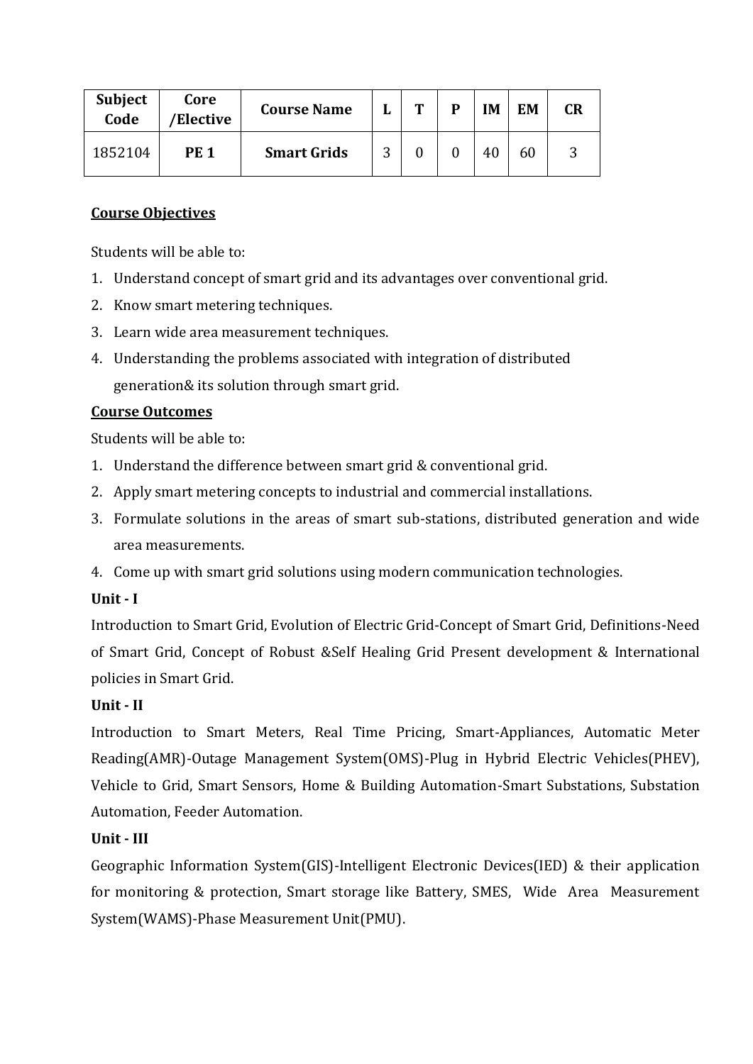| Subject Code | Core /Elective | Course Name | L | T | P | IM | EM | CR |
|---|---|---|---|---|---|---|---|---|
| 1852104 | **PE 1** | **Smart Grids** | 3 | 0 | 0 | 40 | 60 | 3 |

**Course Objectives**

Students will be able to:

1. Understand concept of smart grid and its advantages over conventional grid.
2. Know smart metering techniques.
3. Learn wide area measurement techniques.
4. Understanding the problems associated with integration of distributed generation& its solution through smart grid.

**Course Outcomes**

Students will be able to:

1. Understand the difference between smart grid & conventional grid.
2. Apply smart metering concepts to industrial and commercial installations.
3. Formulate solutions in the areas of smart sub-stations, distributed generation and wide area measurements.
4. Come up with smart grid solutions using modern communication technologies.

**Unit - I**

Introduction to Smart Grid, Evolution of Electric Grid-Concept of Smart Grid, Definitions-Need of Smart Grid, Concept of Robust &Self Healing Grid Present development & International policies in Smart Grid.

**Unit - II**

Introduction to Smart Meters, Real Time Pricing, Smart-Appliances, Automatic Meter Reading(AMR)-Outage Management System(OMS)-Plug in Hybrid Electric Vehicles(PHEV), Vehicle to Grid, Smart Sensors, Home & Building Automation-Smart Substations, Substation Automation, Feeder Automation.

**Unit - III**

Geographic Information System(GIS)-Intelligent Electronic Devices(IED) & their application for monitoring & protection, Smart storage like Battery, SMES, Wide Area Measurement System(WAMS)-Phase Measurement Unit(PMU).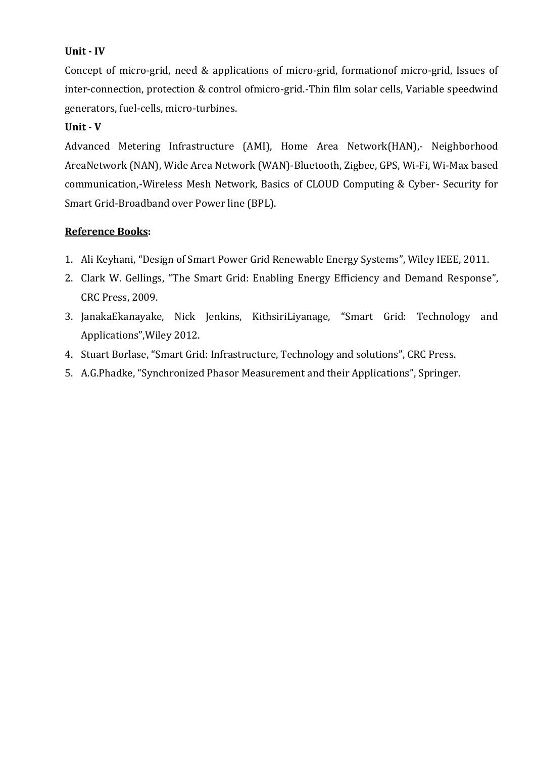**Unit - IV**

Concept of micro-grid, need & applications of micro-grid, formationof micro-grid, Issues of inter-connection, protection & control ofmicro-grid.-Thin film solar cells, Variable speedwind generators, fuel-cells, micro-turbines.

**Unit - V**

Advanced Metering Infrastructure (AMI), Home Area Network(HAN),- Neighborhood AreaNetwork (NAN), Wide Area Network (WAN)-Bluetooth, Zigbee, GPS, Wi-Fi, Wi-Max based communication,-Wireless Mesh Network, Basics of CLOUD Computing & Cyber- Security for Smart Grid-Broadband over Power line (BPL).

**Reference Books:**

1. Ali Keyhani, "Design of Smart Power Grid Renewable Energy Systems", Wiley IEEE, 2011.
2. Clark W. Gellings, "The Smart Grid: Enabling Energy Efficiency and Demand Response", CRC Press, 2009.
3. JanakaEkanayake, Nick Jenkins, KithsiriLiyanage, "Smart Grid: Technology and Applications",Wiley 2012.
4. Stuart Borlase, "Smart Grid: Infrastructure, Technology and solutions", CRC Press.
5. A.G.Phadke, "Synchronized Phasor Measurement and their Applications", Springer.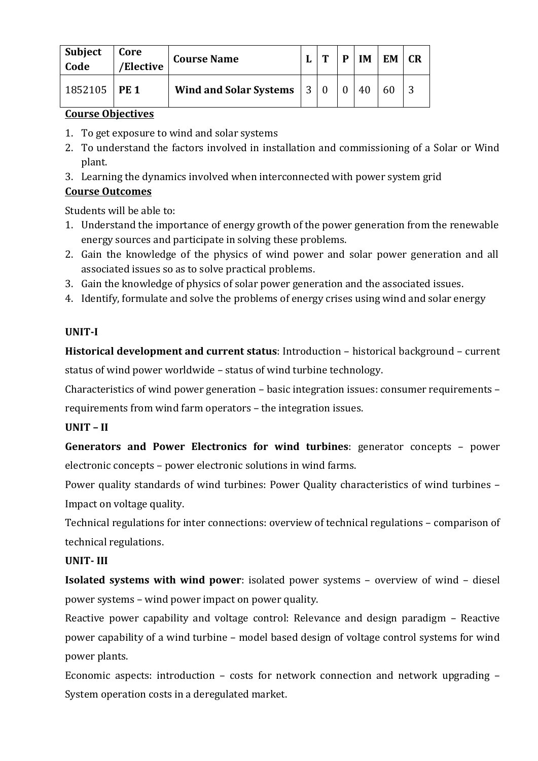| Subject Code | Core /Elective | Course Name | L | T | P | IM | EM | CR |
|---|---|---|---|---|---|---|---|---|
| 1852105 | **PE 1** | **Wind and Solar Systems** | 3 | 0 | 0 | 40 | 60 | 3 |

**Course Objectives**

1. To get exposure to wind and solar systems
2. To understand the factors involved in installation and commissioning of a Solar or Wind plant.
3. Learning the dynamics involved when interconnected with power system grid

**Course Outcomes**

Students will be able to:

1. Understand the importance of energy growth of the power generation from the renewable energy sources and participate in solving these problems.
2. Gain the knowledge of the physics of wind power and solar power generation and all associated issues so as to solve practical problems.
3. Gain the knowledge of physics of solar power generation and the associated issues.
4. Identify, formulate and solve the problems of energy crises using wind and solar energy

**UNIT-I**

**Historical development and current status**: Introduction – historical background – current status of wind power worldwide – status of wind turbine technology.

Characteristics of wind power generation – basic integration issues: consumer requirements – requirements from wind farm operators – the integration issues.

**UNIT – II**

**Generators and Power Electronics for wind turbines**: generator concepts – power electronic concepts – power electronic solutions in wind farms.

Power quality standards of wind turbines: Power Quality characteristics of wind turbines – Impact on voltage quality.

Technical regulations for inter connections: overview of technical regulations – comparison of technical regulations.

**UNIT- III**

**Isolated systems with wind power**: isolated power systems – overview of wind – diesel power systems – wind power impact on power quality.

Reactive power capability and voltage control: Relevance and design paradigm – Reactive power capability of a wind turbine – model based design of voltage control systems for wind power plants.

Economic aspects: introduction – costs for network connection and network upgrading – System operation costs in a deregulated market.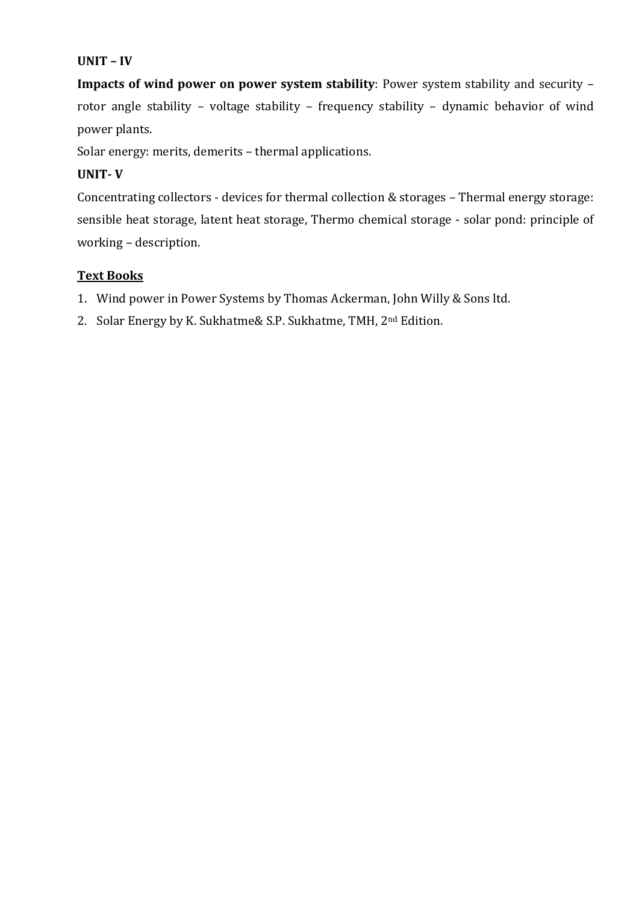**UNIT – IV**

**Impacts of wind power on power system stability**: Power system stability and security – rotor angle stability – voltage stability – frequency stability – dynamic behavior of wind power plants.

Solar energy: merits, demerits – thermal applications.

**UNIT- V**

Concentrating collectors - devices for thermal collection & storages – Thermal energy storage: sensible heat storage, latent heat storage, Thermo chemical storage - solar pond: principle of working – description.

**Text Books**

1. Wind power in Power Systems by Thomas Ackerman, John Willy & Sons ltd.
2. Solar Energy by K. Sukhatme& S.P. Sukhatme, TMH, 2nd Edition.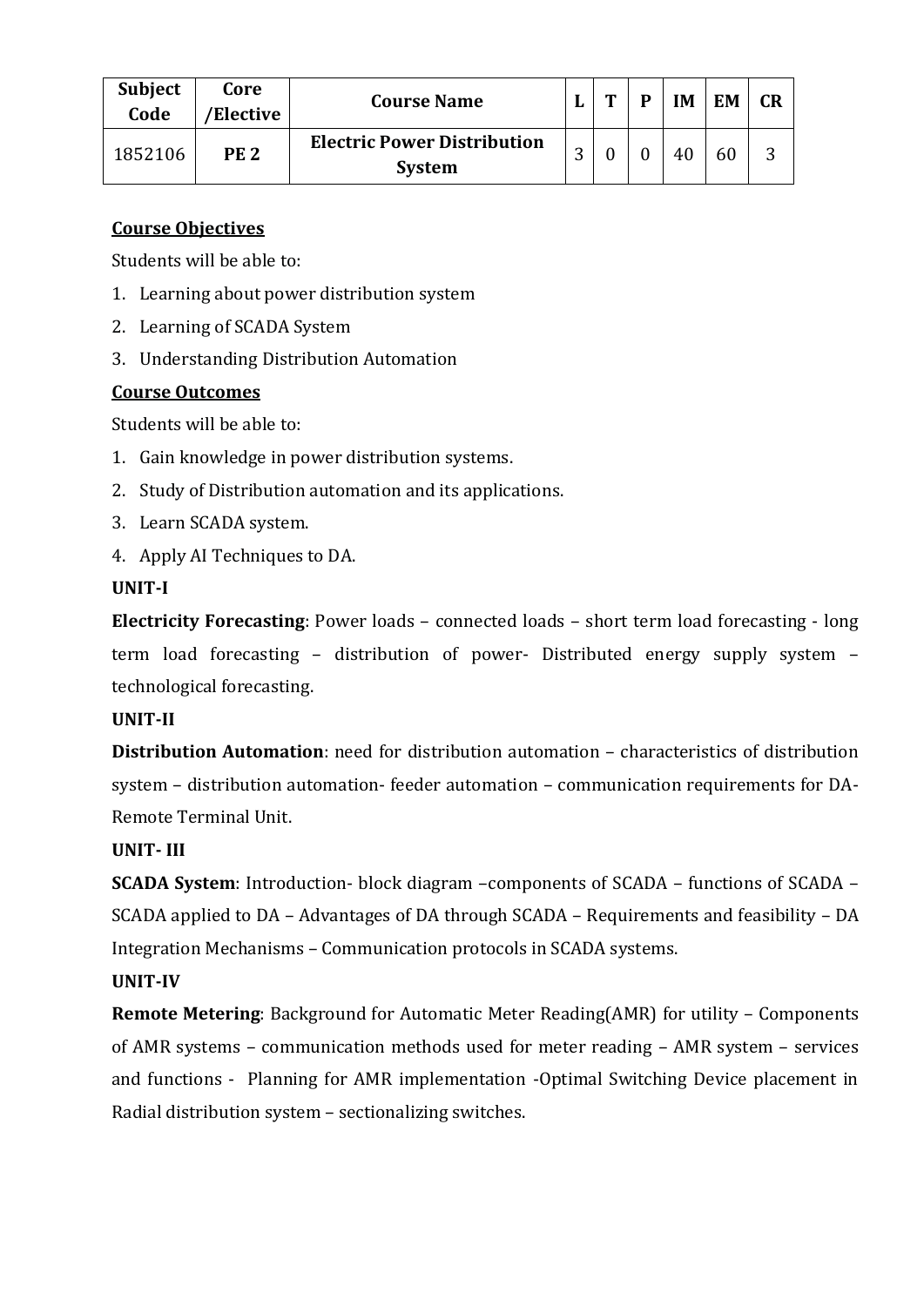| Subject Code | Core /Elective | Course Name | L | T | P | IM | EM | CR |
|---|---|---|---|---|---|---|---|---|
| 1852106 | **PE 2** | **Electric Power Distribution System** | 3 | 0 | 0 | 40 | 60 | 3 |

**Course Objectives**

Students will be able to:

1. Learning about power distribution system
2. Learning of SCADA System
3. Understanding Distribution Automation

**Course Outcomes**

Students will be able to:

1. Gain knowledge in power distribution systems.
2. Study of Distribution automation and its applications.
3. Learn SCADA system.
4. Apply AI Techniques to DA.

**UNIT-I**

**Electricity Forecasting**: Power loads – connected loads – short term load forecasting - long term load forecasting – distribution of power- Distributed energy supply system – technological forecasting.

**UNIT-II**

**Distribution Automation**: need for distribution automation – characteristics of distribution system – distribution automation- feeder automation – communication requirements for DA- Remote Terminal Unit.

**UNIT- III**

**SCADA System**: Introduction- block diagram –components of SCADA – functions of SCADA – SCADA applied to DA – Advantages of DA through SCADA – Requirements and feasibility – DA Integration Mechanisms – Communication protocols in SCADA systems.

**UNIT-IV**

**Remote Metering**: Background for Automatic Meter Reading(AMR) for utility – Components of AMR systems – communication methods used for meter reading – AMR system – services and functions - Planning for AMR implementation -Optimal Switching Device placement in Radial distribution system – sectionalizing switches.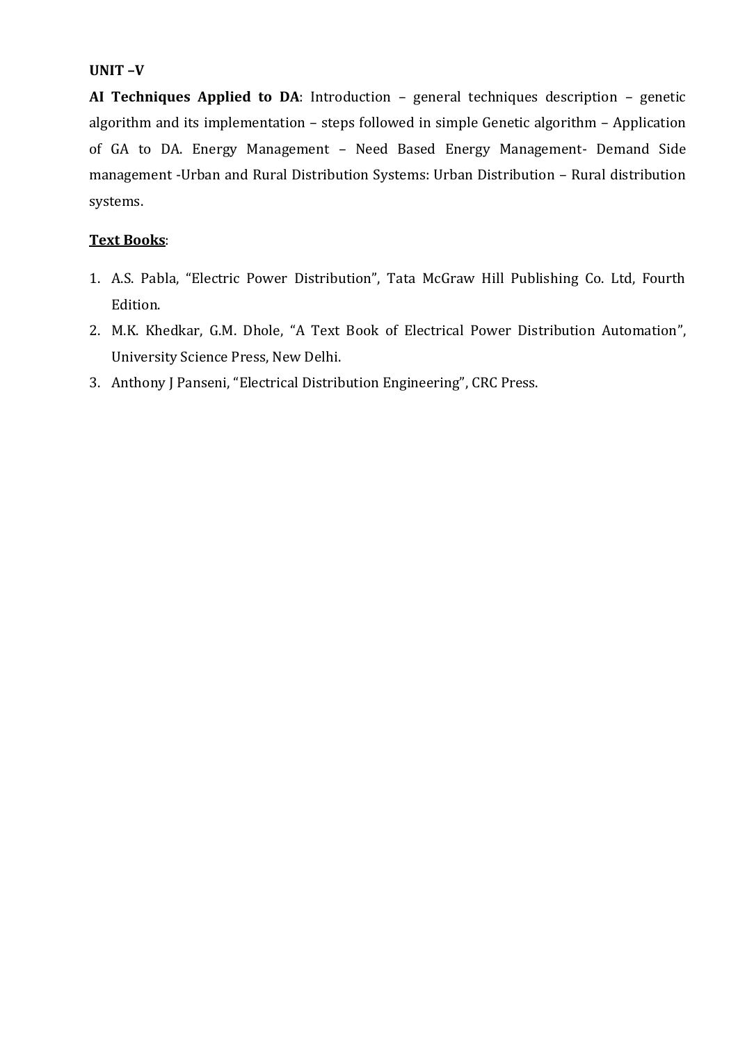**UNIT –V**

**AI Techniques Applied to DA**: Introduction – general techniques description – genetic algorithm and its implementation – steps followed in simple Genetic algorithm – Application of GA to DA. Energy Management – Need Based Energy Management- Demand Side management -Urban and Rural Distribution Systems: Urban Distribution – Rural distribution systems.

**<u>Text Books</u>**:

1. A.S. Pabla, "Electric Power Distribution", Tata McGraw Hill Publishing Co. Ltd, Fourth Edition.
2. M.K. Khedkar, G.M. Dhole, "A Text Book of Electrical Power Distribution Automation", University Science Press, New Delhi.
3. Anthony J Panseni, "Electrical Distribution Engineering", CRC Press.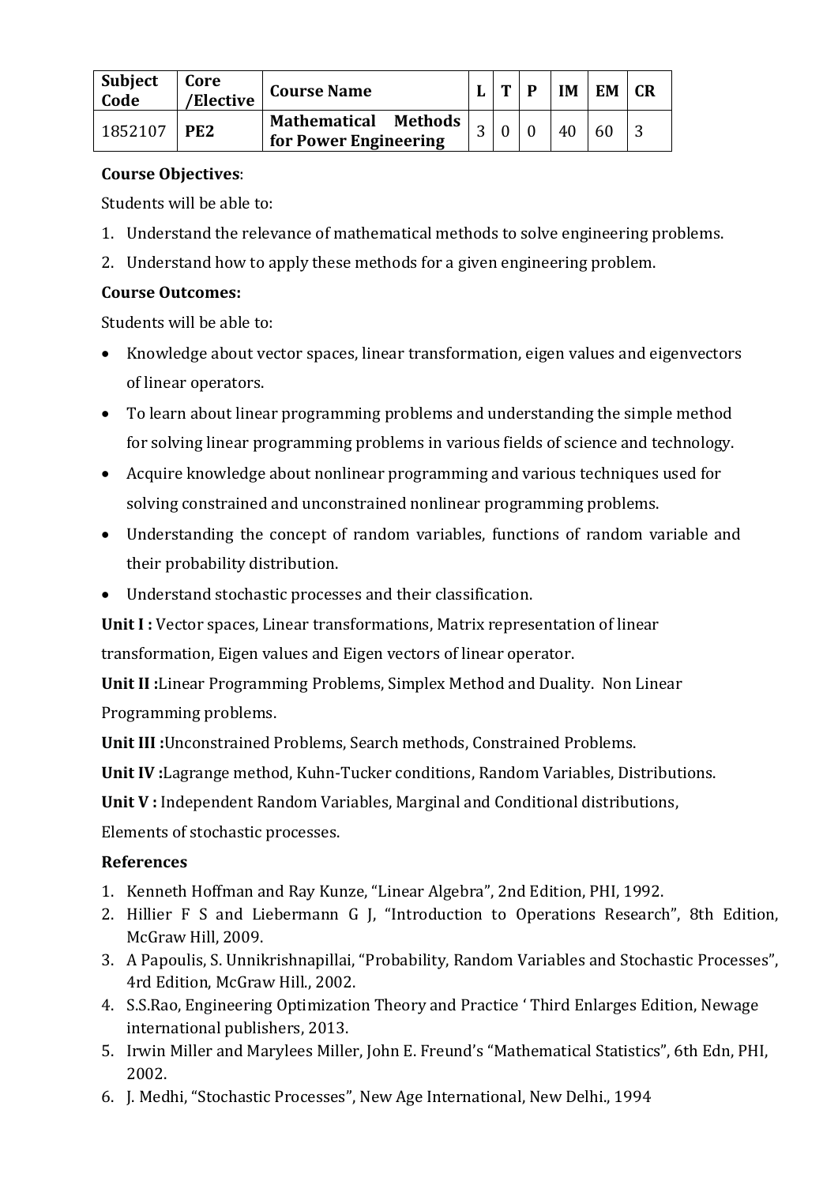| Subject Code | Core /Elective | Course Name | L | T | P | IM | EM | CR |
|---|---|---|---|---|---|---|---|---|
| 1852107 | **PE2** | **Mathematical Methods for Power Engineering** | 3 | 0 | 0 | 40 | 60 | 3 |

**Course Objectives**:

Students will be able to:

1. Understand the relevance of mathematical methods to solve engineering problems.
2. Understand how to apply these methods for a given engineering problem.

**Course Outcomes:**

Students will be able to:

- Knowledge about vector spaces, linear transformation, eigen values and eigenvectors of linear operators.
- To learn about linear programming problems and understanding the simple method for solving linear programming problems in various fields of science and technology.
- Acquire knowledge about nonlinear programming and various techniques used for solving constrained and unconstrained nonlinear programming problems.
- Understanding the concept of random variables, functions of random variable and their probability distribution.
- Understand stochastic processes and their classification.

**Unit I :** Vector spaces, Linear transformations, Matrix representation of linear transformation, Eigen values and Eigen vectors of linear operator.

**Unit II :**Linear Programming Problems, Simplex Method and Duality. Non Linear Programming problems.

**Unit III :**Unconstrained Problems, Search methods, Constrained Problems.

**Unit IV :**Lagrange method, Kuhn-Tucker conditions, Random Variables, Distributions.

**Unit V :** Independent Random Variables, Marginal and Conditional distributions, Elements of stochastic processes.

**References**

1. Kenneth Hoffman and Ray Kunze, "Linear Algebra", 2nd Edition, PHI, 1992.
2. Hillier F S and Liebermann G J, "Introduction to Operations Research", 8th Edition, McGraw Hill, 2009.
3. A Papoulis, S. Unnikrishnapillai, "Probability, Random Variables and Stochastic Processes", 4rd Edition, McGraw Hill., 2002.
4. S.S.Rao, Engineering Optimization Theory and Practice ' Third Enlarges Edition, Newage international publishers, 2013.
5. Irwin Miller and Marylees Miller, John E. Freund's "Mathematical Statistics", 6th Edn, PHI, 2002.
6. J. Medhi, "Stochastic Processes", New Age International, New Delhi., 1994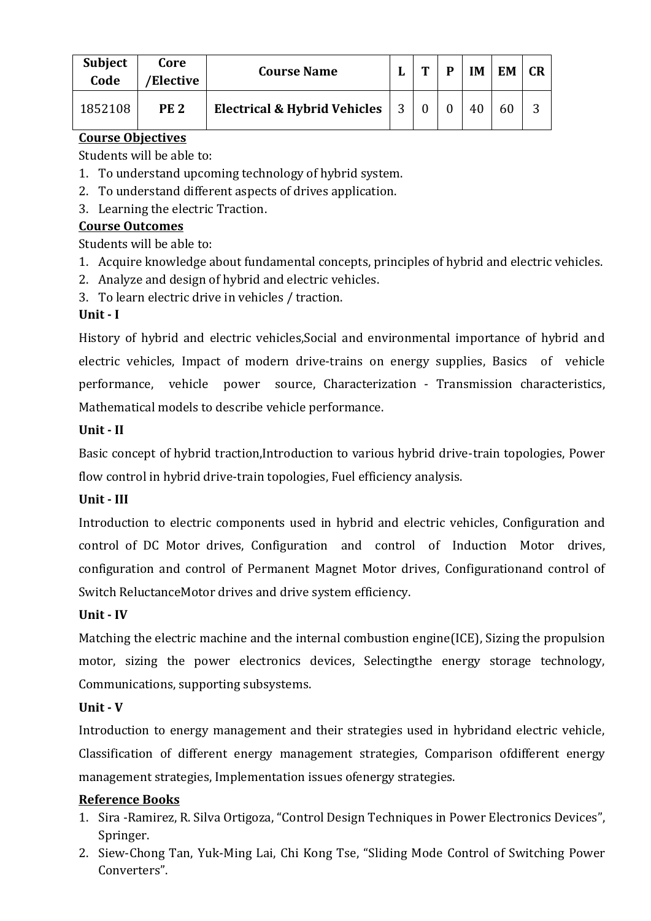| Subject Code | Core /Elective | Course Name | L | T | P | IM | EM | CR |
|---|---|---|---|---|---|---|---|---|
| 1852108 | **PE 2** | **Electrical & Hybrid Vehicles** | 3 | 0 | 0 | 40 | 60 | 3 |

**Course Objectives**

Students will be able to:

1. To understand upcoming technology of hybrid system.
2. To understand different aspects of drives application.
3. Learning the electric Traction.

**Course Outcomes**

Students will be able to:

1. Acquire knowledge about fundamental concepts, principles of hybrid and electric vehicles.
2. Analyze and design of hybrid and electric vehicles.
3. To learn electric drive in vehicles / traction.

**Unit - I**

History of hybrid and electric vehicles,Social and environmental importance of hybrid and electric vehicles, Impact of modern drive-trains on energy supplies, Basics of vehicle performance, vehicle power source, Characterization - Transmission characteristics, Mathematical models to describe vehicle performance.

**Unit - II**

Basic concept of hybrid traction,Introduction to various hybrid drive-train topologies, Power flow control in hybrid drive-train topologies, Fuel efficiency analysis.

**Unit - III**

Introduction to electric components used in hybrid and electric vehicles, Configuration and control of DC Motor drives, Configuration and control of Induction Motor drives, configuration and control of Permanent Magnet Motor drives, Configurationand control of Switch ReluctanceMotor drives and drive system efficiency.

**Unit - IV**

Matching the electric machine and the internal combustion engine(ICE), Sizing the propulsion motor, sizing the power electronics devices, Selectingthe energy storage technology, Communications, supporting subsystems.

**Unit - V**

Introduction to energy management and their strategies used in hybridand electric vehicle, Classification of different energy management strategies, Comparison ofdifferent energy management strategies, Implementation issues ofenergy strategies.

**Reference Books**

1. Sira -Ramirez, R. Silva Ortigoza, "Control Design Techniques in Power Electronics Devices", Springer.
2. Siew-Chong Tan, Yuk-Ming Lai, Chi Kong Tse, "Sliding Mode Control of Switching Power Converters".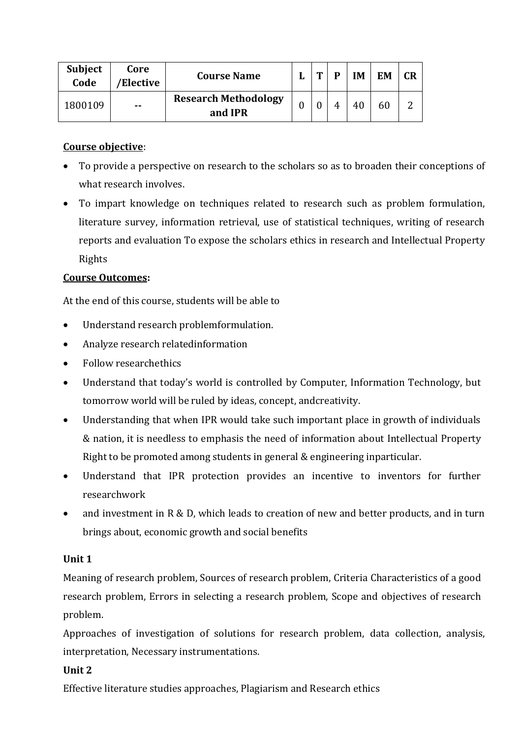| Subject Code | Core /Elective | Course Name | L | T | P | IM | EM | CR |
|---|---|---|---|---|---|---|---|---|
| 1800109 | -- | **Research Methodology and IPR** | 0 | 0 | 4 | 40 | 60 | 2 |

**Course objective**:

- To provide a perspective on research to the scholars so as to broaden their conceptions of what research involves.
- To impart knowledge on techniques related to research such as problem formulation, literature survey, information retrieval, use of statistical techniques, writing of research reports and evaluation To expose the scholars ethics in research and Intellectual Property Rights

**Course Outcomes:**

At the end of this course, students will be able to

- Understand research problemformulation.
- Analyze research relatedinformation
- Follow researchethics
- Understand that today's world is controlled by Computer, Information Technology, but tomorrow world will be ruled by ideas, concept, andcreativity.
- Understanding that when IPR would take such important place in growth of individuals & nation, it is needless to emphasis the need of information about Intellectual Property Right to be promoted among students in general & engineering inparticular.
- Understand that IPR protection provides an incentive to inventors for further researchwork
- and investment in R & D, which leads to creation of new and better products, and in turn brings about, economic growth and social benefits

**Unit 1**

Meaning of research problem, Sources of research problem, Criteria Characteristics of a good research problem, Errors in selecting a research problem, Scope and objectives of research problem.

Approaches of investigation of solutions for research problem, data collection, analysis, interpretation, Necessary instrumentations.

**Unit 2**

Effective literature studies approaches, Plagiarism and Research ethics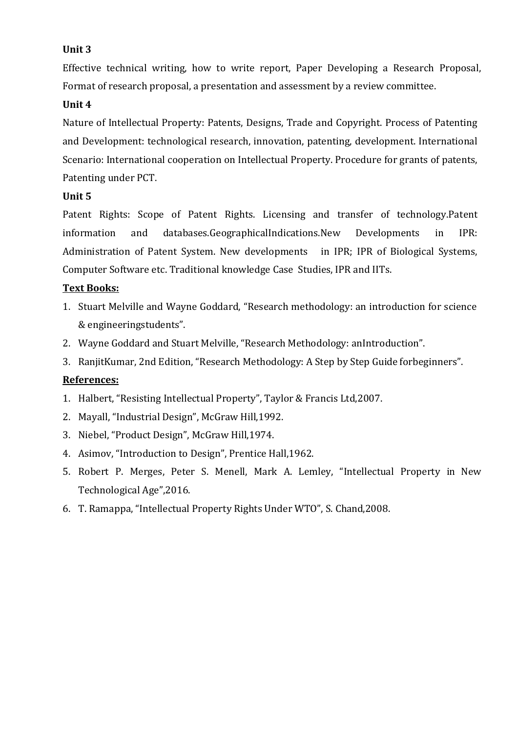**Unit 3**

Effective technical writing, how to write report, Paper Developing a Research Proposal, Format of research proposal, a presentation and assessment by a review committee.

**Unit 4**

Nature of Intellectual Property: Patents, Designs, Trade and Copyright. Process of Patenting and Development: technological research, innovation, patenting, development. International Scenario: International cooperation on Intellectual Property. Procedure for grants of patents, Patenting under PCT.

**Unit 5**

Patent Rights: Scope of Patent Rights. Licensing and transfer of technology.Patent information and databases.GeographicalIndications.New Developments in IPR: Administration of Patent System. New developments in IPR; IPR of Biological Systems, Computer Software etc. Traditional knowledge Case Studies, IPR and IITs.

**Text Books:**

1. Stuart Melville and Wayne Goddard, "Research methodology: an introduction for science & engineeringstudents".
2. Wayne Goddard and Stuart Melville, "Research Methodology: anIntroduction".
3. RanjitKumar, 2nd Edition, "Research Methodology: A Step by Step Guide forbeginners".

**References:**

1. Halbert, "Resisting Intellectual Property", Taylor & Francis Ltd,2007.
2. Mayall, "Industrial Design", McGraw Hill,1992.
3. Niebel, "Product Design", McGraw Hill,1974.
4. Asimov, "Introduction to Design", Prentice Hall,1962.
5. Robert P. Merges, Peter S. Menell, Mark A. Lemley, "Intellectual Property in New Technological Age",2016.
6. T. Ramappa, "Intellectual Property Rights Under WTO", S. Chand,2008.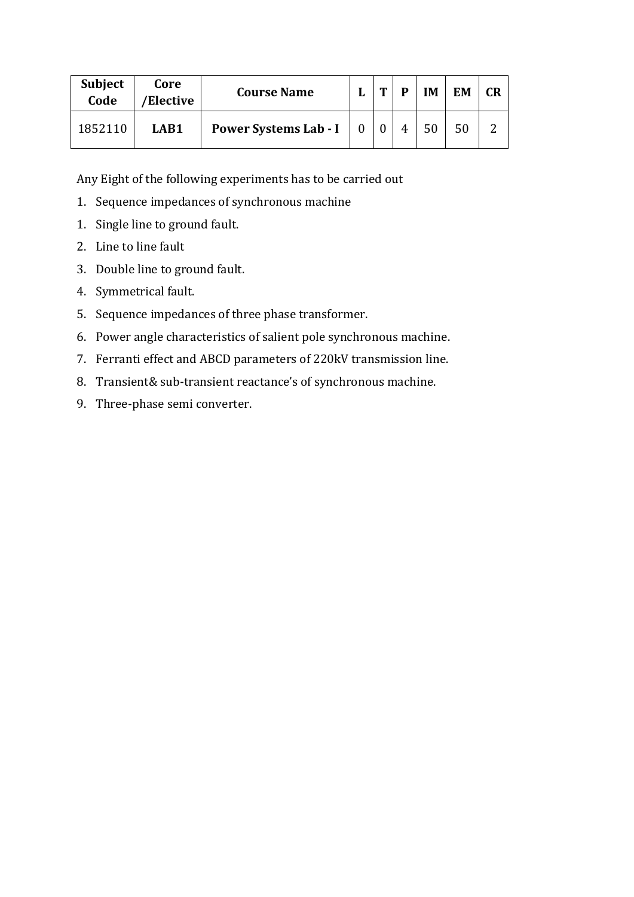| Subject Code | Core /Elective | Course Name | L | T | P | IM | EM | CR |
|---|---|---|---|---|---|---|---|---|
| 1852110 | **LAB1** | **Power Systems Lab - I** | 0 | 0 | 4 | 50 | 50 | 2 |

Any Eight of the following experiments has to be carried out

1. Sequence impedances of synchronous machine
1. Single line to ground fault.
2. Line to line fault
3. Double line to ground fault.
4. Symmetrical fault.
5. Sequence impedances of three phase transformer.
6. Power angle characteristics of salient pole synchronous machine.
7. Ferranti effect and ABCD parameters of 220kV transmission line.
8. Transient& sub-transient reactance's of synchronous machine.
9. Three-phase semi converter.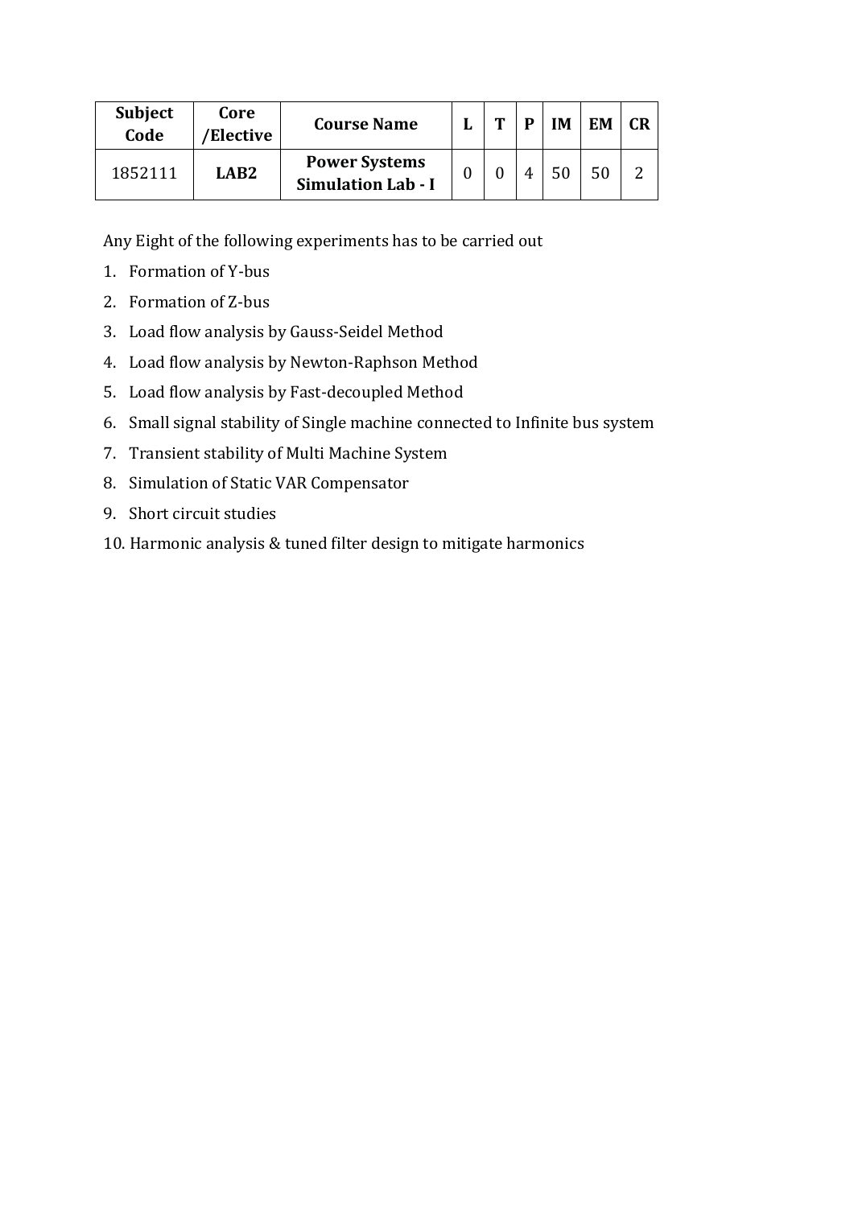| Subject Code | Core /Elective | Course Name | L | T | P | IM | EM | CR |
|---|---|---|---|---|---|---|---|---|
| 1852111 | **LAB2** | **Power Systems Simulation Lab - I** | 0 | 0 | 4 | 50 | 50 | 2 |

Any Eight of the following experiments has to be carried out

1. Formation of Y-bus
2. Formation of Z-bus
3. Load flow analysis by Gauss-Seidel Method
4. Load flow analysis by Newton-Raphson Method
5. Load flow analysis by Fast-decoupled Method
6. Small signal stability of Single machine connected to Infinite bus system
7. Transient stability of Multi Machine System
8. Simulation of Static VAR Compensator
9. Short circuit studies
10. Harmonic analysis & tuned filter design to mitigate harmonics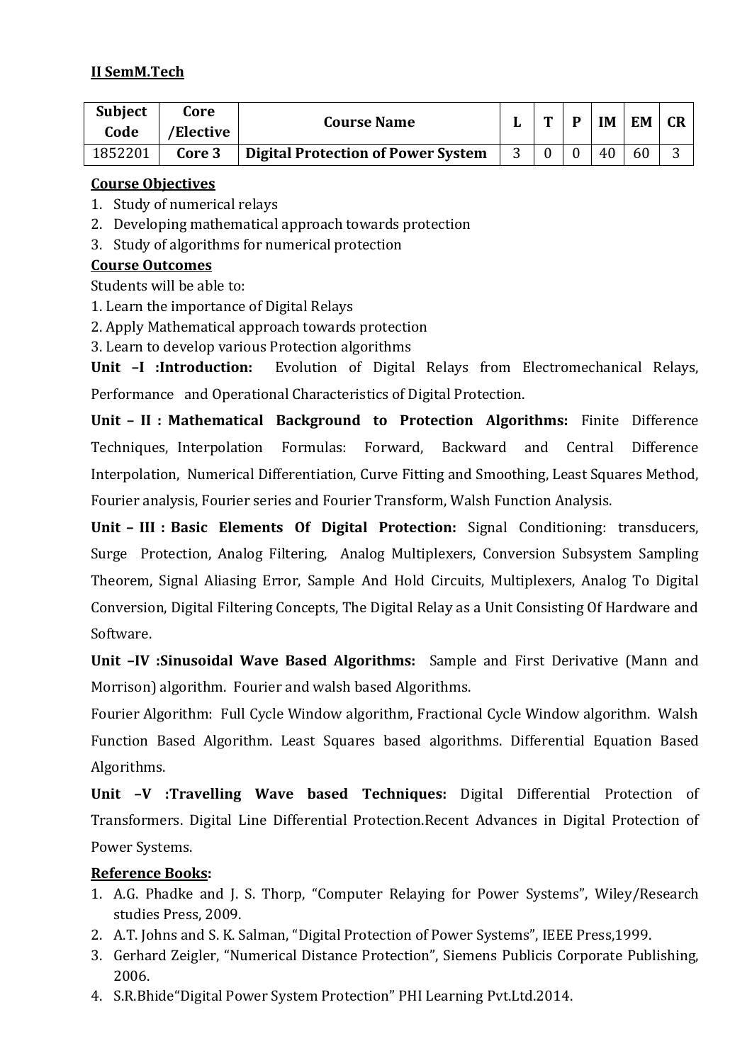**II SemM.Tech**

| Subject Code | Core /Elective | Course Name | L | T | P | IM | EM | CR |
|---|---|---|---|---|---|---|---|---|
| 1852201 | Core 3 | Digital Protection of Power System | 3 | 0 | 0 | 40 | 60 | 3 |

**Course Objectives**

1. Study of numerical relays
2. Developing mathematical approach towards protection
3. Study of algorithms for numerical protection

**Course Outcomes**

Students will be able to:

1. Learn the importance of Digital Relays
2. Apply Mathematical approach towards protection
3. Learn to develop various Protection algorithms

**Unit –I :Introduction:** Evolution of Digital Relays from Electromechanical Relays, Performance and Operational Characteristics of Digital Protection.

**Unit – II : Mathematical Background to Protection Algorithms:** Finite Difference Techniques, Interpolation Formulas: Forward, Backward and Central Difference Interpolation, Numerical Differentiation, Curve Fitting and Smoothing, Least Squares Method, Fourier analysis, Fourier series and Fourier Transform, Walsh Function Analysis.

**Unit – III : Basic Elements Of Digital Protection:** Signal Conditioning: transducers, Surge Protection, Analog Filtering, Analog Multiplexers, Conversion Subsystem Sampling Theorem, Signal Aliasing Error, Sample And Hold Circuits, Multiplexers, Analog To Digital Conversion, Digital Filtering Concepts, The Digital Relay as a Unit Consisting Of Hardware and Software.

**Unit –IV :Sinusoidal Wave Based Algorithms:** Sample and First Derivative (Mann and Morrison) algorithm. Fourier and walsh based Algorithms.

Fourier Algorithm: Full Cycle Window algorithm, Fractional Cycle Window algorithm. Walsh Function Based Algorithm. Least Squares based algorithms. Differential Equation Based Algorithms.

**Unit –V :Travelling Wave based Techniques:** Digital Differential Protection of Transformers. Digital Line Differential Protection.Recent Advances in Digital Protection of Power Systems.

**Reference Books:**

1. A.G. Phadke and J. S. Thorp, "Computer Relaying for Power Systems", Wiley/Research studies Press, 2009.
2. A.T. Johns and S. K. Salman, "Digital Protection of Power Systems", IEEE Press,1999.
3. Gerhard Zeigler, "Numerical Distance Protection", Siemens Publicis Corporate Publishing, 2006.
4. S.R.Bhide"Digital Power System Protection" PHI Learning Pvt.Ltd.2014.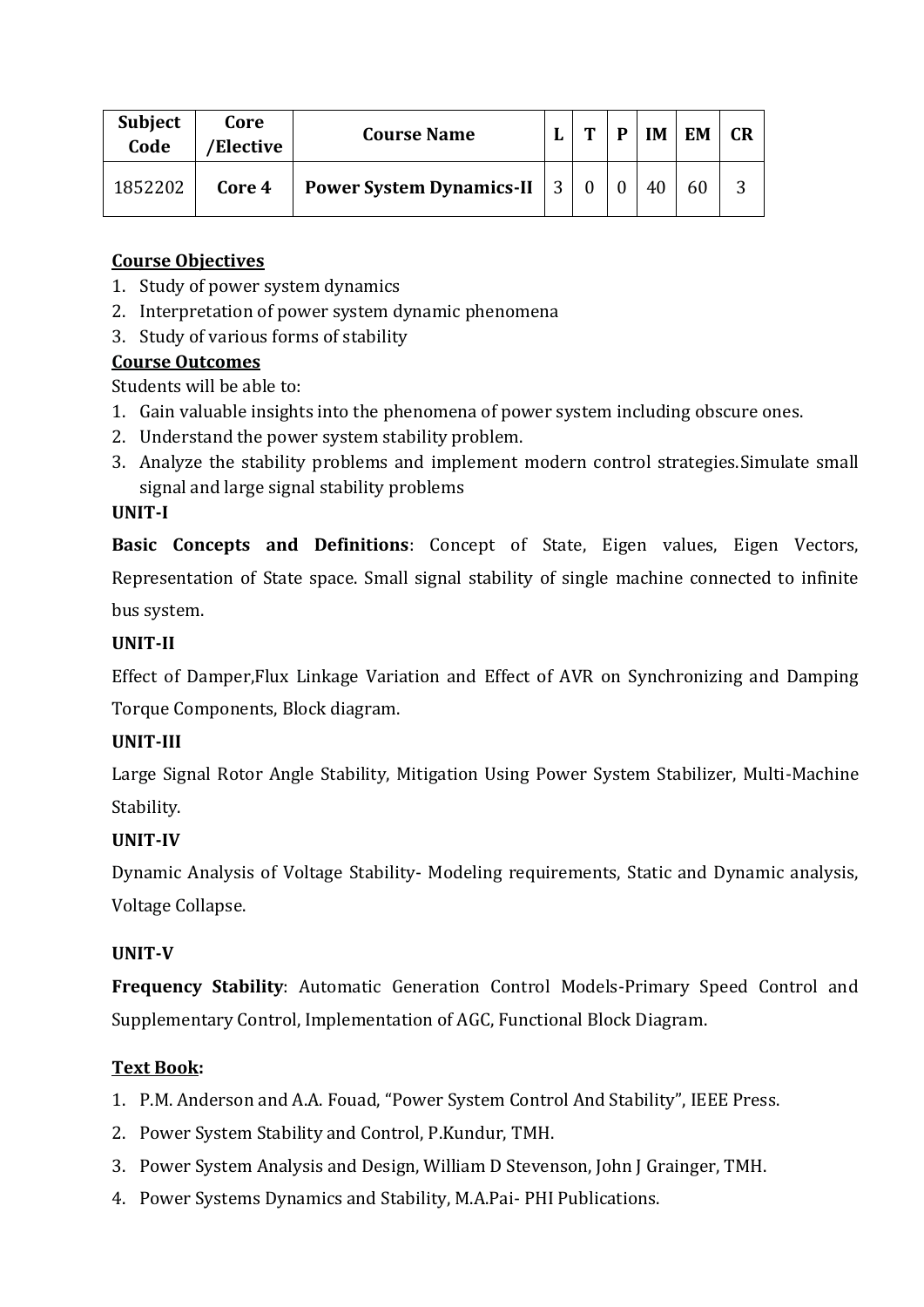| Subject Code | Core /Elective | Course Name | L | T | P | IM | EM | CR |
|---|---|---|---|---|---|---|---|---|
| 1852202 | **Core 4** | **Power System Dynamics-II** | 3 | 0 | 0 | 40 | 60 | 3 |

**Course Objectives**

1. Study of power system dynamics
2. Interpretation of power system dynamic phenomena
3. Study of various forms of stability

**Course Outcomes**

Students will be able to:

1. Gain valuable insights into the phenomena of power system including obscure ones.
2. Understand the power system stability problem.
3. Analyze the stability problems and implement modern control strategies. Simulate small signal and large signal stability problems

**UNIT-I**

**Basic Concepts and Definitions**: Concept of State, Eigen values, Eigen Vectors, Representation of State space. Small signal stability of single machine connected to infinite bus system.

**UNIT-II**

Effect of Damper, Flux Linkage Variation and Effect of AVR on Synchronizing and Damping Torque Components, Block diagram.

**UNIT-III**

Large Signal Rotor Angle Stability, Mitigation Using Power System Stabilizer, Multi-Machine Stability.

**UNIT-IV**

Dynamic Analysis of Voltage Stability- Modeling requirements, Static and Dynamic analysis, Voltage Collapse.

**UNIT-V**

**Frequency Stability**: Automatic Generation Control Models-Primary Speed Control and Supplementary Control, Implementation of AGC, Functional Block Diagram.

**Text Book:**

1. P.M. Anderson and A.A. Fouad, "Power System Control And Stability", IEEE Press.
2. Power System Stability and Control, P.Kundur, TMH.
3. Power System Analysis and Design, William D Stevenson, John J Grainger, TMH.
4. Power Systems Dynamics and Stability, M.A.Pai- PHI Publications.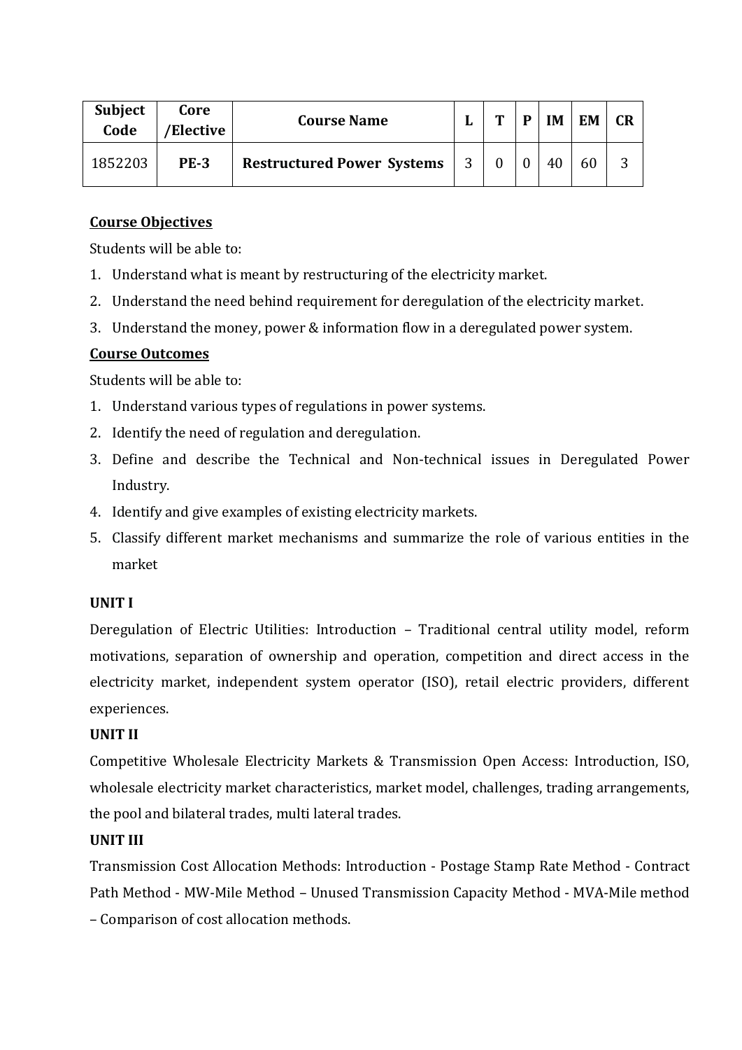| Subject Code | Core /Elective | Course Name | L | T | P | IM | EM | CR |
|---|---|---|---|---|---|---|---|---|
| 1852203 | **PE-3** | **Restructured Power Systems** | 3 | 0 | 0 | 40 | 60 | 3 |

**Course Objectives**

Students will be able to:

1. Understand what is meant by restructuring of the electricity market.
2. Understand the need behind requirement for deregulation of the electricity market.
3. Understand the money, power & information flow in a deregulated power system.

**Course Outcomes**

Students will be able to:

1. Understand various types of regulations in power systems.
2. Identify the need of regulation and deregulation.
3. Define and describe the Technical and Non-technical issues in Deregulated Power Industry.
4. Identify and give examples of existing electricity markets.
5. Classify different market mechanisms and summarize the role of various entities in the market

**UNIT I**

Deregulation of Electric Utilities: Introduction – Traditional central utility model, reform motivations, separation of ownership and operation, competition and direct access in the electricity market, independent system operator (ISO), retail electric providers, different experiences.

**UNIT II**

Competitive Wholesale Electricity Markets & Transmission Open Access: Introduction, ISO, wholesale electricity market characteristics, market model, challenges, trading arrangements, the pool and bilateral trades, multi lateral trades.

**UNIT III**

Transmission Cost Allocation Methods: Introduction - Postage Stamp Rate Method - Contract Path Method - MW-Mile Method – Unused Transmission Capacity Method - MVA-Mile method – Comparison of cost allocation methods.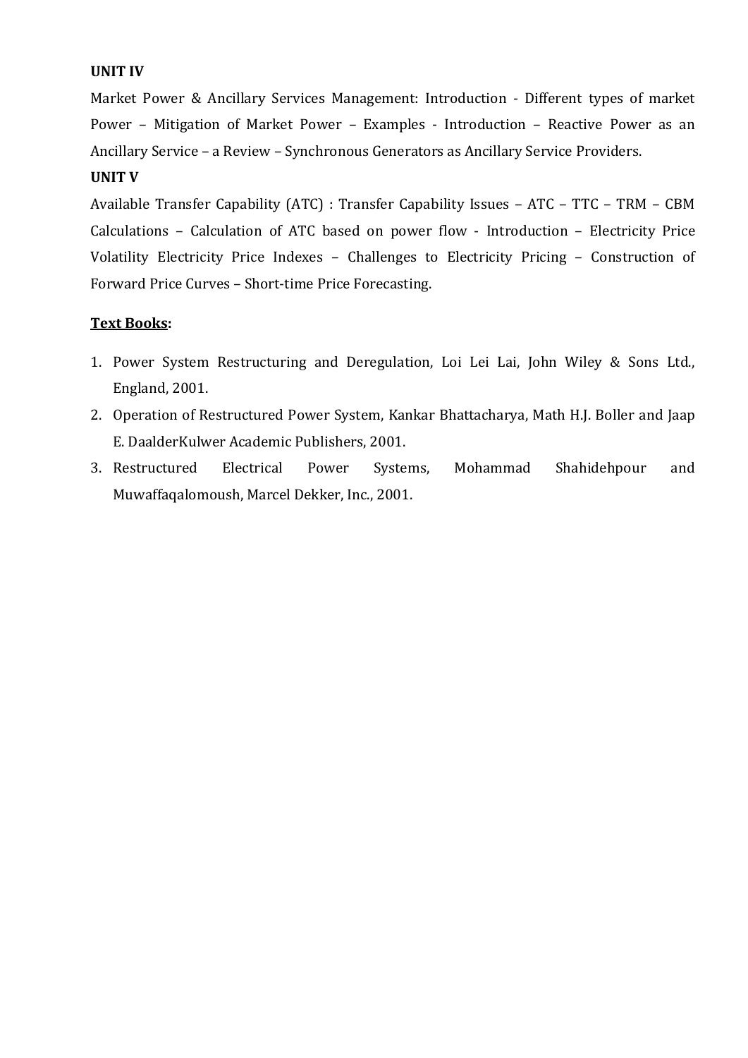**UNIT IV**

Market Power & Ancillary Services Management: Introduction - Different types of market Power – Mitigation of Market Power – Examples - Introduction – Reactive Power as an Ancillary Service – a Review – Synchronous Generators as Ancillary Service Providers.

**UNIT V**

Available Transfer Capability (ATC) : Transfer Capability Issues – ATC – TTC – TRM – CBM Calculations – Calculation of ATC based on power flow - Introduction – Electricity Price Volatility Electricity Price Indexes – Challenges to Electricity Pricing – Construction of Forward Price Curves – Short-time Price Forecasting.

**Text Books:**

1. Power System Restructuring and Deregulation, Loi Lei Lai, John Wiley & Sons Ltd., England, 2001.
2. Operation of Restructured Power System, Kankar Bhattacharya, Math H.J. Boller and Jaap E. DaalderKulwer Academic Publishers, 2001.
3. Restructured Electrical Power Systems, Mohammad Shahidehpour and Muwaffaqalomoush, Marcel Dekker, Inc., 2001.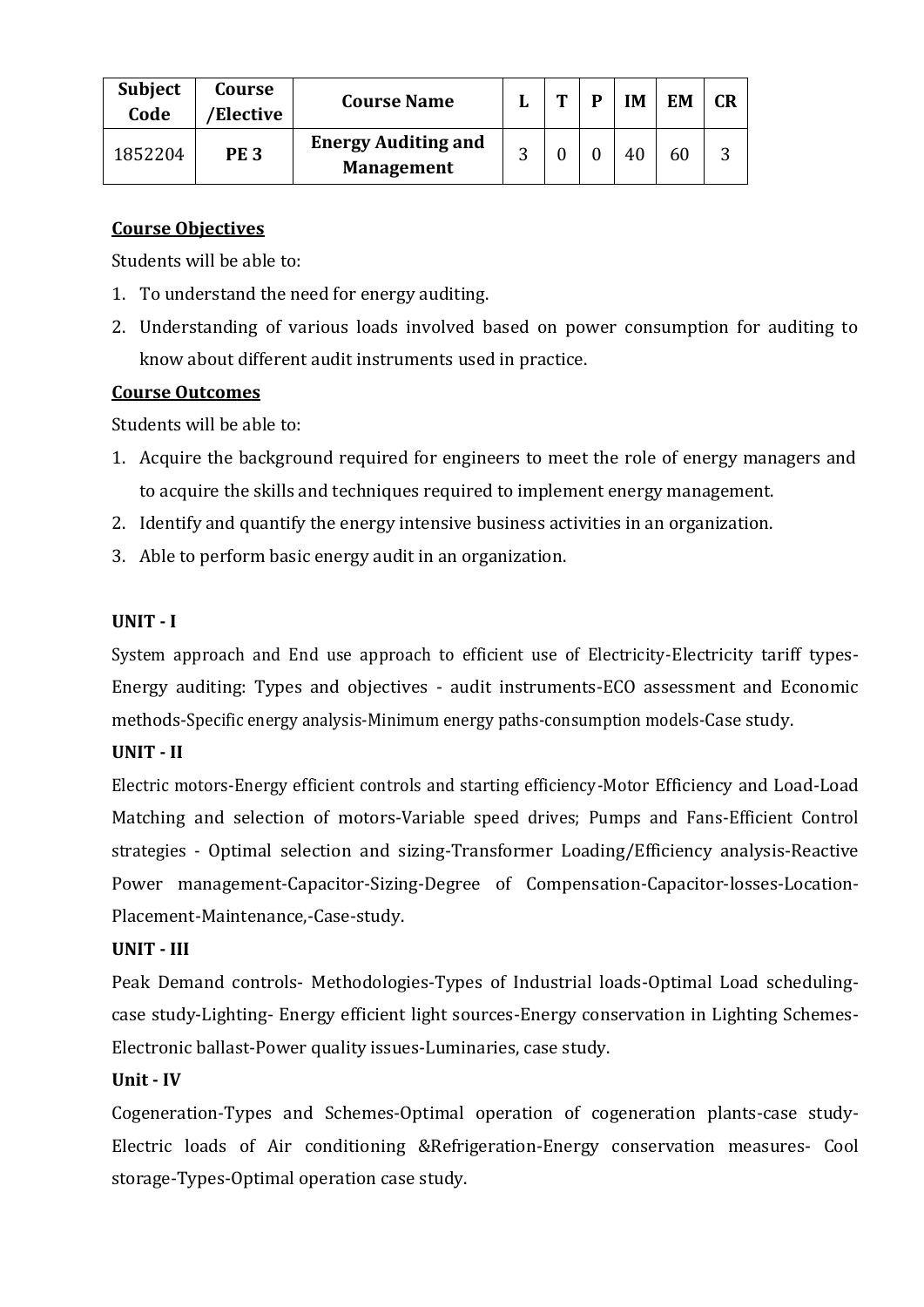| Subject Code | Course /Elective | Course Name | L | T | P | IM | EM | CR |
|---|---|---|---|---|---|---|---|---|
| 1852204 | **PE 3** | **Energy Auditing and Management** | 3 | 0 | 0 | 40 | 60 | 3 |

**Course Objectives**

Students will be able to:

1. To understand the need for energy auditing.
2. Understanding of various loads involved based on power consumption for auditing to know about different audit instruments used in practice.

**Course Outcomes**

Students will be able to:

1. Acquire the background required for engineers to meet the role of energy managers and to acquire the skills and techniques required to implement energy management.
2. Identify and quantify the energy intensive business activities in an organization.
3. Able to perform basic energy audit in an organization.

**UNIT - I**

System approach and End use approach to efficient use of Electricity-Electricity tariff types-Energy auditing: Types and objectives - audit instruments-ECO assessment and Economic methods-Specific energy analysis-Minimum energy paths-consumption models-Case study.

**UNIT - II**

Electric motors-Energy efficient controls and starting efficiency-Motor Efficiency and Load-Load Matching and selection of motors-Variable speed drives; Pumps and Fans-Efficient Control strategies - Optimal selection and sizing-Transformer Loading/Efficiency analysis-Reactive Power management-Capacitor-Sizing-Degree of Compensation-Capacitor-losses-Location-Placement-Maintenance,-Case-study.

**UNIT - III**

Peak Demand controls- Methodologies-Types of Industrial loads-Optimal Load scheduling-case study-Lighting- Energy efficient light sources-Energy conservation in Lighting Schemes-Electronic ballast-Power quality issues-Luminaries, case study.

**Unit - IV**

Cogeneration-Types and Schemes-Optimal operation of cogeneration plants-case study-Electric loads of Air conditioning &Refrigeration-Energy conservation measures- Cool storage-Types-Optimal operation case study.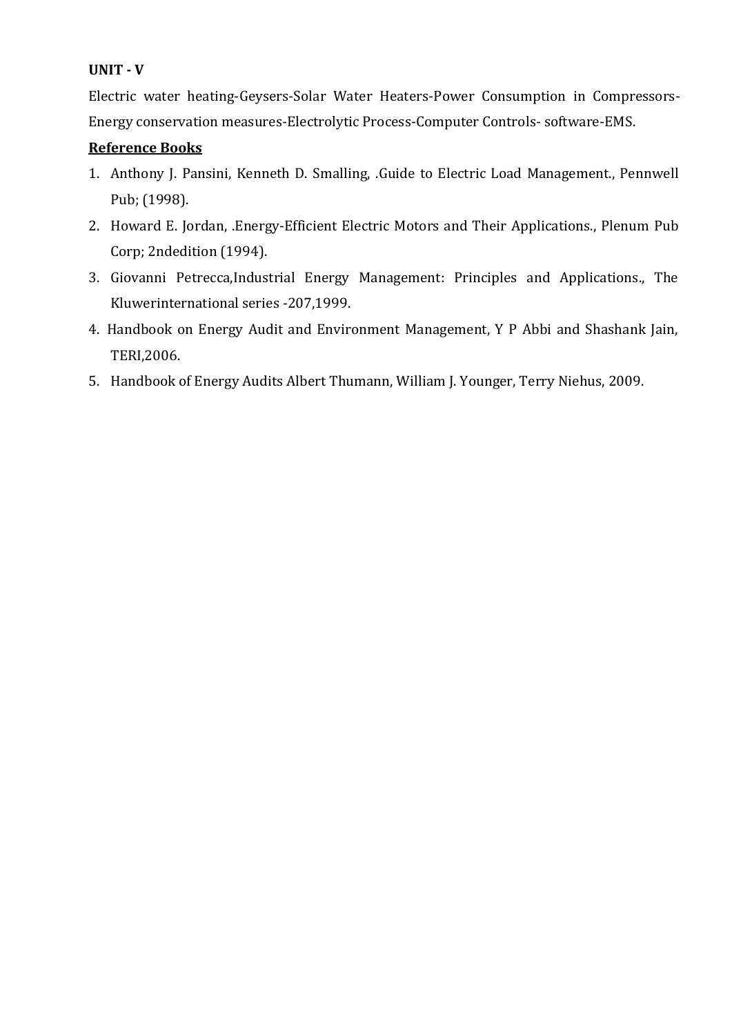**UNIT - V**

Electric water heating-Geysers-Solar Water Heaters-Power Consumption in Compressors-Energy conservation measures-Electrolytic Process-Computer Controls- software-EMS.

**Reference Books**

1. Anthony J. Pansini, Kenneth D. Smalling, .Guide to Electric Load Management., Pennwell Pub; (1998).
2. Howard E. Jordan, .Energy-Efficient Electric Motors and Their Applications., Plenum Pub Corp; 2ndedition (1994).
3. Giovanni Petrecca,Industrial Energy Management: Principles and Applications., The Kluwerinternational series -207,1999.
4. Handbook on Energy Audit and Environment Management, Y P Abbi and Shashank Jain, TERI,2006.
5. Handbook of Energy Audits Albert Thumann, William J. Younger, Terry Niehus, 2009.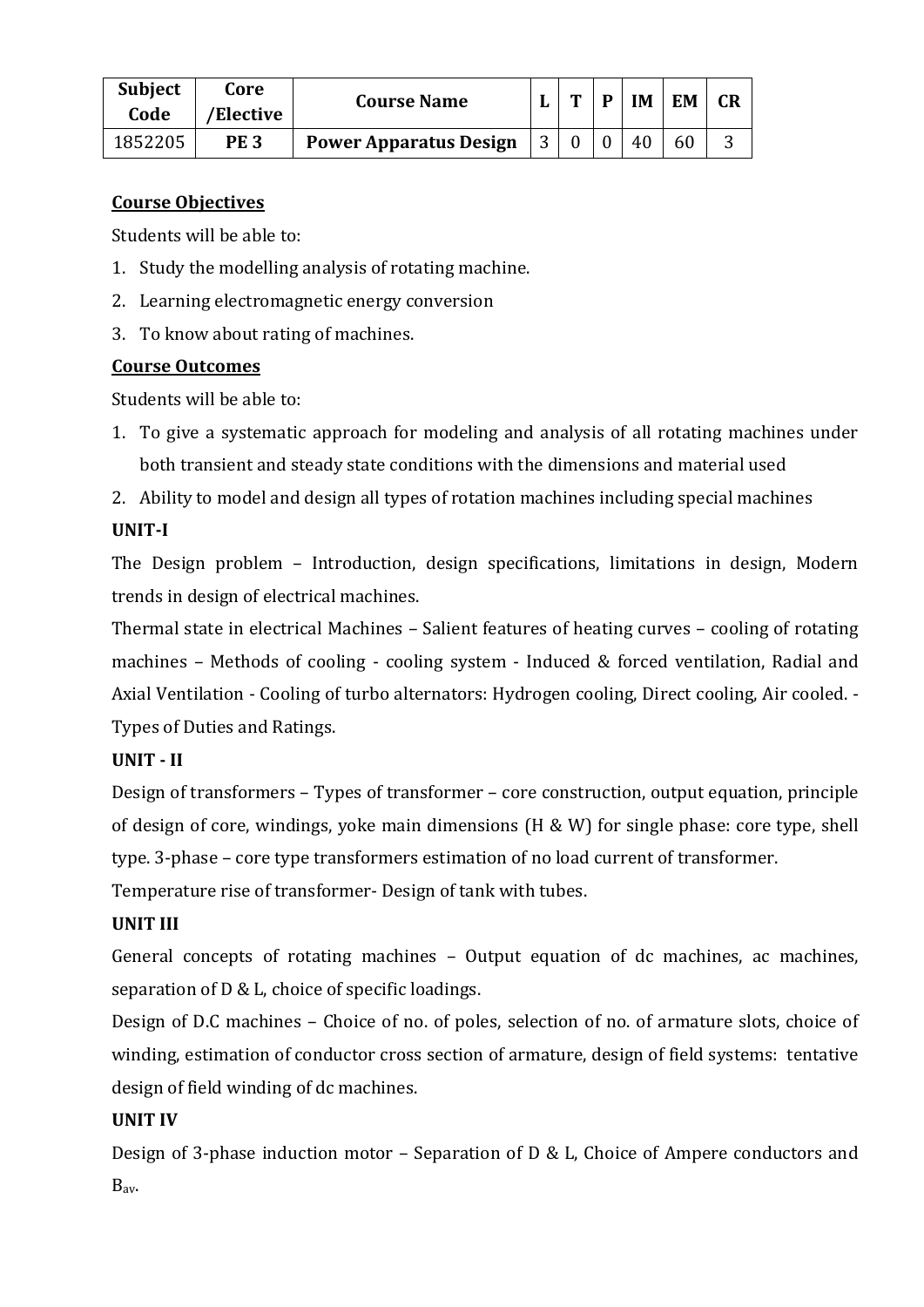| Subject Code | Core /Elective | Course Name | L | T | P | IM | EM | CR |
|---|---|---|---|---|---|---|---|---|
| 1852205 | **PE 3** | **Power Apparatus Design** | 3 | 0 | 0 | 40 | 60 | 3 |

**Course Objectives**

Students will be able to:

1. Study the modelling analysis of rotating machine.
2. Learning electromagnetic energy conversion
3. To know about rating of machines.

**Course Outcomes**

Students will be able to:

1. To give a systematic approach for modeling and analysis of all rotating machines under both transient and steady state conditions with the dimensions and material used
2. Ability to model and design all types of rotation machines including special machines

**UNIT-I**

The Design problem – Introduction, design specifications, limitations in design, Modern trends in design of electrical machines.

Thermal state in electrical Machines – Salient features of heating curves – cooling of rotating machines – Methods of cooling - cooling system - Induced & forced ventilation, Radial and Axial Ventilation - Cooling of turbo alternators: Hydrogen cooling, Direct cooling, Air cooled. - Types of Duties and Ratings.

**UNIT - II**

Design of transformers – Types of transformer – core construction, output equation, principle of design of core, windings, yoke main dimensions (H & W) for single phase: core type, shell type. 3-phase – core type transformers estimation of no load current of transformer.

Temperature rise of transformer- Design of tank with tubes.

**UNIT III**

General concepts of rotating machines – Output equation of dc machines, ac machines, separation of D & L, choice of specific loadings.

Design of D.C machines – Choice of no. of poles, selection of no. of armature slots, choice of winding, estimation of conductor cross section of armature, design of field systems: tentative design of field winding of dc machines.

**UNIT IV**

Design of 3-phase induction motor – Separation of D & L, Choice of Ampere conductors and $B_{av}$.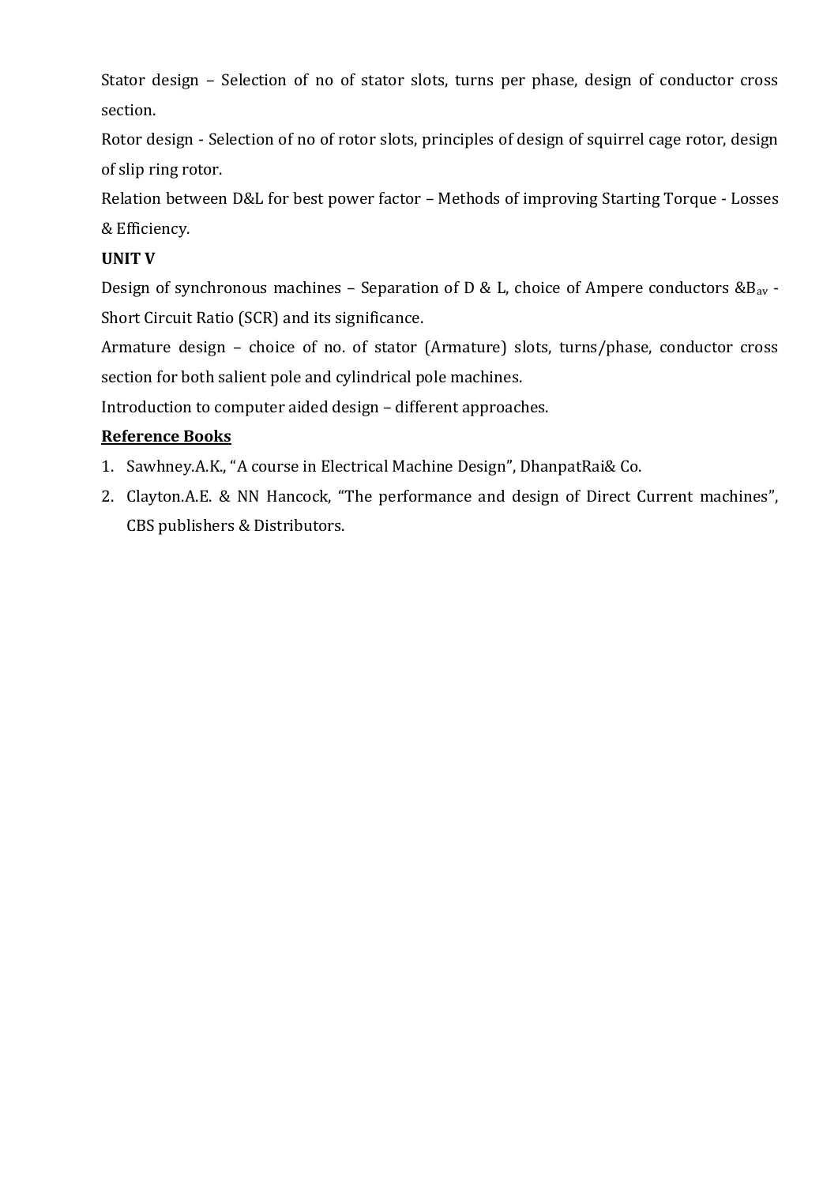Stator design – Selection of no of stator slots, turns per phase, design of conductor cross section.

Rotor design - Selection of no of rotor slots, principles of design of squirrel cage rotor, design of slip ring rotor.

Relation between D&L for best power factor – Methods of improving Starting Torque - Losses & Efficiency.

**UNIT V**

Design of synchronous machines – Separation of D & L, choice of Ampere conductors &$B_{av}$ - Short Circuit Ratio (SCR) and its significance.

Armature design – choice of no. of stator (Armature) slots, turns/phase, conductor cross section for both salient pole and cylindrical pole machines.

Introduction to computer aided design – different approaches.

**<u>Reference Books</u>**

1. Sawhney.A.K., "A course in Electrical Machine Design", DhanpatRai& Co.
2. Clayton.A.E. & NN Hancock, "The performance and design of Direct Current machines", CBS publishers & Distributors.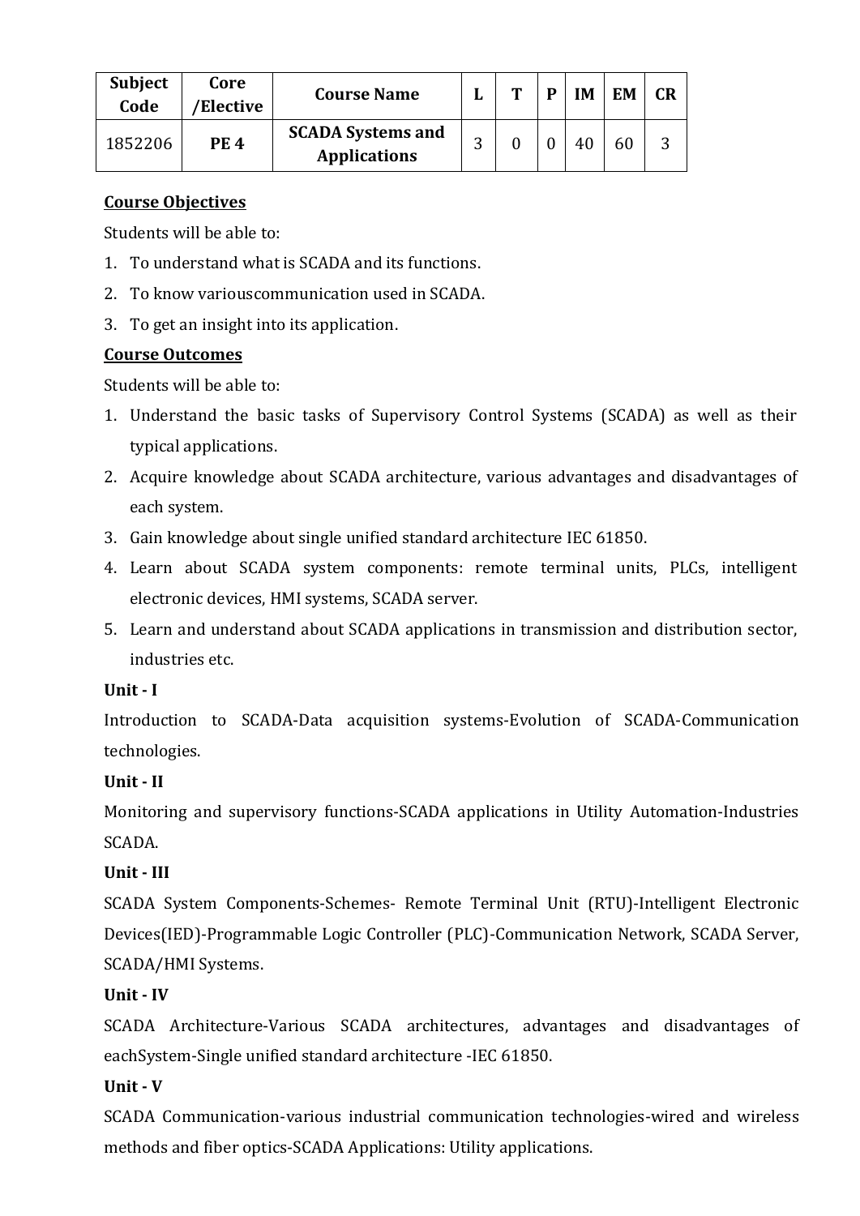| Subject Code | Core /Elective | Course Name | L | T | P | IM | EM | CR |
|---|---|---|---|---|---|---|---|---|
| 1852206 | **PE 4** | **SCADA Systems and Applications** | 3 | 0 | 0 | 40 | 60 | 3 |

**Course Objectives**

Students will be able to:

1. To understand what is SCADA and its functions.
2. To know variouscommunication used in SCADA.
3. To get an insight into its application.

**Course Outcomes**

Students will be able to:

1. Understand the basic tasks of Supervisory Control Systems (SCADA) as well as their typical applications.
2. Acquire knowledge about SCADA architecture, various advantages and disadvantages of each system.
3. Gain knowledge about single unified standard architecture IEC 61850.
4. Learn about SCADA system components: remote terminal units, PLCs, intelligent electronic devices, HMI systems, SCADA server.
5. Learn and understand about SCADA applications in transmission and distribution sector, industries etc.

**Unit - I**

Introduction to SCADA-Data acquisition systems-Evolution of SCADA-Communication technologies.

**Unit - II**

Monitoring and supervisory functions-SCADA applications in Utility Automation-Industries SCADA.

**Unit - III**

SCADA System Components-Schemes- Remote Terminal Unit (RTU)-Intelligent Electronic Devices(IED)-Programmable Logic Controller (PLC)-Communication Network, SCADA Server, SCADA/HMI Systems.

**Unit - IV**

SCADA Architecture-Various SCADA architectures, advantages and disadvantages of eachSystem-Single unified standard architecture -IEC 61850.

**Unit - V**

SCADA Communication-various industrial communication technologies-wired and wireless methods and fiber optics-SCADA Applications: Utility applications.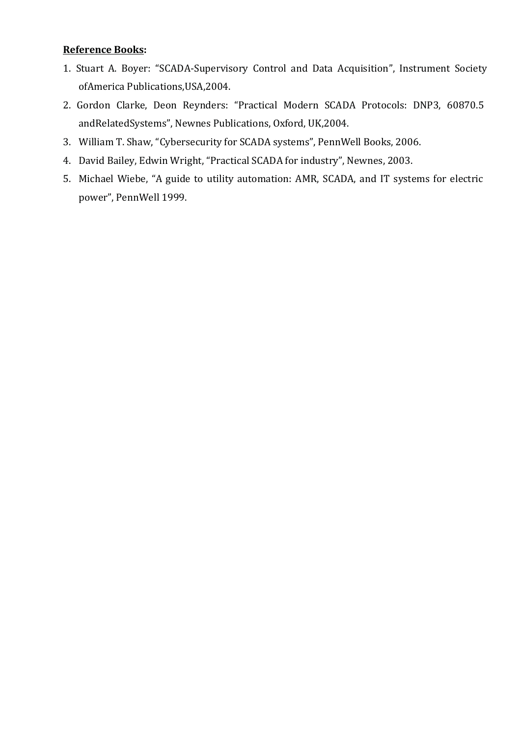**Reference Books:**

1. Stuart A. Boyer: "SCADA-Supervisory Control and Data Acquisition", Instrument Society ofAmerica Publications,USA,2004.
2. Gordon Clarke, Deon Reynders: "Practical Modern SCADA Protocols: DNP3, 60870.5 andRelatedSystems", Newnes Publications, Oxford, UK,2004.
3. William T. Shaw, "Cybersecurity for SCADA systems", PennWell Books, 2006.
4. David Bailey, Edwin Wright, "Practical SCADA for industry", Newnes, 2003.
5. Michael Wiebe, "A guide to utility automation: AMR, SCADA, and IT systems for electric power", PennWell 1999.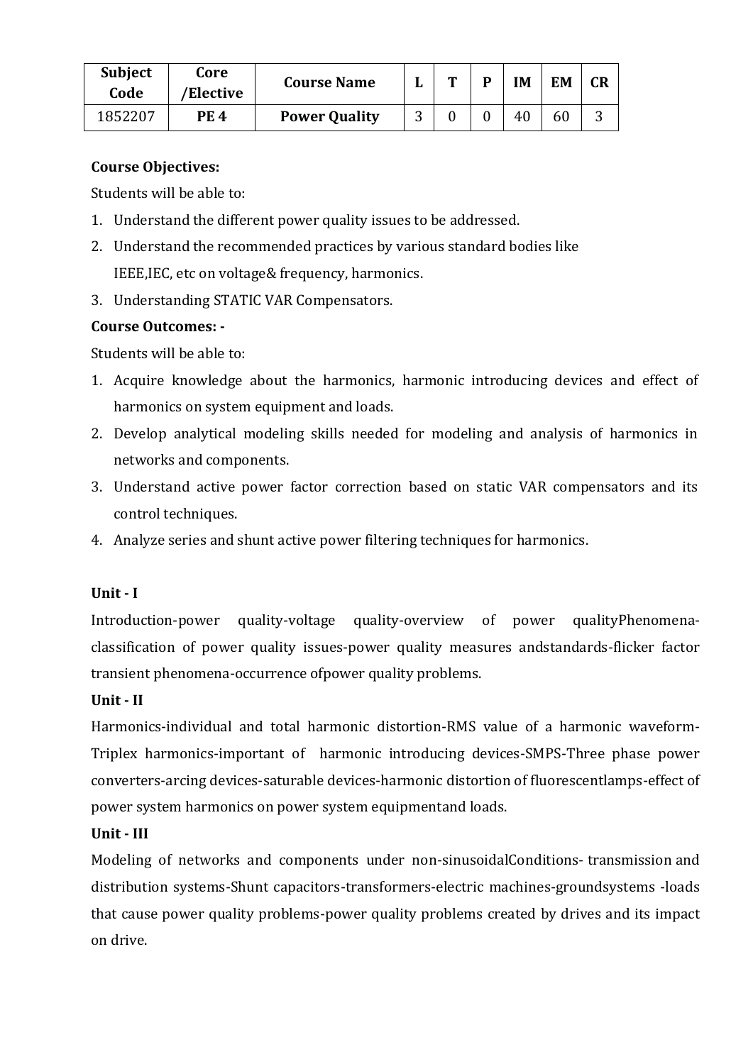| Subject Code | Core /Elective | Course Name | L | T | P | IM | EM | CR |
|---|---|---|---|---|---|---|---|---|
| 1852207 | **PE 4** | **Power Quality** | 3 | 0 | 0 | 40 | 60 | 3 |

**Course Objectives:**

Students will be able to:

1. Understand the different power quality issues to be addressed.
2. Understand the recommended practices by various standard bodies like IEEE,IEC, etc on voltage& frequency, harmonics.
3. Understanding STATIC VAR Compensators.

**Course Outcomes: -**

Students will be able to:

1. Acquire knowledge about the harmonics, harmonic introducing devices and effect of harmonics on system equipment and loads.
2. Develop analytical modeling skills needed for modeling and analysis of harmonics in networks and components.
3. Understand active power factor correction based on static VAR compensators and its control techniques.
4. Analyze series and shunt active power filtering techniques for harmonics.

**Unit - I**

Introduction-power quality-voltage quality-overview of power qualityPhenomena-classification of power quality issues-power quality measures andstandards-flicker factor transient phenomena-occurrence ofpower quality problems.

**Unit - II**

Harmonics-individual and total harmonic distortion-RMS value of a harmonic waveform-Triplex harmonics-important of harmonic introducing devices-SMPS-Three phase power converters-arcing devices-saturable devices-harmonic distortion of fluorescentlamps-effect of power system harmonics on power system equipmentand loads.

**Unit - III**

Modeling of networks and components under non-sinusoidalConditions- transmission and distribution systems-Shunt capacitors-transformers-electric machines-groundsystems -loads that cause power quality problems-power quality problems created by drives and its impact on drive.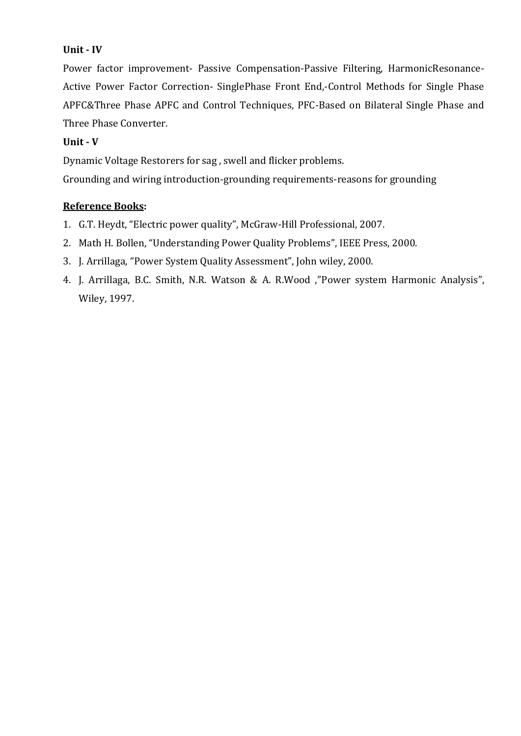**Unit - IV**

Power factor improvement- Passive Compensation-Passive Filtering, HarmonicResonance-Active Power Factor Correction- SinglePhase Front End,-Control Methods for Single Phase APFC&Three Phase APFC and Control Techniques, PFC-Based on Bilateral Single Phase and Three Phase Converter.

**Unit - V**

Dynamic Voltage Restorers for sag , swell and flicker problems.

Grounding and wiring introduction-grounding requirements-reasons for grounding

**Reference Books:**

1. G.T. Heydt, "Electric power quality", McGraw-Hill Professional, 2007.
2. Math H. Bollen, "Understanding Power Quality Problems", IEEE Press, 2000.
3. J. Arrillaga, "Power System Quality Assessment", John wiley, 2000.
4. J. Arrillaga, B.C. Smith, N.R. Watson & A. R.Wood ,"Power system Harmonic Analysis", Wiley, 1997.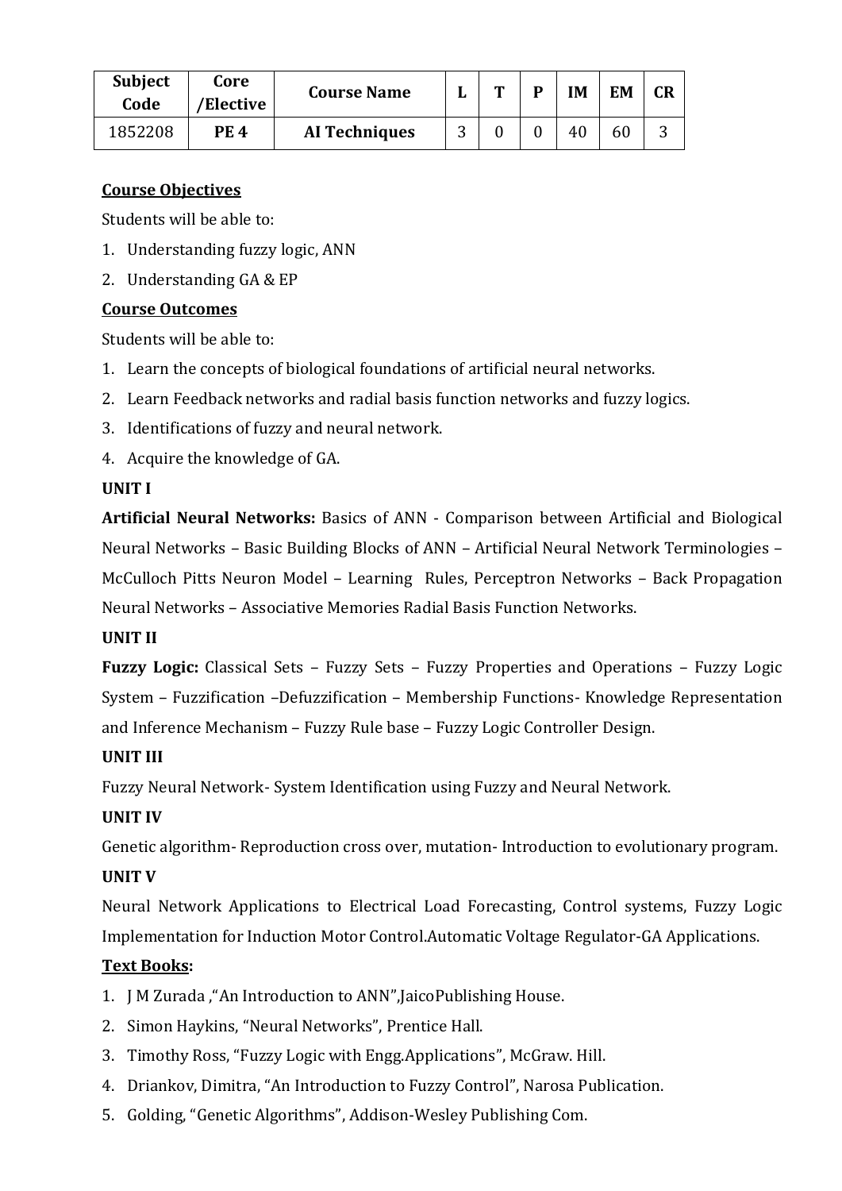| Subject Code | Core /Elective | Course Name | L | T | P | IM | EM | CR |
|---|---|---|---|---|---|---|---|---|
| 1852208 | **PE 4** | **AI Techniques** | 3 | 0 | 0 | 40 | 60 | 3 |

**Course Objectives**

Students will be able to:

1. Understanding fuzzy logic, ANN
2. Understanding GA & EP

**Course Outcomes**

Students will be able to:

1. Learn the concepts of biological foundations of artificial neural networks.
2. Learn Feedback networks and radial basis function networks and fuzzy logics.
3. Identifications of fuzzy and neural network.
4. Acquire the knowledge of GA.

**UNIT I**

**Artificial Neural Networks:** Basics of ANN - Comparison between Artificial and Biological Neural Networks – Basic Building Blocks of ANN – Artificial Neural Network Terminologies – McCulloch Pitts Neuron Model – Learning Rules, Perceptron Networks – Back Propagation Neural Networks – Associative Memories Radial Basis Function Networks.

**UNIT II**

**Fuzzy Logic:** Classical Sets – Fuzzy Sets – Fuzzy Properties and Operations – Fuzzy Logic System – Fuzzification –Defuzzification – Membership Functions- Knowledge Representation and Inference Mechanism – Fuzzy Rule base – Fuzzy Logic Controller Design.

**UNIT III**

Fuzzy Neural Network- System Identification using Fuzzy and Neural Network.

**UNIT IV**

Genetic algorithm- Reproduction cross over, mutation- Introduction to evolutionary program.

**UNIT V**

Neural Network Applications to Electrical Load Forecasting, Control systems, Fuzzy Logic Implementation for Induction Motor Control.Automatic Voltage Regulator-GA Applications.

**Text Books:**

1. J M Zurada ,"An Introduction to ANN",JaicoPublishing House.
2. Simon Haykins, "Neural Networks", Prentice Hall.
3. Timothy Ross, "Fuzzy Logic with Engg.Applications", McGraw. Hill.
4. Driankov, Dimitra, "An Introduction to Fuzzy Control", Narosa Publication.
5. Golding, "Genetic Algorithms", Addison-Wesley Publishing Com.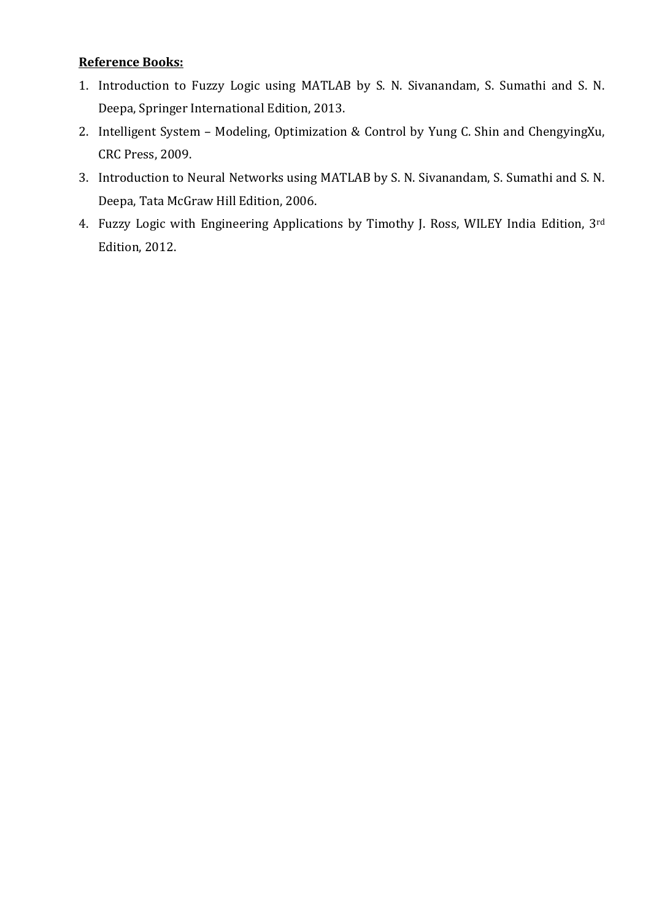**Reference Books:**

1. Introduction to Fuzzy Logic using MATLAB by S. N. Sivanandam, S. Sumathi and S. N. Deepa, Springer International Edition, 2013.
2. Intelligent System – Modeling, Optimization & Control by Yung C. Shin and ChengyingXu, CRC Press, 2009.
3. Introduction to Neural Networks using MATLAB by S. N. Sivanandam, S. Sumathi and S. N. Deepa, Tata McGraw Hill Edition, 2006.
4. Fuzzy Logic with Engineering Applications by Timothy J. Ross, WILEY India Edition, 3rd Edition, 2012.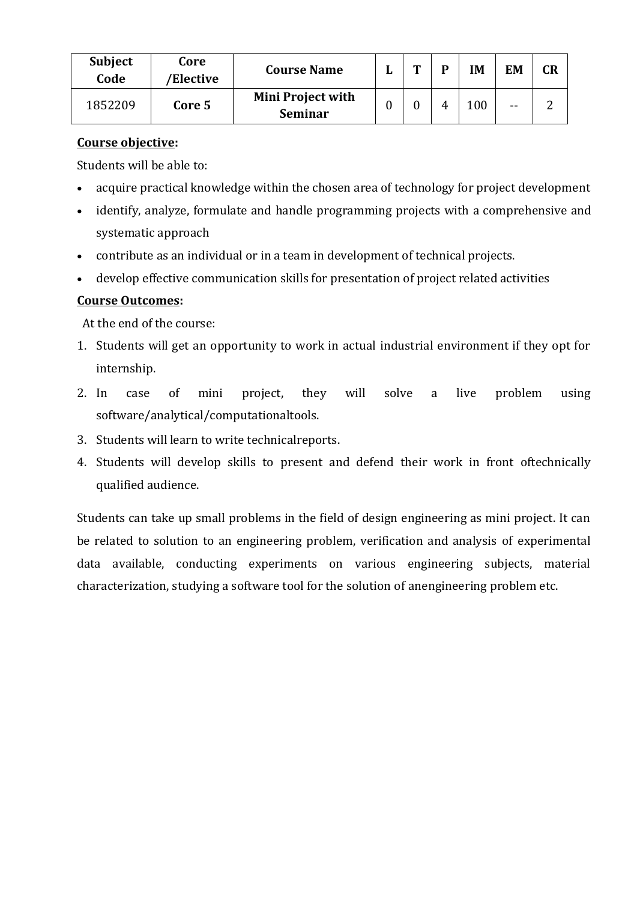| Subject Code | Core /Elective | Course Name | L | T | P | IM | EM | CR |
|---|---|---|---|---|---|---|---|---|
| 1852209 | **Core 5** | **Mini Project with Seminar** | 0 | 0 | 4 | 100 | -- | 2 |

**Course objective:**

Students will be able to:

- acquire practical knowledge within the chosen area of technology for project development
- identify, analyze, formulate and handle programming projects with a comprehensive and systematic approach
- contribute as an individual or in a team in development of technical projects.
- develop effective communication skills for presentation of project related activities

**Course Outcomes:**

At the end of the course:

1. Students will get an opportunity to work in actual industrial environment if they opt for internship.
2. In case of mini project, they will solve a live problem using software/analytical/computationaltools.
3. Students will learn to write technicalreports.
4. Students will develop skills to present and defend their work in front oftechnically qualified audience.

Students can take up small problems in the field of design engineering as mini project. It can be related to solution to an engineering problem, verification and analysis of experimental data available, conducting experiments on various engineering subjects, material characterization, studying a software tool for the solution of anengineering problem etc.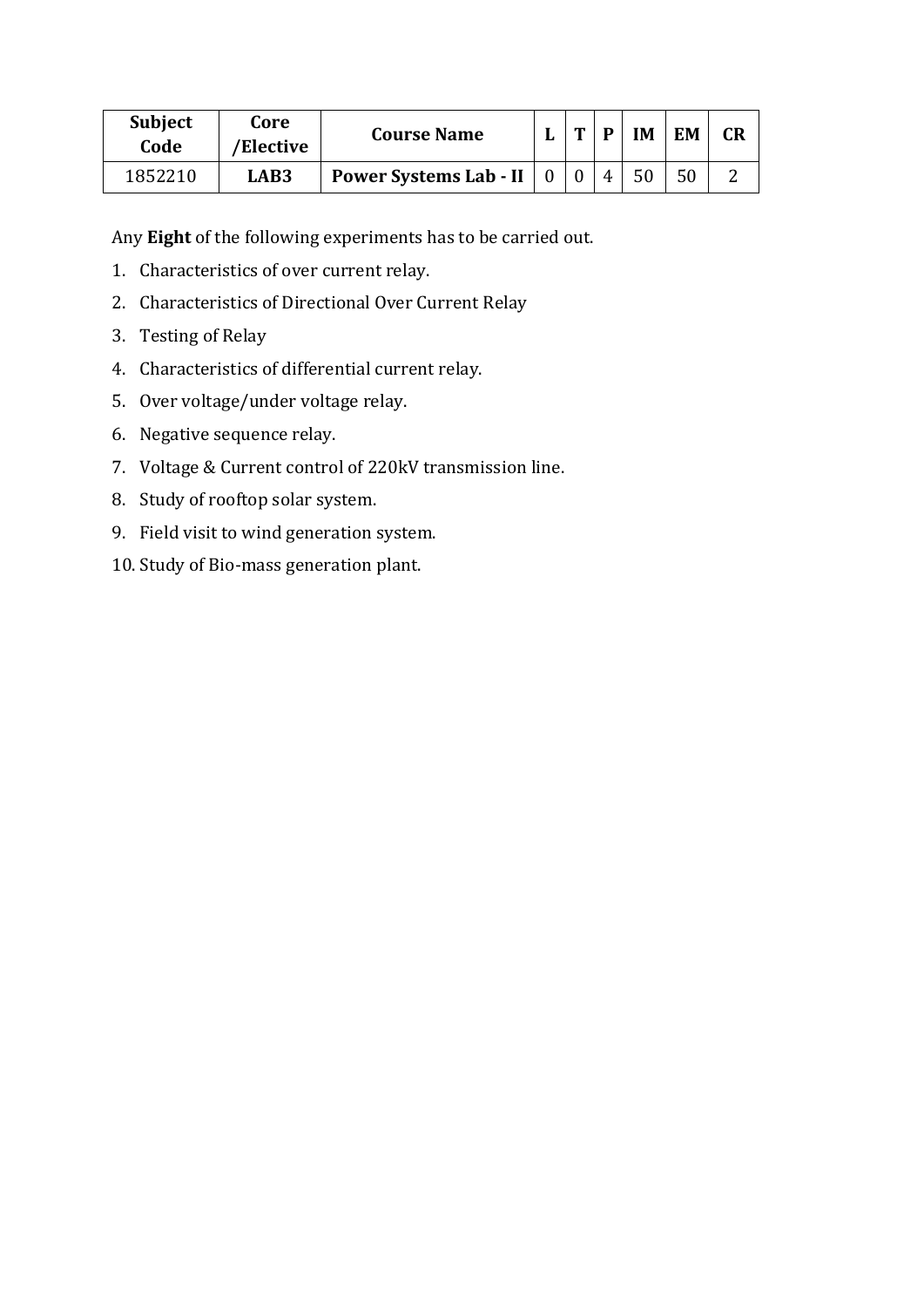| Subject Code | Core /Elective | Course Name | L | T | P | IM | EM | CR |
|---|---|---|---|---|---|---|---|---|
| 1852210 | **LAB3** | **Power Systems Lab - II** | 0 | 0 | 4 | 50 | 50 | 2 |

Any **Eight** of the following experiments has to be carried out.

1. Characteristics of over current relay.
2. Characteristics of Directional Over Current Relay
3. Testing of Relay
4. Characteristics of differential current relay.
5. Over voltage/under voltage relay.
6. Negative sequence relay.
7. Voltage & Current control of 220kV transmission line.
8. Study of rooftop solar system.
9. Field visit to wind generation system.
10. Study of Bio-mass generation plant.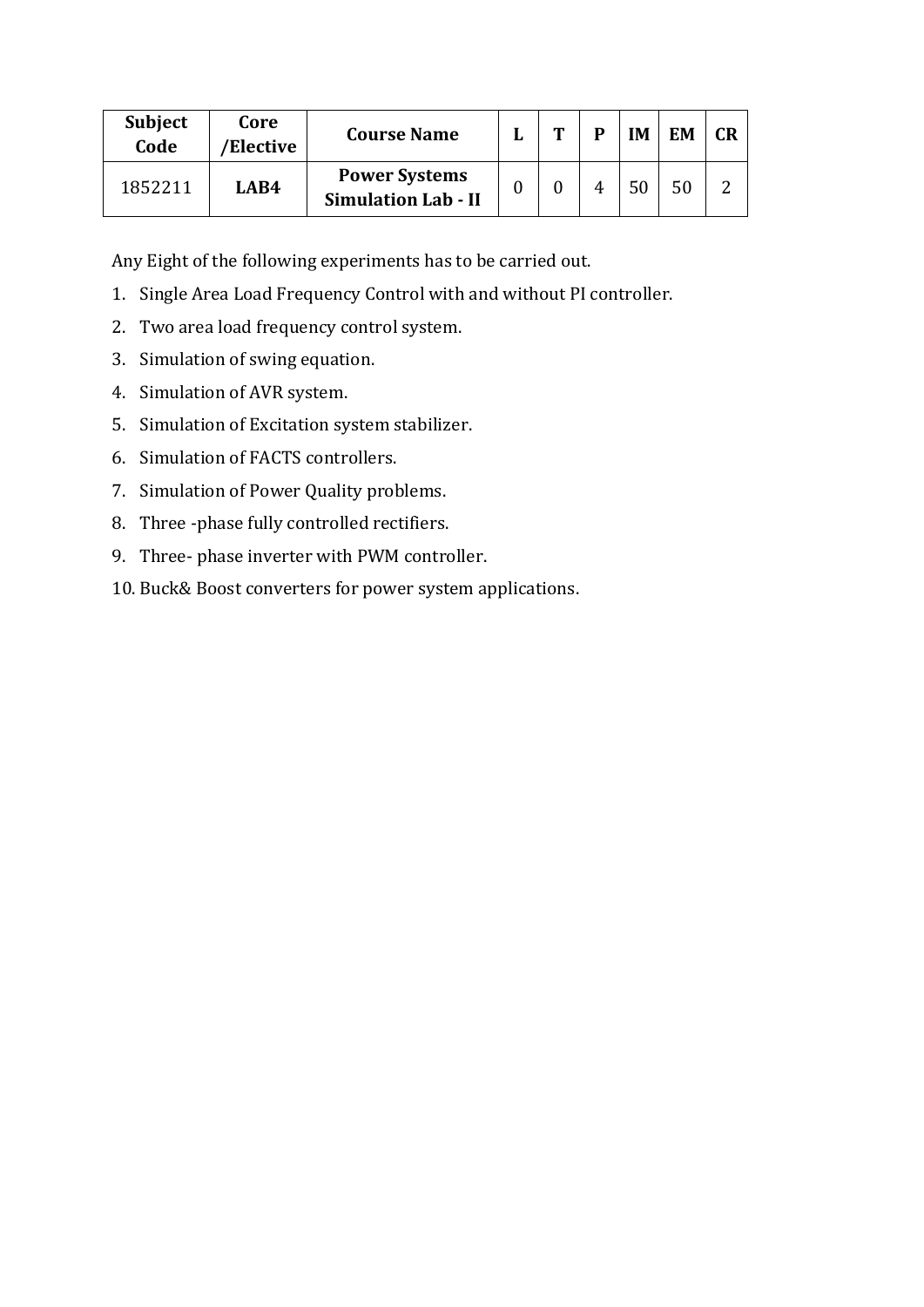| Subject Code | Core /Elective | Course Name | L | T | P | IM | EM | CR |
|---|---|---|---|---|---|---|---|---|
| 1852211 | **LAB4** | **Power Systems Simulation Lab - II** | 0 | 0 | 4 | 50 | 50 | 2 |

Any Eight of the following experiments has to be carried out.

1. Single Area Load Frequency Control with and without PI controller.
2. Two area load frequency control system.
3. Simulation of swing equation.
4. Simulation of AVR system.
5. Simulation of Excitation system stabilizer.
6. Simulation of FACTS controllers.
7. Simulation of Power Quality problems.
8. Three -phase fully controlled rectifiers.
9. Three- phase inverter with PWM controller.
10. Buck& Boost converters for power system applications.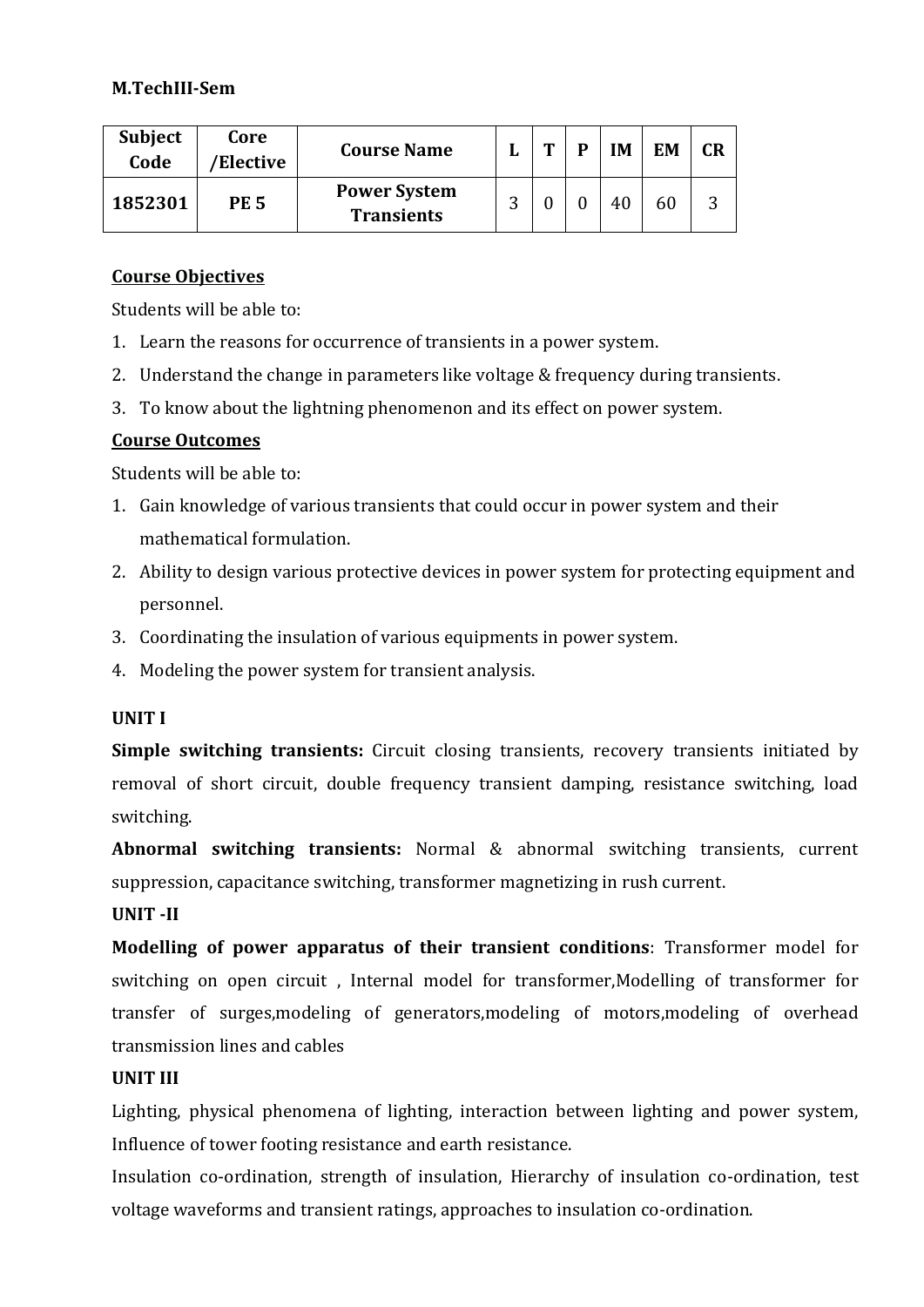**M.TechIII-Sem**

| Subject Code | Core /Elective | Course Name | L | T | P | IM | EM | CR |
|---|---|---|---|---|---|---|---|---|
| 1852301 | PE 5 | Power System Transients | 3 | 0 | 0 | 40 | 60 | 3 |

**Course Objectives**

Students will be able to:

1. Learn the reasons for occurrence of transients in a power system.
2. Understand the change in parameters like voltage & frequency during transients.
3. To know about the lightning phenomenon and its effect on power system.

**Course Outcomes**

Students will be able to:

1. Gain knowledge of various transients that could occur in power system and their mathematical formulation.
2. Ability to design various protective devices in power system for protecting equipment and personnel.
3. Coordinating the insulation of various equipments in power system.
4. Modeling the power system for transient analysis.

**UNIT I**

**Simple switching transients:** Circuit closing transients, recovery transients initiated by removal of short circuit, double frequency transient damping, resistance switching, load switching.

**Abnormal switching transients:** Normal & abnormal switching transients, current suppression, capacitance switching, transformer magnetizing in rush current.

**UNIT -II**

**Modelling of power apparatus of their transient conditions**: Transformer model for switching on open circuit , Internal model for transformer,Modelling of transformer for transfer of surges,modeling of generators,modeling of motors,modeling of overhead transmission lines and cables

**UNIT III**

Lighting, physical phenomena of lighting, interaction between lighting and power system, Influence of tower footing resistance and earth resistance.

Insulation co-ordination, strength of insulation, Hierarchy of insulation co-ordination, test voltage waveforms and transient ratings, approaches to insulation co-ordination.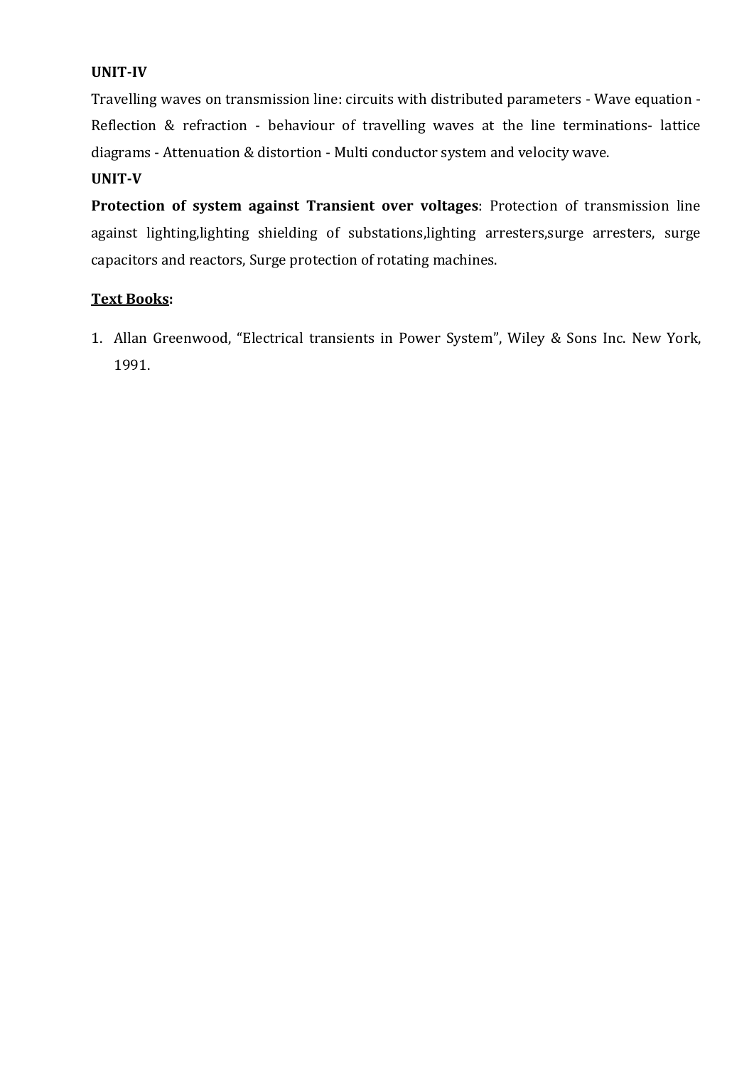**UNIT-IV**

Travelling waves on transmission line: circuits with distributed parameters - Wave equation - Reflection & refraction - behaviour of travelling waves at the line terminations- lattice diagrams - Attenuation & distortion - Multi conductor system and velocity wave.

**UNIT-V**

**Protection of system against Transient over voltages**: Protection of transmission line against lighting,lighting shielding of substations,lighting arresters,surge arresters, surge capacitors and reactors, Surge protection of rotating machines.

**Text Books:**

1. Allan Greenwood, "Electrical transients in Power System", Wiley & Sons Inc. New York, 1991.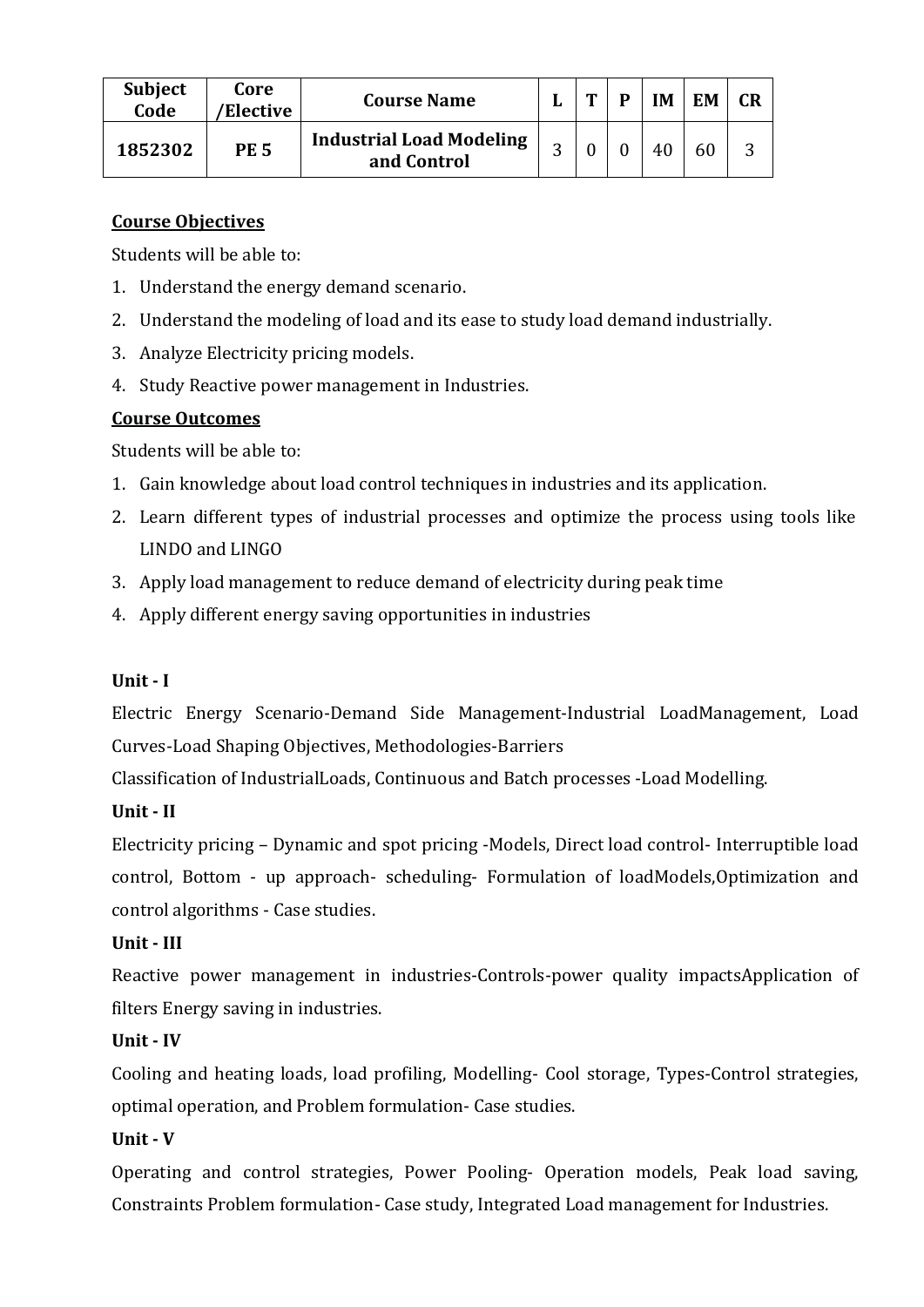| Subject Code | Core /Elective | Course Name | L | T | P | IM | EM | CR |
|---|---|---|---|---|---|---|---|---|
| 1852302 | PE 5 | Industrial Load Modeling and Control | 3 | 0 | 0 | 40 | 60 | 3 |

**Course Objectives**

Students will be able to:

1. Understand the energy demand scenario.
2. Understand the modeling of load and its ease to study load demand industrially.
3. Analyze Electricity pricing models.
4. Study Reactive power management in Industries.

**Course Outcomes**

Students will be able to:

1. Gain knowledge about load control techniques in industries and its application.
2. Learn different types of industrial processes and optimize the process using tools like LINDO and LINGO
3. Apply load management to reduce demand of electricity during peak time
4. Apply different energy saving opportunities in industries

**Unit - I**

Electric Energy Scenario-Demand Side Management-Industrial LoadManagement, Load Curves-Load Shaping Objectives, Methodologies-Barriers

Classification of IndustrialLoads, Continuous and Batch processes -Load Modelling.

**Unit - II**

Electricity pricing – Dynamic and spot pricing -Models, Direct load control- Interruptible load control, Bottom - up approach- scheduling- Formulation of loadModels,Optimization and control algorithms - Case studies.

**Unit - III**

Reactive power management in industries-Controls-power quality impactsApplication of filters Energy saving in industries.

**Unit - IV**

Cooling and heating loads, load profiling, Modelling- Cool storage, Types-Control strategies, optimal operation, and Problem formulation- Case studies.

**Unit - V**

Operating and control strategies, Power Pooling- Operation models, Peak load saving, Constraints Problem formulation- Case study, Integrated Load management for Industries.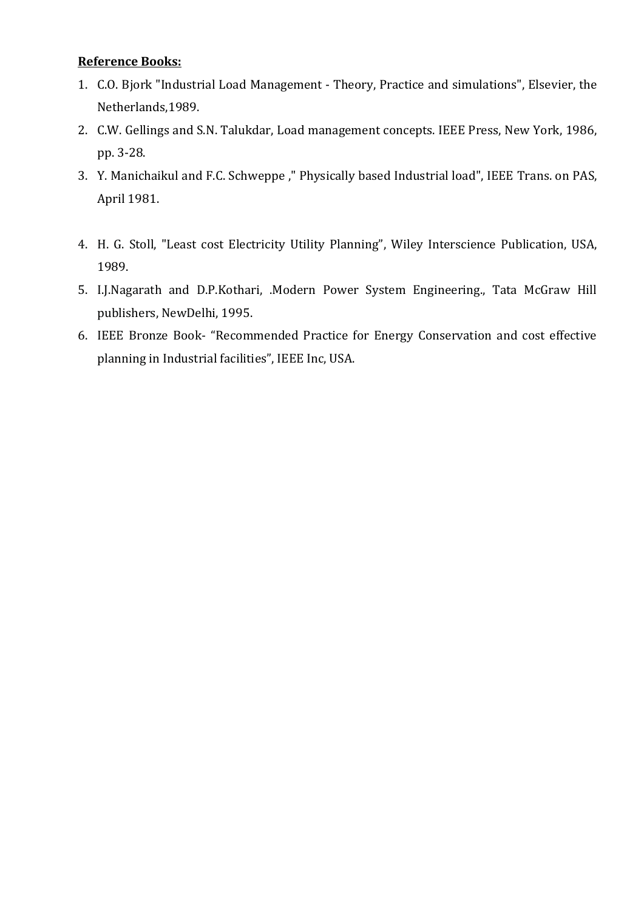**Reference Books:**

1. C.O. Bjork "Industrial Load Management - Theory, Practice and simulations", Elsevier, the Netherlands,1989.
2. C.W. Gellings and S.N. Talukdar, Load management concepts. IEEE Press, New York, 1986, pp. 3-28.
3. Y. Manichaikul and F.C. Schweppe ," Physically based Industrial load", IEEE Trans. on PAS, April 1981.
4. H. G. Stoll, "Least cost Electricity Utility Planning", Wiley Interscience Publication, USA, 1989.
5. I.J.Nagarath and D.P.Kothari, .Modern Power System Engineering., Tata McGraw Hill publishers, NewDelhi, 1995.
6. IEEE Bronze Book- "Recommended Practice for Energy Conservation and cost effective planning in Industrial facilities", IEEE Inc, USA.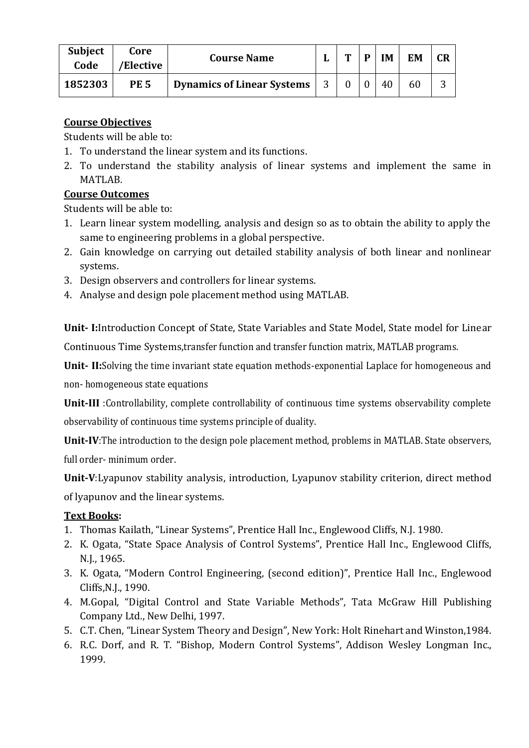| Subject Code | Core /Elective | Course Name | L | T | P | IM | EM | CR |
|---|---|---|---|---|---|---|---|---|
| 1852303 | PE 5 | Dynamics of Linear Systems | 3 | 0 | 0 | 40 | 60 | 3 |

**Course Objectives**

Students will be able to:

1. To understand the linear system and its functions.
2. To understand the stability analysis of linear systems and implement the same in MATLAB.

**Course Outcomes**

Students will be able to:

1. Learn linear system modelling, analysis and design so as to obtain the ability to apply the same to engineering problems in a global perspective.
2. Gain knowledge on carrying out detailed stability analysis of both linear and nonlinear systems.
3. Design observers and controllers for linear systems.
4. Analyse and design pole placement method using MATLAB.

**Unit- I:**Introduction Concept of State, State Variables and State Model, State model for Linear Continuous Time Systems,transfer function and transfer function matrix, MATLAB programs.

**Unit- II:**Solving the time invariant state equation methods-exponential Laplace for homogeneous and non- homogeneous state equations

**Unit-III** :Controllability, complete controllability of continuous time systems observability complete observability of continuous time systems principle of duality.

**Unit-IV**:The introduction to the design pole placement method, problems in MATLAB. State observers, full order- minimum order.

**Unit-V**:Lyapunov stability analysis, introduction, Lyapunov stability criterion, direct method of lyapunov and the linear systems.

**Text Books:**

1. Thomas Kailath, "Linear Systems", Prentice Hall Inc., Englewood Cliffs, N.J. 1980.
2. K. Ogata, "State Space Analysis of Control Systems", Prentice Hall Inc., Englewood Cliffs, N.J., 1965.
3. K. Ogata, "Modern Control Engineering, (second edition)", Prentice Hall Inc., Englewood Cliffs,N.J., 1990.
4. M.Gopal, "Digital Control and State Variable Methods", Tata McGraw Hill Publishing Company Ltd., New Delhi, 1997.
5. C.T. Chen, "Linear System Theory and Design", New York: Holt Rinehart and Winston,1984.
6. R.C. Dorf, and R. T. "Bishop, Modern Control Systems", Addison Wesley Longman Inc., 1999.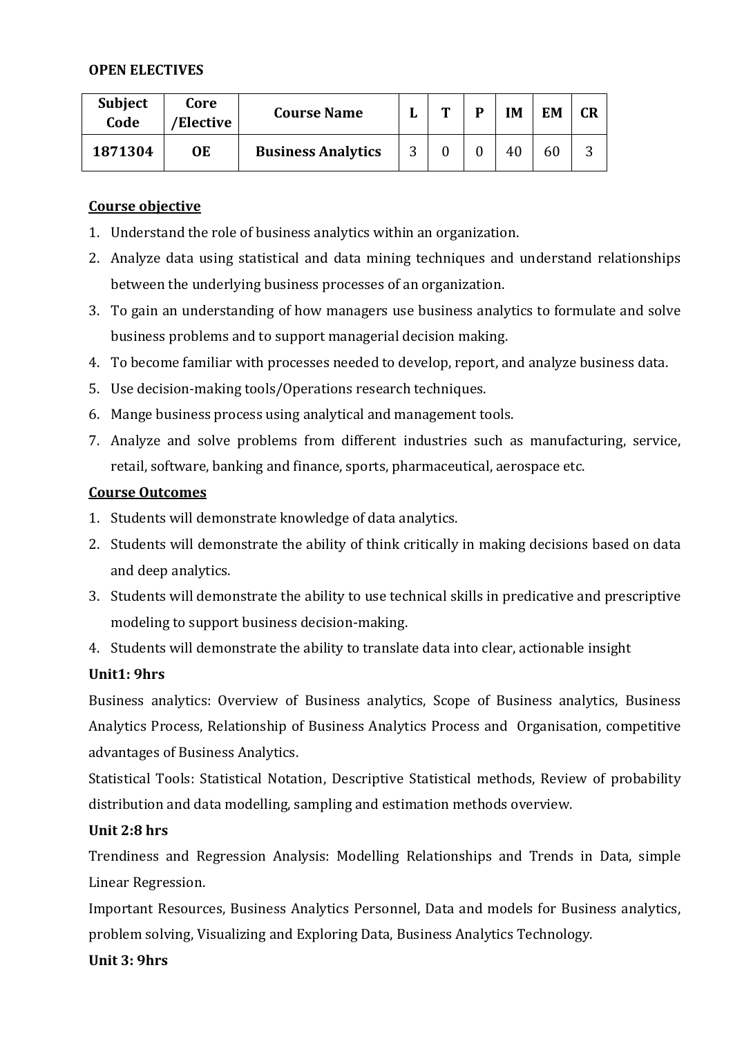**OPEN ELECTIVES**

| Subject Code | Core /Elective | Course Name | L | T | P | IM | EM | CR |
|---|---|---|---|---|---|---|---|---|
| **1871304** | **OE** | **Business Analytics** | 3 | 0 | 0 | 40 | 60 | 3 |

**Course objective**

1. Understand the role of business analytics within an organization.
2. Analyze data using statistical and data mining techniques and understand relationships between the underlying business processes of an organization.
3. To gain an understanding of how managers use business analytics to formulate and solve business problems and to support managerial decision making.
4. To become familiar with processes needed to develop, report, and analyze business data.
5. Use decision-making tools/Operations research techniques.
6. Mange business process using analytical and management tools.
7. Analyze and solve problems from different industries such as manufacturing, service, retail, software, banking and finance, sports, pharmaceutical, aerospace etc.

**Course Outcomes**

1. Students will demonstrate knowledge of data analytics.
2. Students will demonstrate the ability of think critically in making decisions based on data and deep analytics.
3. Students will demonstrate the ability to use technical skills in predicative and prescriptive modeling to support business decision-making.
4. Students will demonstrate the ability to translate data into clear, actionable insight

**Unit1: 9hrs**

Business analytics: Overview of Business analytics, Scope of Business analytics, Business Analytics Process, Relationship of Business Analytics Process and Organisation, competitive advantages of Business Analytics.

Statistical Tools: Statistical Notation, Descriptive Statistical methods, Review of probability distribution and data modelling, sampling and estimation methods overview.

**Unit 2:8 hrs**

Trendiness and Regression Analysis: Modelling Relationships and Trends in Data, simple Linear Regression.

Important Resources, Business Analytics Personnel, Data and models for Business analytics, problem solving, Visualizing and Exploring Data, Business Analytics Technology.

**Unit 3: 9hrs**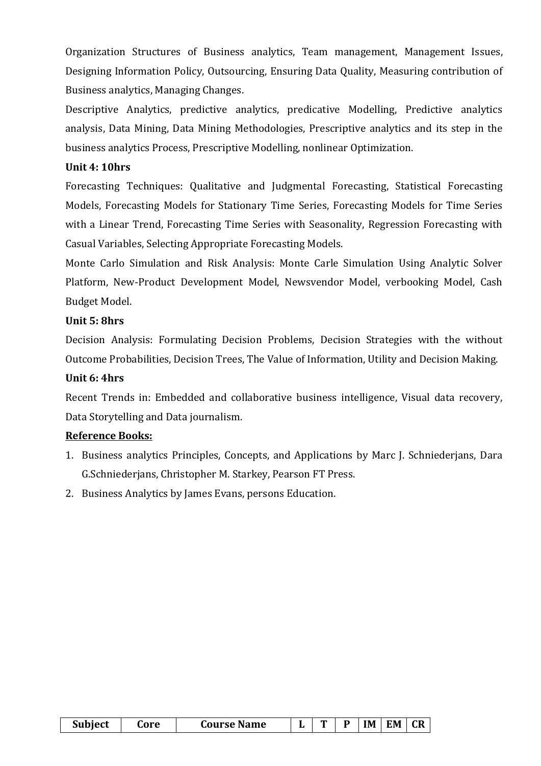Organization Structures of Business analytics, Team management, Management Issues, Designing Information Policy, Outsourcing, Ensuring Data Quality, Measuring contribution of Business analytics, Managing Changes.

Descriptive Analytics, predictive analytics, predicative Modelling, Predictive analytics analysis, Data Mining, Data Mining Methodologies, Prescriptive analytics and its step in the business analytics Process, Prescriptive Modelling, nonlinear Optimization.

**Unit 4: 10hrs**

Forecasting Techniques: Qualitative and Judgmental Forecasting, Statistical Forecasting Models, Forecasting Models for Stationary Time Series, Forecasting Models for Time Series with a Linear Trend, Forecasting Time Series with Seasonality, Regression Forecasting with Casual Variables, Selecting Appropriate Forecasting Models.

Monte Carlo Simulation and Risk Analysis: Monte Carle Simulation Using Analytic Solver Platform, New-Product Development Model, Newsvendor Model, verbooking Model, Cash Budget Model.

**Unit 5: 8hrs**

Decision Analysis: Formulating Decision Problems, Decision Strategies with the without Outcome Probabilities, Decision Trees, The Value of Information, Utility and Decision Making.

**Unit 6: 4hrs**

Recent Trends in: Embedded and collaborative business intelligence, Visual data recovery, Data Storytelling and Data journalism.

**Reference Books:**

1. Business analytics Principles, Concepts, and Applications by Marc J. Schniederjans, Dara G.Schniederjans, Christopher M. Starkey, Pearson FT Press.
2. Business Analytics by James Evans, persons Education.

| Subject | Core | Course Name | L | T | P | IM | EM | CR |
|---|---|---|---|---|---|---|---|---|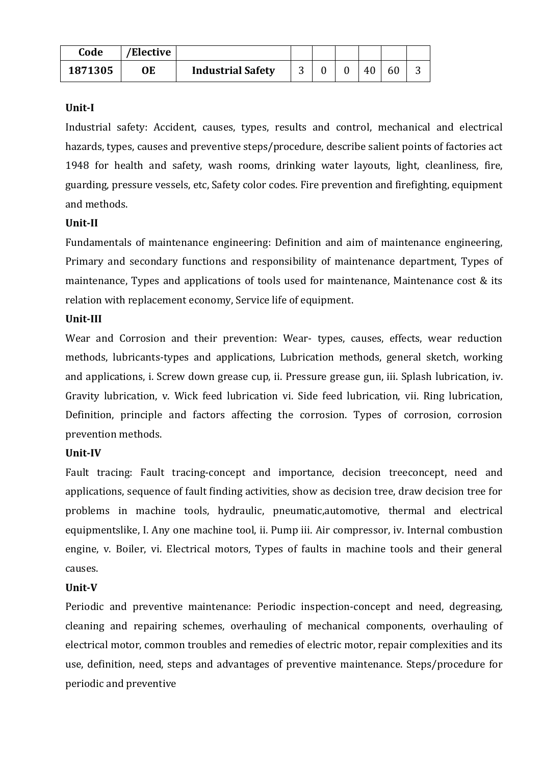| Code | /Elective | | | | | | | |
|---|---|---|---|---|---|---|---|---|
| 1871305 | OE | Industrial Safety | 3 | 0 | 0 | 40 | 60 | 3 |

**Unit-I**

Industrial safety: Accident, causes, types, results and control, mechanical and electrical hazards, types, causes and preventive steps/procedure, describe salient points of factories act 1948 for health and safety, wash rooms, drinking water layouts, light, cleanliness, fire, guarding, pressure vessels, etc, Safety color codes. Fire prevention and firefighting, equipment and methods.

**Unit-II**

Fundamentals of maintenance engineering: Definition and aim of maintenance engineering, Primary and secondary functions and responsibility of maintenance department, Types of maintenance, Types and applications of tools used for maintenance, Maintenance cost & its relation with replacement economy, Service life of equipment.

**Unit-III**

Wear and Corrosion and their prevention: Wear- types, causes, effects, wear reduction methods, lubricants-types and applications, Lubrication methods, general sketch, working and applications, i. Screw down grease cup, ii. Pressure grease gun, iii. Splash lubrication, iv. Gravity lubrication, v. Wick feed lubrication vi. Side feed lubrication, vii. Ring lubrication, Definition, principle and factors affecting the corrosion. Types of corrosion, corrosion prevention methods.

**Unit-IV**

Fault tracing: Fault tracing-concept and importance, decision treeconcept, need and applications, sequence of fault finding activities, show as decision tree, draw decision tree for problems in machine tools, hydraulic, pneumatic,automotive, thermal and electrical equipmentslike, I. Any one machine tool, ii. Pump iii. Air compressor, iv. Internal combustion engine, v. Boiler, vi. Electrical motors, Types of faults in machine tools and their general causes.

**Unit-V**

Periodic and preventive maintenance: Periodic inspection-concept and need, degreasing, cleaning and repairing schemes, overhauling of mechanical components, overhauling of electrical motor, common troubles and remedies of electric motor, repair complexities and its use, definition, need, steps and advantages of preventive maintenance. Steps/procedure for periodic and preventive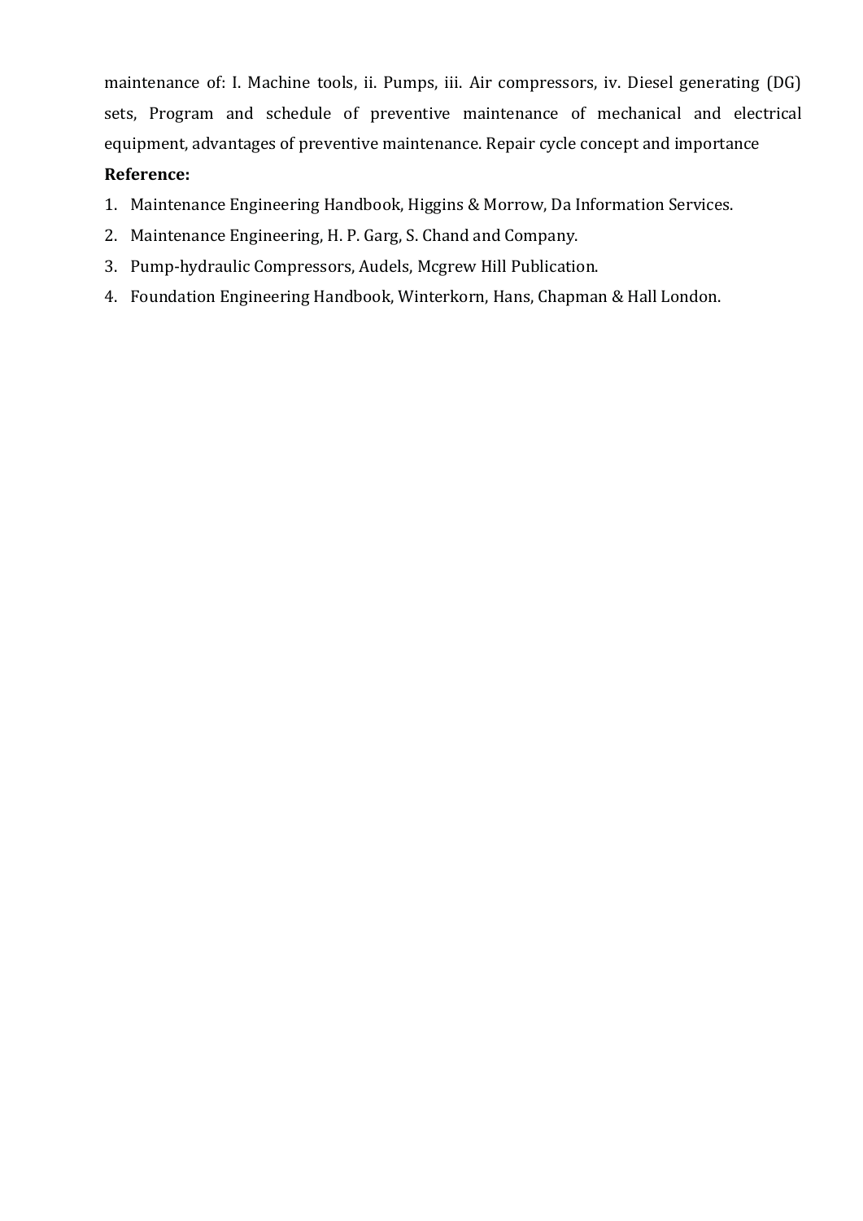maintenance of: I. Machine tools, ii. Pumps, iii. Air compressors, iv. Diesel generating (DG) sets, Program and schedule of preventive maintenance of mechanical and electrical equipment, advantages of preventive maintenance. Repair cycle concept and importance

**Reference:**

1. Maintenance Engineering Handbook, Higgins & Morrow, Da Information Services.
2. Maintenance Engineering, H. P. Garg, S. Chand and Company.
3. Pump-hydraulic Compressors, Audels, Mcgrew Hill Publication.
4. Foundation Engineering Handbook, Winterkorn, Hans, Chapman & Hall London.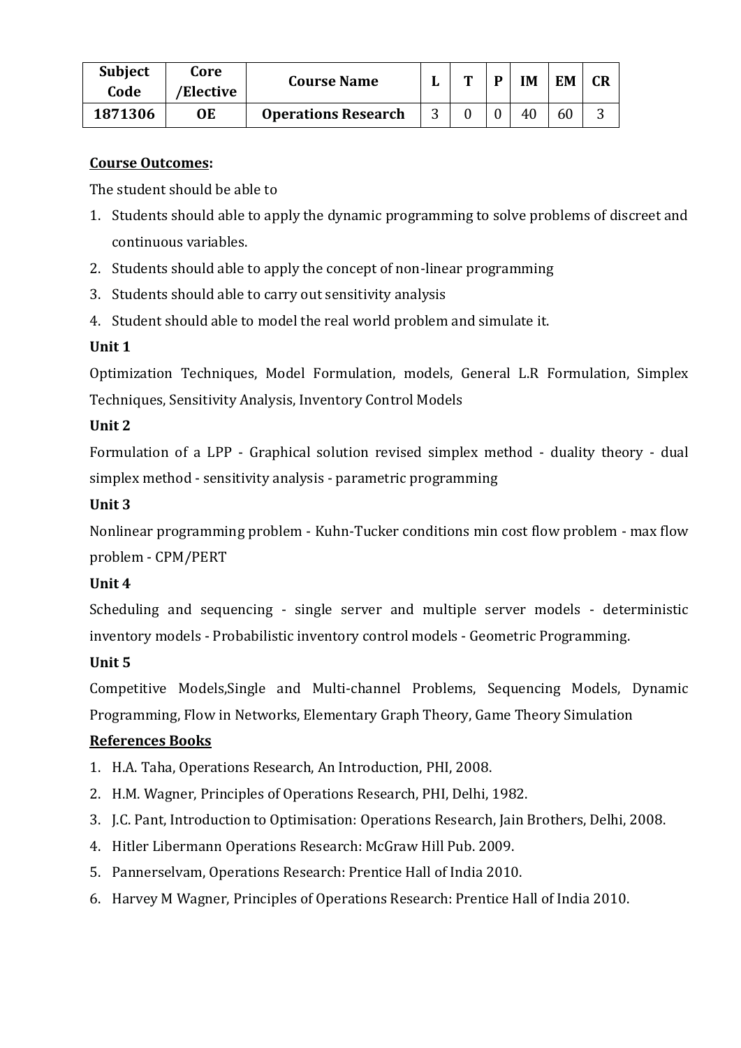| Subject Code | Core /Elective | Course Name | L | T | P | IM | EM | CR |
|---|---|---|---|---|---|---|---|---|
| 1871306 | OE | Operations Research | 3 | 0 | 0 | 40 | 60 | 3 |

**Course Outcomes:**

The student should be able to

1. Students should able to apply the dynamic programming to solve problems of discreet and continuous variables.
2. Students should able to apply the concept of non-linear programming
3. Students should able to carry out sensitivity analysis
4. Student should able to model the real world problem and simulate it.

**Unit 1**

Optimization Techniques, Model Formulation, models, General L.R Formulation, Simplex Techniques, Sensitivity Analysis, Inventory Control Models

**Unit 2**

Formulation of a LPP - Graphical solution revised simplex method - duality theory - dual simplex method - sensitivity analysis - parametric programming

**Unit 3**

Nonlinear programming problem - Kuhn-Tucker conditions min cost flow problem - max flow problem - CPM/PERT

**Unit 4**

Scheduling and sequencing - single server and multiple server models - deterministic inventory models - Probabilistic inventory control models - Geometric Programming.

**Unit 5**

Competitive Models,Single and Multi-channel Problems, Sequencing Models, Dynamic Programming, Flow in Networks, Elementary Graph Theory, Game Theory Simulation

**References Books**

1. H.A. Taha, Operations Research, An Introduction, PHI, 2008.
2. H.M. Wagner, Principles of Operations Research, PHI, Delhi, 1982.
3. J.C. Pant, Introduction to Optimisation: Operations Research, Jain Brothers, Delhi, 2008.
4. Hitler Libermann Operations Research: McGraw Hill Pub. 2009.
5. Pannerselvam, Operations Research: Prentice Hall of India 2010.
6. Harvey M Wagner, Principles of Operations Research: Prentice Hall of India 2010.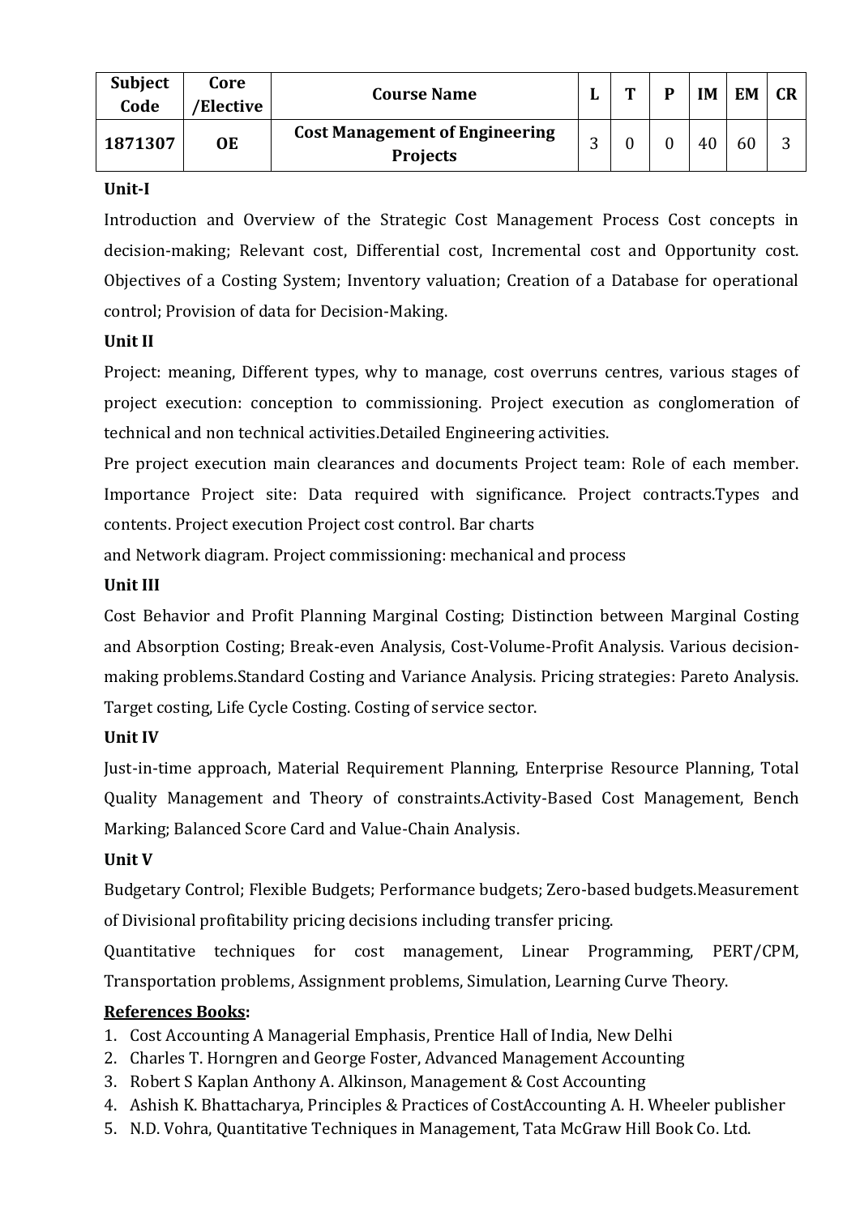| Subject Code | Core /Elective | Course Name | L | T | P | IM | EM | CR |
|---|---|---|---|---|---|---|---|---|
| 1871307 | OE | Cost Management of Engineering Projects | 3 | 0 | 0 | 40 | 60 | 3 |

**Unit-I**

Introduction and Overview of the Strategic Cost Management Process Cost concepts in decision-making; Relevant cost, Differential cost, Incremental cost and Opportunity cost. Objectives of a Costing System; Inventory valuation; Creation of a Database for operational control; Provision of data for Decision-Making.

**Unit II**

Project: meaning, Different types, why to manage, cost overruns centres, various stages of project execution: conception to commissioning. Project execution as conglomeration of technical and non technical activities.Detailed Engineering activities.

Pre project execution main clearances and documents Project team: Role of each member. Importance Project site: Data required with significance. Project contracts.Types and contents. Project execution Project cost control. Bar charts

and Network diagram. Project commissioning: mechanical and process

**Unit III**

Cost Behavior and Profit Planning Marginal Costing; Distinction between Marginal Costing and Absorption Costing; Break-even Analysis, Cost-Volume-Profit Analysis. Various decision-making problems.Standard Costing and Variance Analysis. Pricing strategies: Pareto Analysis. Target costing, Life Cycle Costing. Costing of service sector.

**Unit IV**

Just-in-time approach, Material Requirement Planning, Enterprise Resource Planning, Total Quality Management and Theory of constraints.Activity-Based Cost Management, Bench Marking; Balanced Score Card and Value-Chain Analysis.

**Unit V**

Budgetary Control; Flexible Budgets; Performance budgets; Zero-based budgets.Measurement of Divisional profitability pricing decisions including transfer pricing.

Quantitative techniques for cost management, Linear Programming, PERT/CPM, Transportation problems, Assignment problems, Simulation, Learning Curve Theory.

**References Books:**

1. Cost Accounting A Managerial Emphasis, Prentice Hall of India, New Delhi
2. Charles T. Horngren and George Foster, Advanced Management Accounting
3. Robert S Kaplan Anthony A. Alkinson, Management & Cost Accounting
4. Ashish K. Bhattacharya, Principles & Practices of CostAccounting A. H. Wheeler publisher
5. N.D. Vohra, Quantitative Techniques in Management, Tata McGraw Hill Book Co. Ltd.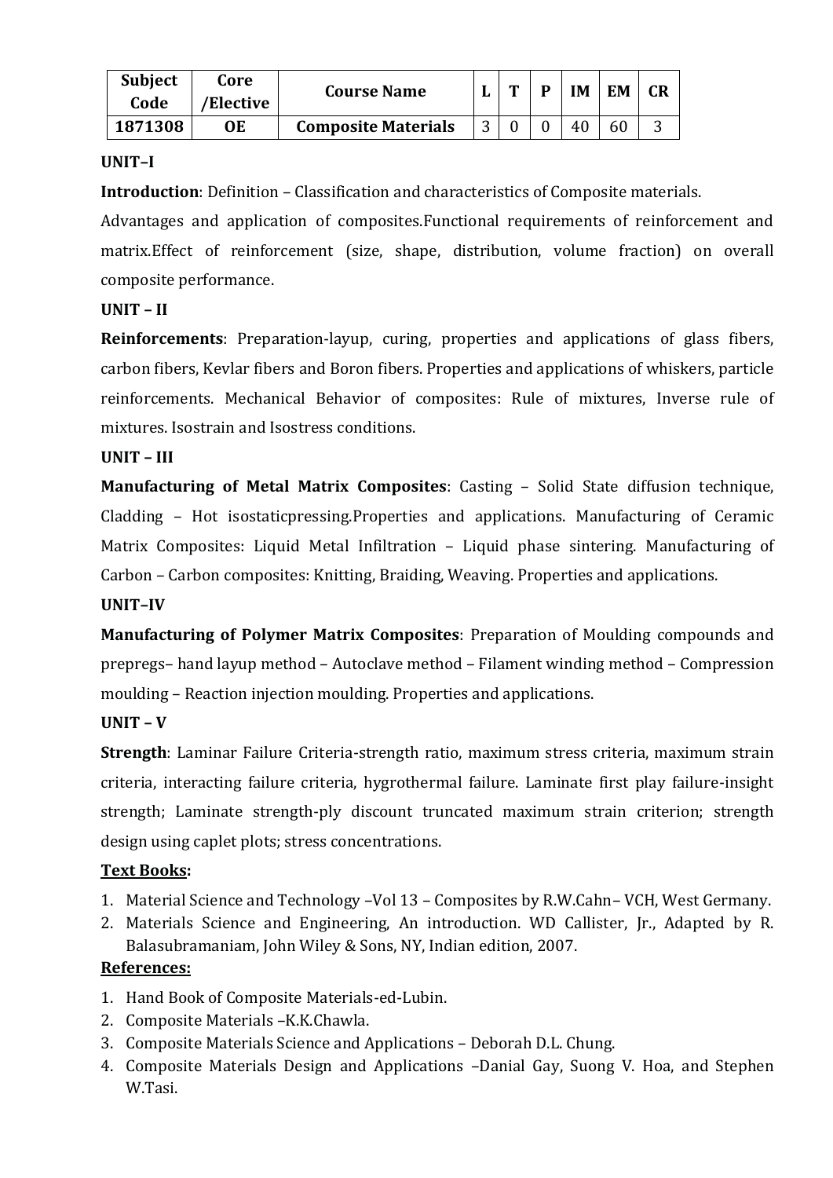| Subject Code | Core /Elective | Course Name | L | T | P | IM | EM | CR |
|---|---|---|---|---|---|---|---|---|
| **1871308** | **OE** | **Composite Materials** | 3 | 0 | 0 | 40 | 60 | 3 |

**UNIT–I**

**Introduction**: Definition – Classification and characteristics of Composite materials. Advantages and application of composites.Functional requirements of reinforcement and matrix.Effect of reinforcement (size, shape, distribution, volume fraction) on overall composite performance.

**UNIT – II**

**Reinforcements**: Preparation-layup, curing, properties and applications of glass fibers, carbon fibers, Kevlar fibers and Boron fibers. Properties and applications of whiskers, particle reinforcements. Mechanical Behavior of composites: Rule of mixtures, Inverse rule of mixtures. Isostrain and Isostress conditions.

**UNIT – III**

**Manufacturing of Metal Matrix Composites**: Casting – Solid State diffusion technique, Cladding – Hot isostaticpressing.Properties and applications. Manufacturing of Ceramic Matrix Composites: Liquid Metal Infiltration – Liquid phase sintering. Manufacturing of Carbon – Carbon composites: Knitting, Braiding, Weaving. Properties and applications.

**UNIT–IV**

**Manufacturing of Polymer Matrix Composites**: Preparation of Moulding compounds and prepregs– hand layup method – Autoclave method – Filament winding method – Compression moulding – Reaction injection moulding. Properties and applications.

**UNIT – V**

**Strength**: Laminar Failure Criteria-strength ratio, maximum stress criteria, maximum strain criteria, interacting failure criteria, hygrothermal failure. Laminate first play failure-insight strength; Laminate strength-ply discount truncated maximum strain criterion; strength design using caplet plots; stress concentrations.

**Text Books:**

1. Material Science and Technology –Vol 13 – Composites by R.W.Cahn– VCH, West Germany.
2. Materials Science and Engineering, An introduction. WD Callister, Jr., Adapted by R. Balasubramaniam, John Wiley & Sons, NY, Indian edition, 2007.

**References:**

1. Hand Book of Composite Materials-ed-Lubin.
2. Composite Materials –K.K.Chawla.
3. Composite Materials Science and Applications – Deborah D.L. Chung.
4. Composite Materials Design and Applications –Danial Gay, Suong V. Hoa, and Stephen W.Tasi.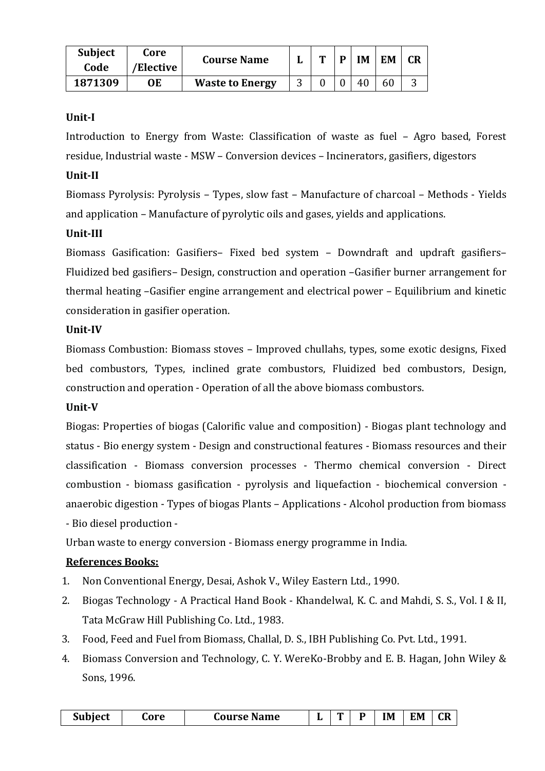| Subject Code | Core /Elective | Course Name | L | T | P | IM | EM | CR |
|---|---|---|---|---|---|---|---|---|
| 1871309 | OE | Waste to Energy | 3 | 0 | 0 | 40 | 60 | 3 |

**Unit-I**

Introduction to Energy from Waste: Classification of waste as fuel – Agro based, Forest residue, Industrial waste - MSW – Conversion devices – Incinerators, gasifiers, digestors

**Unit-II**

Biomass Pyrolysis: Pyrolysis – Types, slow fast – Manufacture of charcoal – Methods - Yields and application – Manufacture of pyrolytic oils and gases, yields and applications.

**Unit-III**

Biomass Gasification: Gasifiers– Fixed bed system – Downdraft and updraft gasifiers– Fluidized bed gasifiers– Design, construction and operation –Gasifier burner arrangement for thermal heating –Gasifier engine arrangement and electrical power – Equilibrium and kinetic consideration in gasifier operation.

**Unit-IV**

Biomass Combustion: Biomass stoves – Improved chullahs, types, some exotic designs, Fixed bed combustors, Types, inclined grate combustors, Fluidized bed combustors, Design, construction and operation - Operation of all the above biomass combustors.

**Unit-V**

Biogas: Properties of biogas (Calorific value and composition) - Biogas plant technology and status - Bio energy system - Design and constructional features - Biomass resources and their classification - Biomass conversion processes - Thermo chemical conversion - Direct combustion - biomass gasification - pyrolysis and liquefaction - biochemical conversion - anaerobic digestion - Types of biogas Plants – Applications - Alcohol production from biomass - Bio diesel production -

Urban waste to energy conversion - Biomass energy programme in India.

**References Books:**

1. Non Conventional Energy, Desai, Ashok V., Wiley Eastern Ltd., 1990.
2. Biogas Technology - A Practical Hand Book - Khandelwal, K. C. and Mahdi, S. S., Vol. I & II, Tata McGraw Hill Publishing Co. Ltd., 1983.
3. Food, Feed and Fuel from Biomass, Challal, D. S., IBH Publishing Co. Pvt. Ltd., 1991.
4. Biomass Conversion and Technology, C. Y. WereKo-Brobby and E. B. Hagan, John Wiley & Sons, 1996.

| Subject | Core | Course Name | L | T | P | IM | EM | CR |
|---|---|---|---|---|---|---|---|---|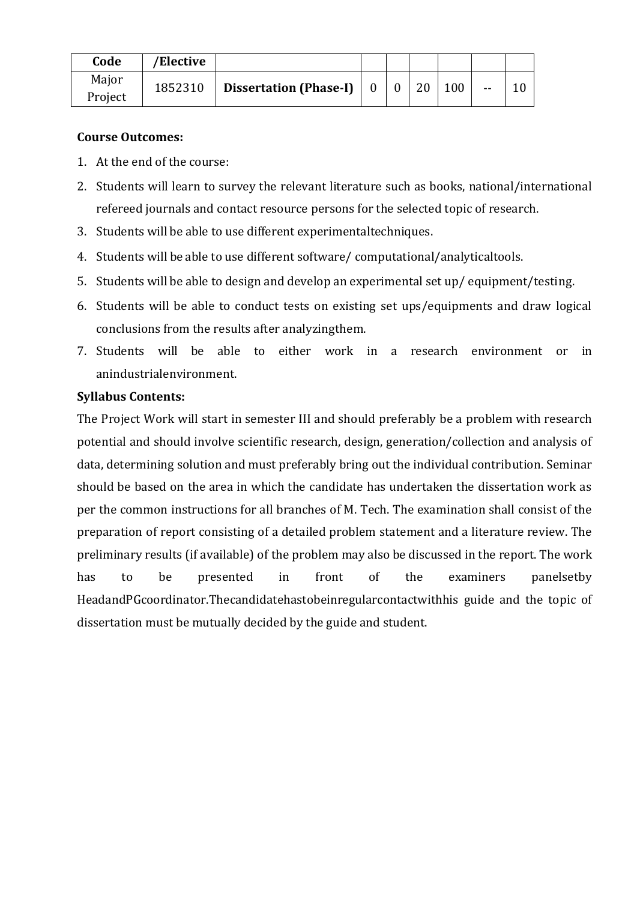| Code | /Elective | | | | | | | |
|---|---|---|---|---|---|---|---|---|
| Major Project | 1852310 | **Dissertation (Phase-I)** | 0 | 0 | 20 | 100 | -- | 10 |

**Course Outcomes:**

1. At the end of the course:
2. Students will learn to survey the relevant literature such as books, national/international refereed journals and contact resource persons for the selected topic of research.
3. Students will be able to use different experimentaltechniques.
4. Students will be able to use different software/ computational/analyticaltools.
5. Students will be able to design and develop an experimental set up/ equipment/testing.
6. Students will be able to conduct tests on existing set ups/equipments and draw logical conclusions from the results after analyzingthem.
7. Students will be able to either work in a research environment or in anindustrialenvironment.

**Syllabus Contents:**

The Project Work will start in semester III and should preferably be a problem with research potential and should involve scientific research, design, generation/collection and analysis of data, determining solution and must preferably bring out the individual contribution. Seminar should be based on the area in which the candidate has undertaken the dissertation work as per the common instructions for all branches of M. Tech. The examination shall consist of the preparation of report consisting of a detailed problem statement and a literature review. The preliminary results (if available) of the problem may also be discussed in the report. The work has to be presented in front of the examiners panelsetby HeadandPGcoordinator.Thecandidatehastobeinregularcontactwithhis guide and the topic of dissertation must be mutually decided by the guide and student.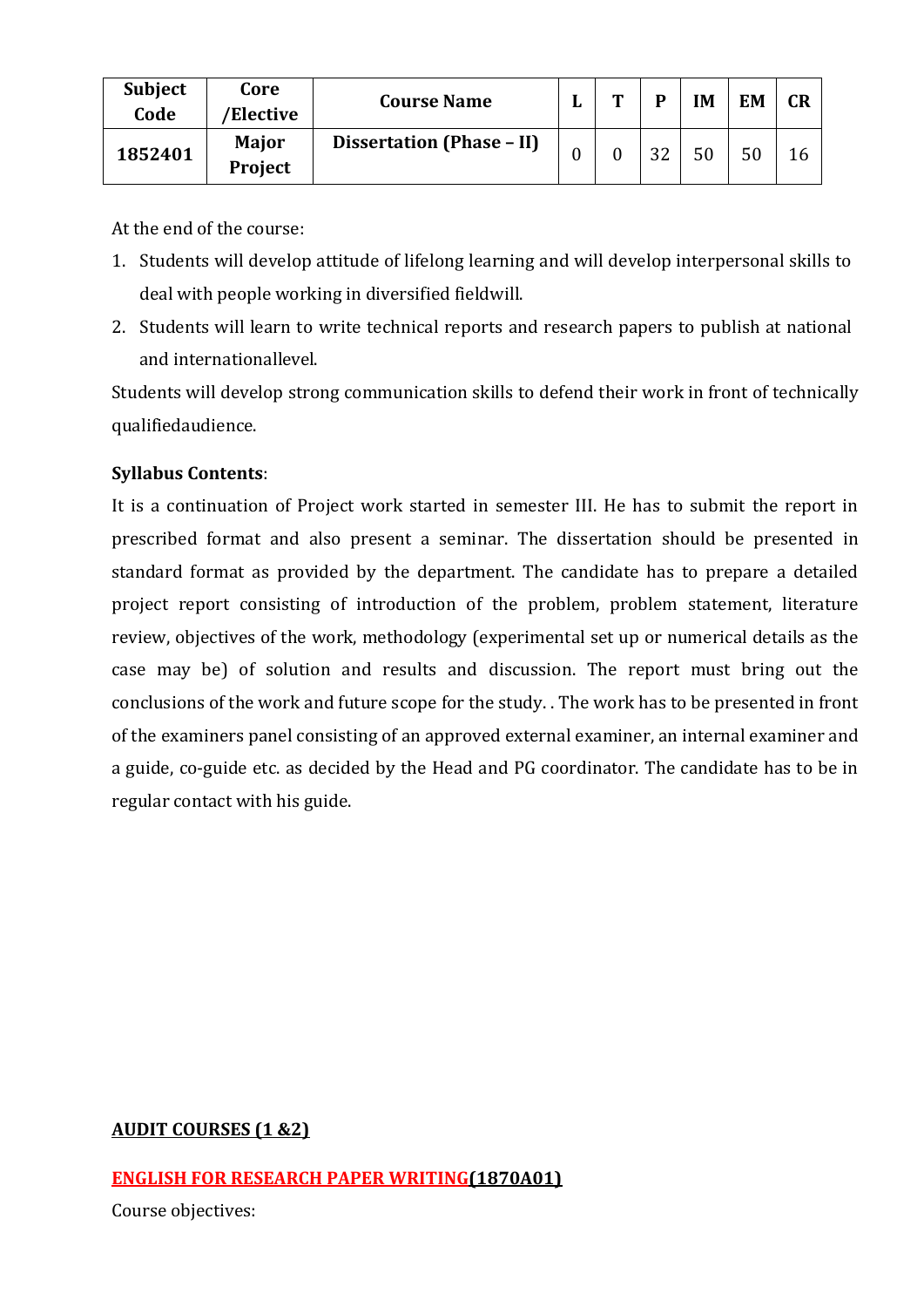| Subject Code | Core /Elective | Course Name | L | T | P | IM | EM | CR |
|---|---|---|---|---|---|---|---|---|
| **1852401** | **Major Project** | **Dissertation (Phase – II)** | 0 | 0 | 32 | 50 | 50 | 16 |

At the end of the course:

1. Students will develop attitude of lifelong learning and will develop interpersonal skills to deal with people working in diversified fieldwill.
2. Students will learn to write technical reports and research papers to publish at national and internationallevel.

Students will develop strong communication skills to defend their work in front of technically qualifiedaudience.

**Syllabus Contents**:

It is a continuation of Project work started in semester III. He has to submit the report in prescribed format and also present a seminar. The dissertation should be presented in standard format as provided by the department. The candidate has to prepare a detailed project report consisting of introduction of the problem, problem statement, literature review, objectives of the work, methodology (experimental set up or numerical details as the case may be) of solution and results and discussion. The report must bring out the conclusions of the work and future scope for the study. . The work has to be presented in front of the examiners panel consisting of an approved external examiner, an internal examiner and a guide, co-guide etc. as decided by the Head and PG coordinator. The candidate has to be in regular contact with his guide.

**AUDIT COURSES (1 &2)**

**ENGLISH FOR RESEARCH PAPER WRITING(1870A01)**

Course objectives: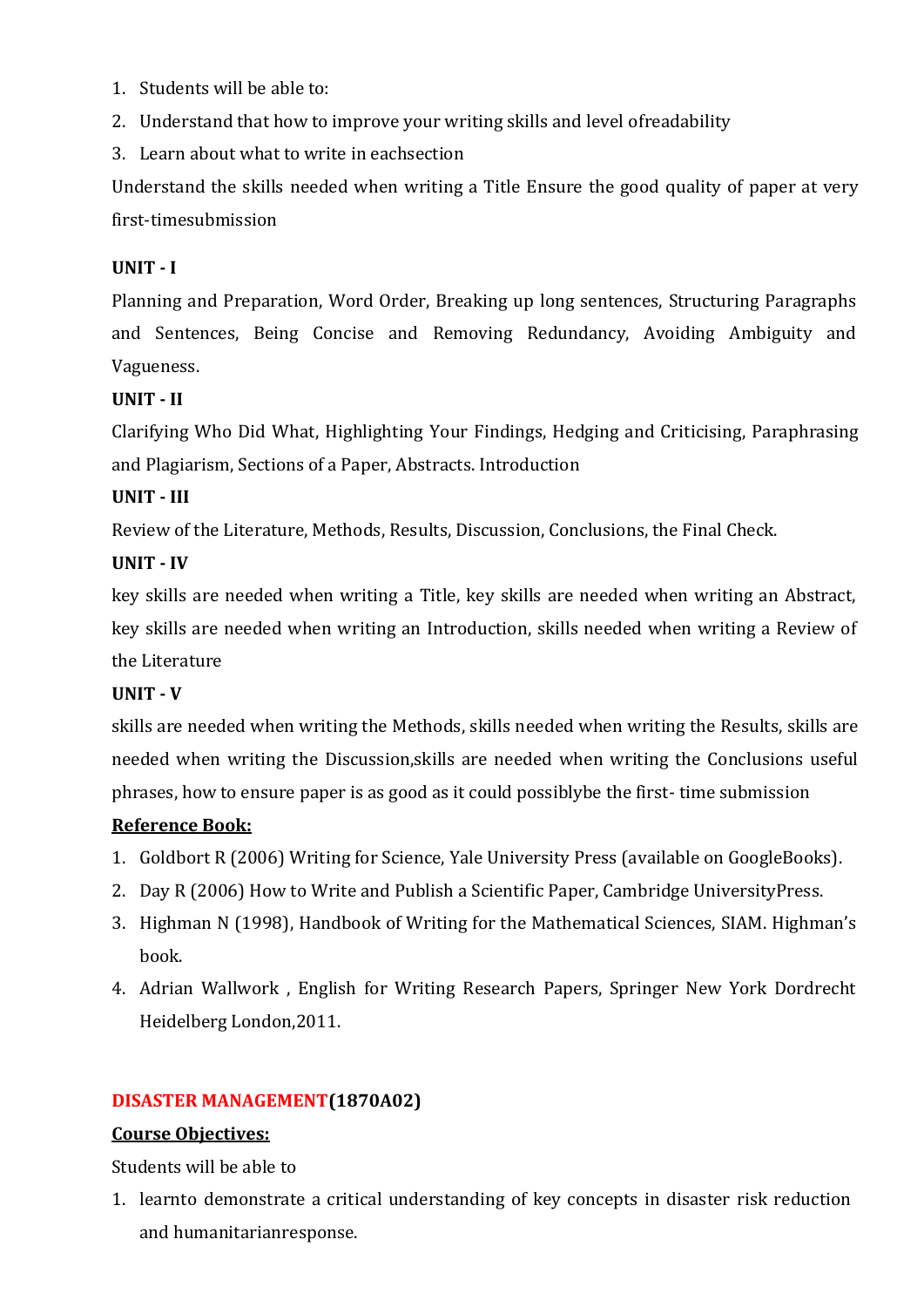1. Students will be able to:
2. Understand that how to improve your writing skills and level ofreadability
3. Learn about what to write in eachsection

Understand the skills needed when writing a Title Ensure the good quality of paper at very first-timesubmission

**UNIT - I**

Planning and Preparation, Word Order, Breaking up long sentences, Structuring Paragraphs and Sentences, Being Concise and Removing Redundancy, Avoiding Ambiguity and Vagueness.

**UNIT - II**

Clarifying Who Did What, Highlighting Your Findings, Hedging and Criticising, Paraphrasing and Plagiarism, Sections of a Paper, Abstracts. Introduction

**UNIT - III**

Review of the Literature, Methods, Results, Discussion, Conclusions, the Final Check.

**UNIT - IV**

key skills are needed when writing a Title, key skills are needed when writing an Abstract, key skills are needed when writing an Introduction, skills needed when writing a Review of the Literature

**UNIT - V**

skills are needed when writing the Methods, skills needed when writing the Results, skills are needed when writing the Discussion,skills are needed when writing the Conclusions useful phrases, how to ensure paper is as good as it could possiblybe the first- time submission

**<u>Reference Book:</u>**

1. Goldbort R (2006) Writing for Science, Yale University Press (available on GoogleBooks).
2. Day R (2006) How to Write and Publish a Scientific Paper, Cambridge UniversityPress.
3. Highman N (1998), Handbook of Writing for the Mathematical Sciences, SIAM. Highman's book.
4. Adrian Wallwork , English for Writing Research Papers, Springer New York Dordrecht Heidelberg London,2011.

**DISASTER MANAGEMENT(1870A02)**

**<u>Course Objectives:</u>**

Students will be able to

1. learnto demonstrate a critical understanding of key concepts in disaster risk reduction and humanitarianresponse.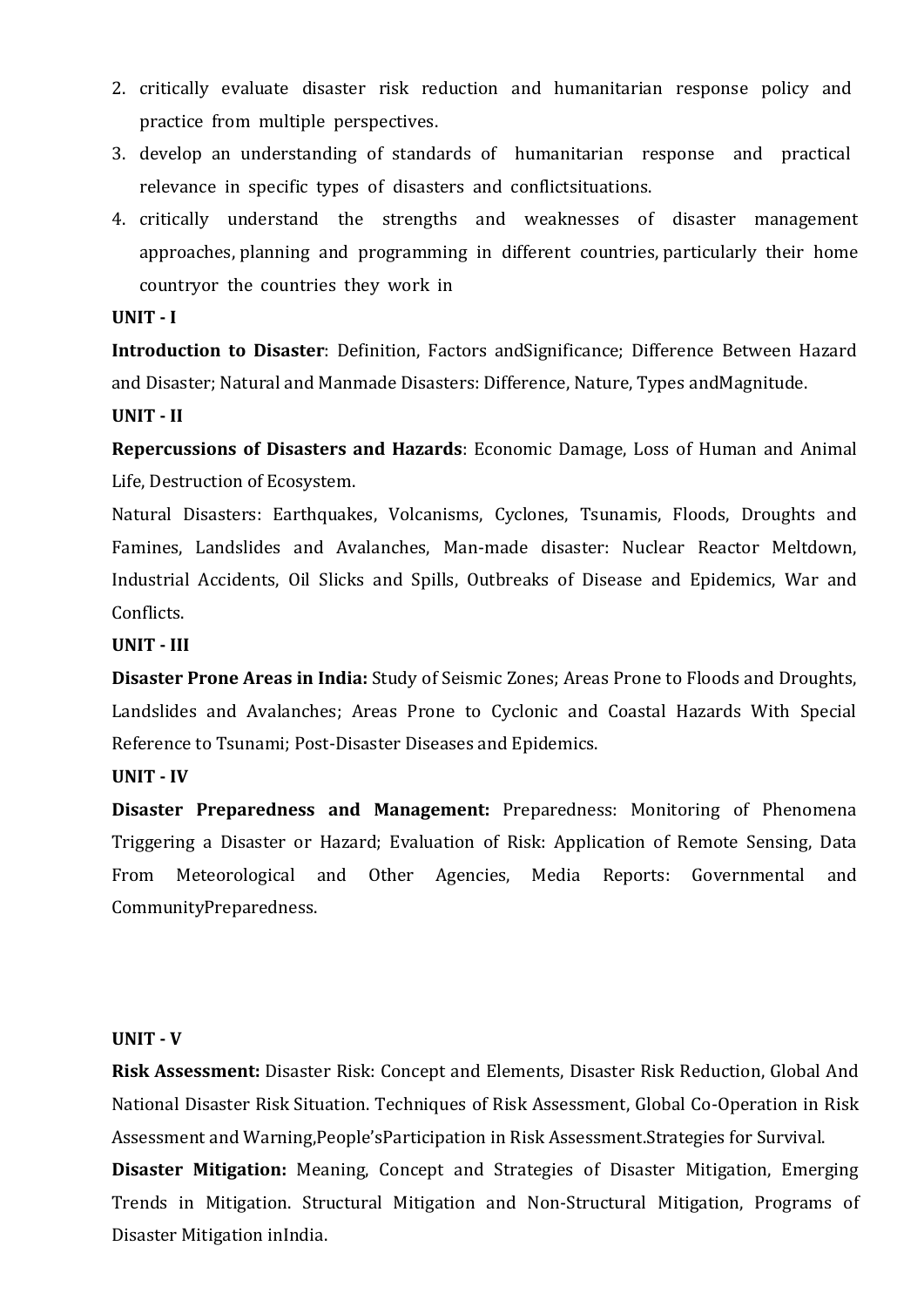2. critically evaluate disaster risk reduction and humanitarian response policy and practice from multiple perspectives.
3. develop an understanding of standards of humanitarian response and practical relevance in specific types of disasters and conflictsituations.
4. critically understand the strengths and weaknesses of disaster management approaches, planning and programming in different countries, particularly their home countryor the countries they work in

**UNIT - I**

**Introduction to Disaster**: Definition, Factors andSignificance; Difference Between Hazard and Disaster; Natural and Manmade Disasters: Difference, Nature, Types andMagnitude.

**UNIT - II**

**Repercussions of Disasters and Hazards**: Economic Damage, Loss of Human and Animal Life, Destruction of Ecosystem.

Natural Disasters: Earthquakes, Volcanisms, Cyclones, Tsunamis, Floods, Droughts and Famines, Landslides and Avalanches, Man-made disaster: Nuclear Reactor Meltdown, Industrial Accidents, Oil Slicks and Spills, Outbreaks of Disease and Epidemics, War and Conflicts.

**UNIT - III**

**Disaster Prone Areas in India:** Study of Seismic Zones; Areas Prone to Floods and Droughts, Landslides and Avalanches; Areas Prone to Cyclonic and Coastal Hazards With Special Reference to Tsunami; Post-Disaster Diseases and Epidemics.

**UNIT - IV**

**Disaster Preparedness and Management:** Preparedness: Monitoring of Phenomena Triggering a Disaster or Hazard; Evaluation of Risk: Application of Remote Sensing, Data From Meteorological and Other Agencies, Media Reports: Governmental and CommunityPreparedness.

**UNIT - V**

**Risk Assessment:** Disaster Risk: Concept and Elements, Disaster Risk Reduction, Global And National Disaster Risk Situation. Techniques of Risk Assessment, Global Co-Operation in Risk Assessment and Warning,People'sParticipation in Risk Assessment.Strategies for Survival.

**Disaster Mitigation:** Meaning, Concept and Strategies of Disaster Mitigation, Emerging Trends in Mitigation. Structural Mitigation and Non-Structural Mitigation, Programs of Disaster Mitigation inIndia.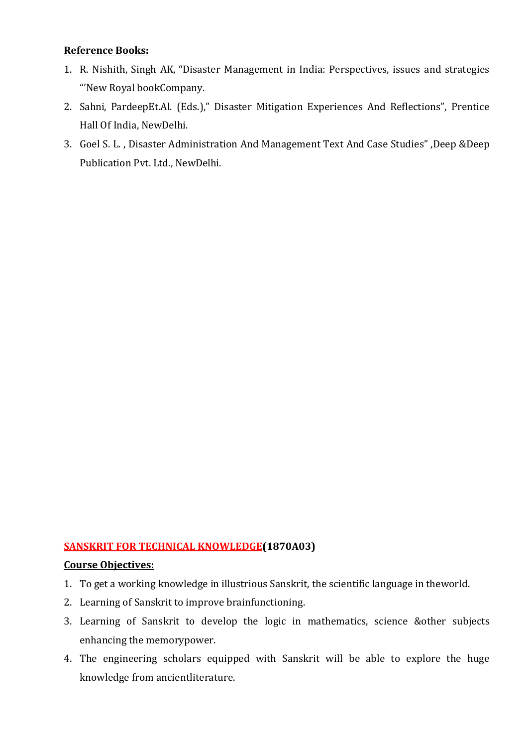**Reference Books:**

1. R. Nishith, Singh AK, "Disaster Management in India: Perspectives, issues and strategies "'New Royal bookCompany.
2. Sahni, PardeepEt.Al. (Eds.)," Disaster Mitigation Experiences And Reflections", Prentice Hall Of India, NewDelhi.
3. Goel S. L. , Disaster Administration And Management Text And Case Studies" ,Deep &Deep Publication Pvt. Ltd., NewDelhi.

**SANSKRIT FOR TECHNICAL KNOWLEDGE(1870A03)**

**Course Objectives:**

1. To get a working knowledge in illustrious Sanskrit, the scientific language in theworld.
2. Learning of Sanskrit to improve brainfunctioning.
3. Learning of Sanskrit to develop the logic in mathematics, science &other subjects enhancing the memorypower.
4. The engineering scholars equipped with Sanskrit will be able to explore the huge knowledge from ancientliterature.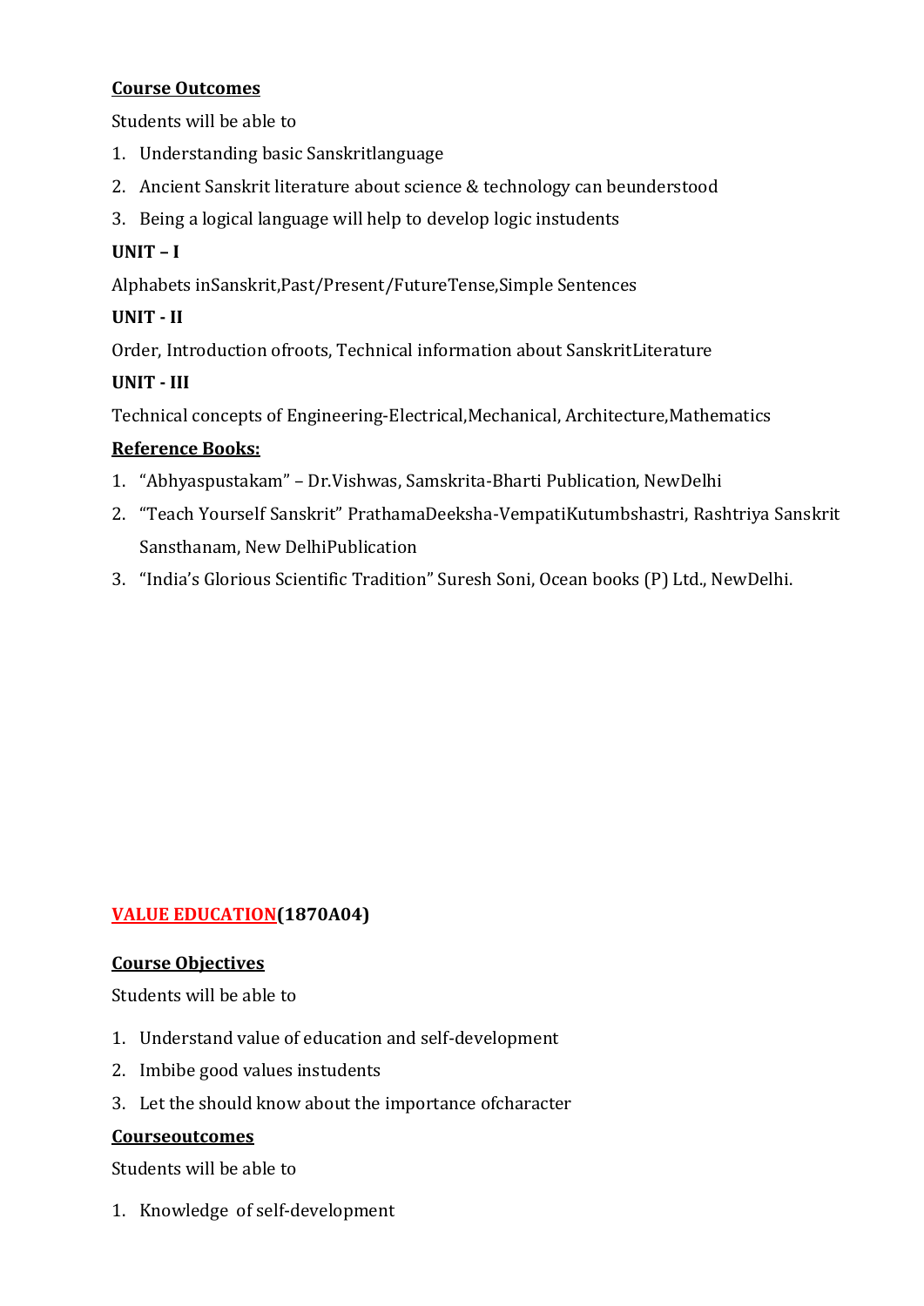**Course Outcomes**

Students will be able to

1. Understanding basic Sanskritlanguage
2. Ancient Sanskrit literature about science & technology can beunderstood
3. Being a logical language will help to develop logic instudents

**UNIT – I**

Alphabets inSanskrit,Past/Present/FutureTense,Simple Sentences

**UNIT - II**

Order, Introduction ofroots, Technical information about SanskritLiterature

**UNIT - III**

Technical concepts of Engineering-Electrical,Mechanical, Architecture,Mathematics

**Reference Books:**

1. "Abhyaspustakam" – Dr.Vishwas, Samskrita-Bharti Publication, NewDelhi
2. "Teach Yourself Sanskrit" PrathamaDeeksha-VempatiKutumbshastri, Rashtriya Sanskrit Sansthanam, New DelhiPublication
3. "India's Glorious Scientific Tradition" Suresh Soni, Ocean books (P) Ltd., NewDelhi.

## VALUE EDUCATION(1870A04)

**Course Objectives**

Students will be able to

1. Understand value of education and self-development
2. Imbibe good values instudents
3. Let the should know about the importance ofcharacter

**Courseoutcomes**

Students will be able to

1. Knowledge of self-development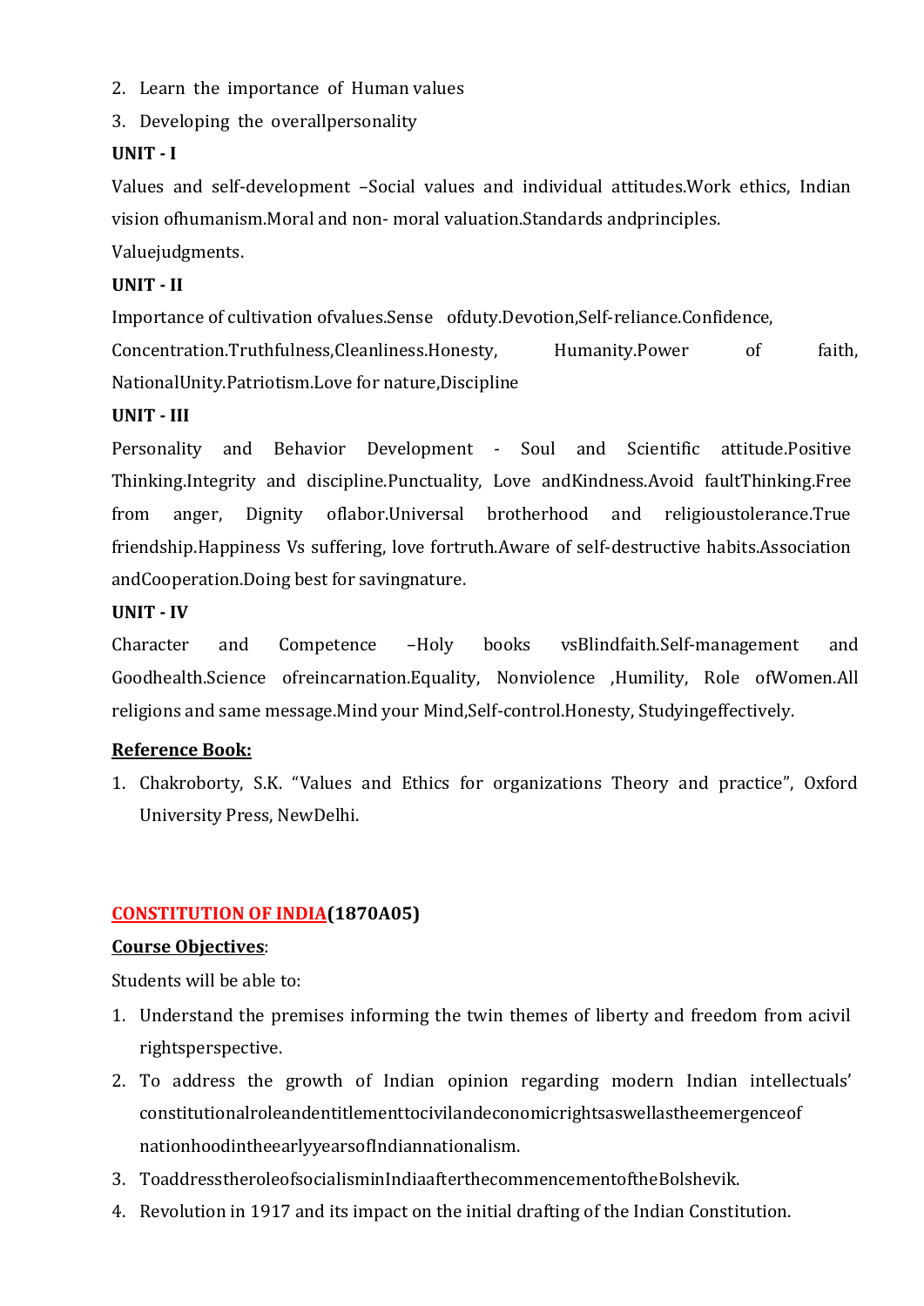2. Learn the importance of Human values
3. Developing the overallpersonality

**UNIT - I**

Values and self-development –Social values and individual attitudes.Work ethics, Indian vision ofhumanism.Moral and non- moral valuation.Standards andprinciples. Valuejudgments.

**UNIT - II**

Importance of cultivation ofvalues.Sense ofduty.Devotion,Self-reliance.Confidence, Concentration.Truthfulness,Cleanliness.Honesty, Humanity.Power of faith, NationalUnity.Patriotism.Love for nature,Discipline

**UNIT - III**

Personality and Behavior Development - Soul and Scientific attitude.Positive Thinking.Integrity and discipline.Punctuality, Love andKindness.Avoid faultThinking.Free from anger, Dignity oflabor.Universal brotherhood and religioustolerance.True friendship.Happiness Vs suffering, love fortruth.Aware of self-destructive habits.Association andCooperation.Doing best for savingnature.

**UNIT - IV**

Character and Competence –Holy books vsBlindfaith.Self-management and Goodhealth.Science ofreincarnation.Equality, Nonviolence ,Humility, Role ofWomen.All religions and same message.Mind your Mind,Self-control.Honesty, Studyingeffectively.

**Reference Book:**

1. Chakroborty, S.K. "Values and Ethics for organizations Theory and practice", Oxford University Press, NewDelhi.

## CONSTITUTION OF INDIA(1870A05)

**Course Objectives**:

Students will be able to:

1. Understand the premises informing the twin themes of liberty and freedom from acivil rightsperspective.
2. To address the growth of Indian opinion regarding modern Indian intellectuals' constitutionalroleandentitlementtocivilandeconomicrightsaswellastheemergenceof nationhoodintheearlyyearsofIndiannationalism.
3. ToaddresstheroleofsocialisminIndiaafterthecommencementoftheBolshevik.
4. Revolution in 1917 and its impact on the initial drafting of the Indian Constitution.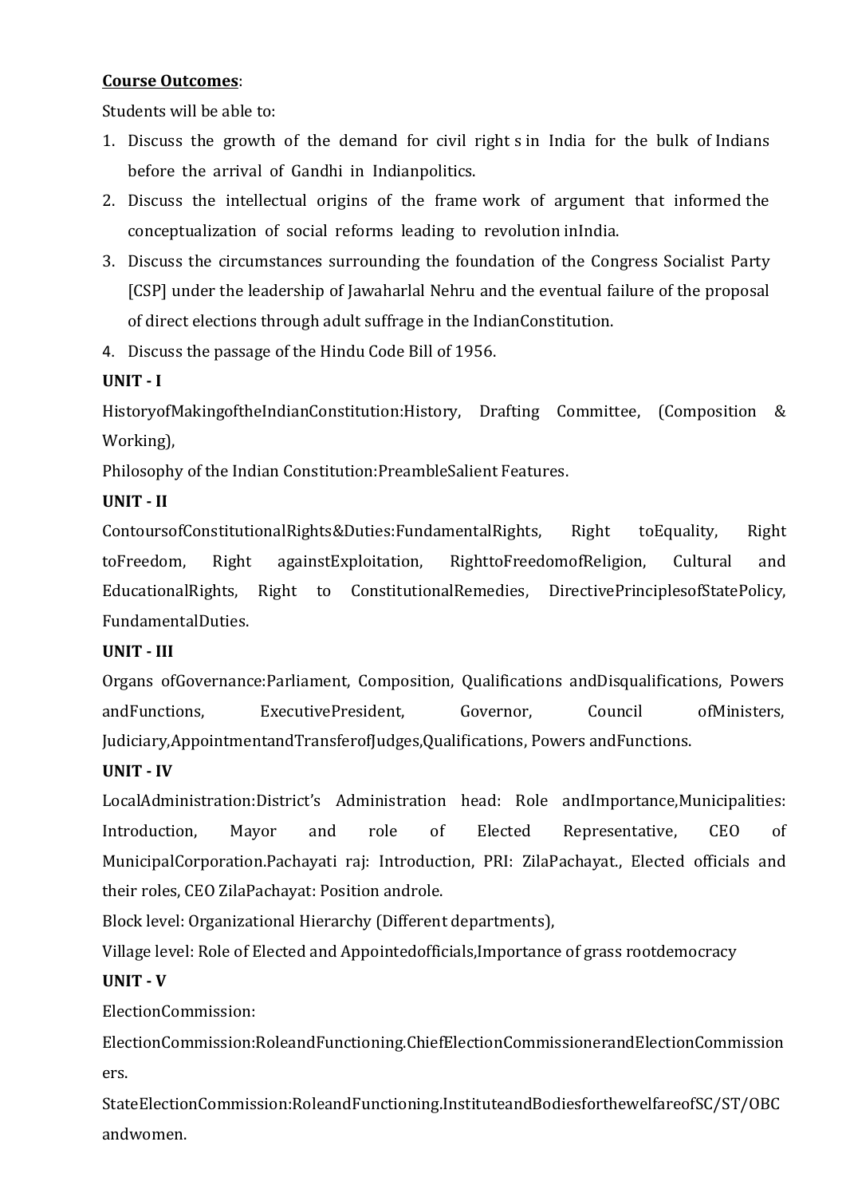**Course Outcomes**:

Students will be able to:

1. Discuss the growth of the demand for civil right s in India for the bulk of Indians before the arrival of Gandhi in Indianpolitics.
2. Discuss the intellectual origins of the frame work of argument that informed the conceptualization of social reforms leading to revolution inIndia.
3. Discuss the circumstances surrounding the foundation of the Congress Socialist Party [CSP] under the leadership of Jawaharlal Nehru and the eventual failure of the proposal of direct elections through adult suffrage in the IndianConstitution.
4. Discuss the passage of the Hindu Code Bill of 1956.

**UNIT - I**

HistoryofMakingoftheIndianConstitution:History, Drafting Committee, (Composition & Working),

Philosophy of the Indian Constitution:PreambleSalient Features.

**UNIT - II**

ContoursofConstitutionalRights&Duties:FundamentalRights, Right toEquality, Right toFreedom, Right againstExploitation, RighttoFreedomofReligion, Cultural and EducationalRights, Right to ConstitutionalRemedies, DirectivePrinciplesofStatePolicy, FundamentalDuties.

**UNIT - III**

Organs ofGovernance:Parliament, Composition, Qualifications andDisqualifications, Powers andFunctions, ExecutivePresident, Governor, Council ofMinisters, Judiciary,AppointmentandTransferofJudges,Qualifications, Powers andFunctions.

**UNIT - IV**

LocalAdministration:District's Administration head: Role andImportance,Municipalities: Introduction, Mayor and role of Elected Representative, CEO of MunicipalCorporation.Pachayati raj: Introduction, PRI: ZilaPachayat., Elected officials and their roles, CEO ZilaPachayat: Position androle.

Block level: Organizational Hierarchy (Different departments),

Village level: Role of Elected and Appointedofficials,Importance of grass rootdemocracy

**UNIT - V**

ElectionCommission:

ElectionCommission:RoleandFunctioning.ChiefElectionCommissionerandElectionCommissioners.

StateElectionCommission:RoleandFunctioning.InstituteandBodiesforthewelfareofSC/ST/OBC andwomen.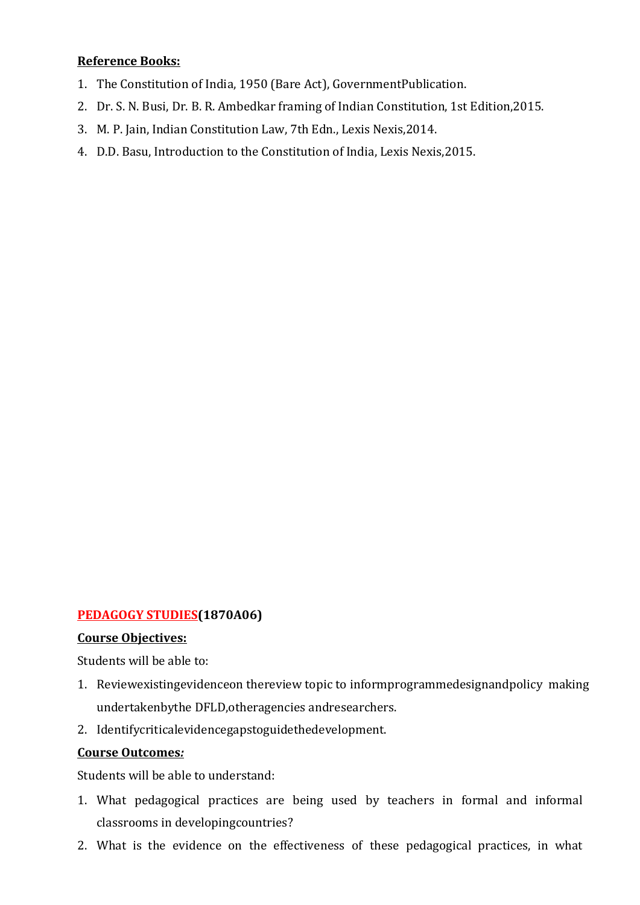**Reference Books:**

1. The Constitution of India, 1950 (Bare Act), GovernmentPublication.
2. Dr. S. N. Busi, Dr. B. R. Ambedkar framing of Indian Constitution, 1st Edition,2015.
3. M. P. Jain, Indian Constitution Law, 7th Edn., Lexis Nexis,2014.
4. D.D. Basu, Introduction to the Constitution of India, Lexis Nexis,2015.

## PEDAGOGY STUDIES(1870A06)

**Course Objectives:**

Students will be able to:

1. Reviewexistingevidenceon thereview topic to informprogrammedesignandpolicy making undertakenbythe DFLD,otheragencies andresearchers.
2. Identifycriticalevidencegapstoguidethedevelopment.

**Course Outcomes:**

Students will be able to understand:

1. What pedagogical practices are being used by teachers in formal and informal classrooms in developingcountries?
2. What is the evidence on the effectiveness of these pedagogical practices, in what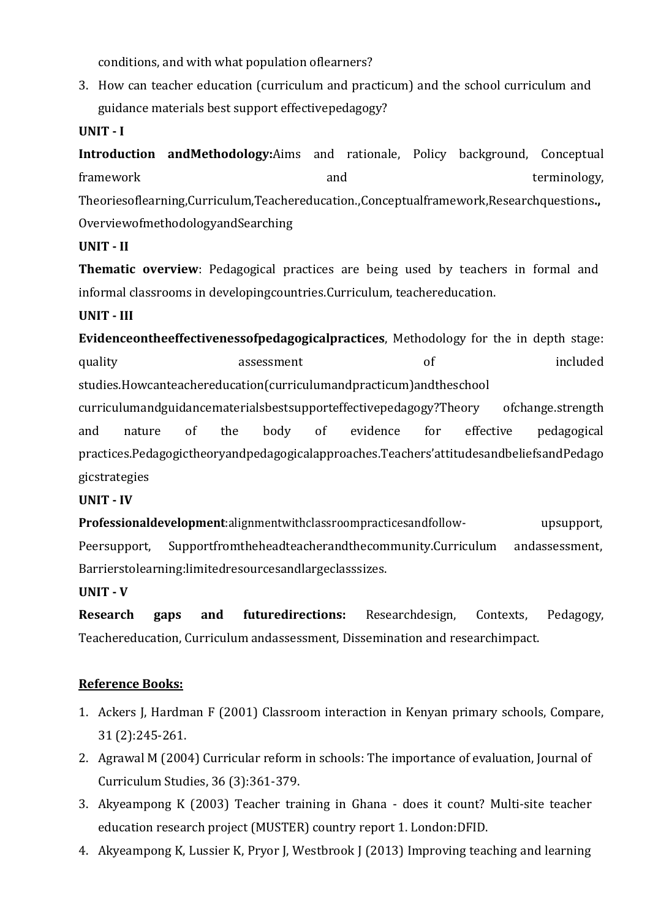conditions, and with what population oflearners?

3. How can teacher education (curriculum and practicum) and the school curriculum and guidance materials best support effectivepedagogy?

**UNIT - I**

**Introduction andMethodology:**Aims and rationale, Policy background, Conceptual framework and terminology, Theoriesoflearning,Curriculum,Teachereducation.,Conceptualframework,Researchquestions**.,** OverviewofmethodologyandSearching

**UNIT - II**

**Thematic overview**: Pedagogical practices are being used by teachers in formal and informal classrooms in developingcountries.Curriculum, teachereducation.

**UNIT - III**

**Evidenceontheeffectivenessofpedagogicalpractices**, Methodology for the in depth stage: quality assessment of included studies.Howcanteachereducation(curriculumandpracticum)andtheschool curriculumandguidancematerialsbestsupporteffectivepedagogy?Theory ofchange.strength and nature of the body of evidence for effective pedagogical practices.Pedagogictheoryandpedagogicalapproaches.Teachers'attitudesandbeliefsandPedagogicstrategies

**UNIT - IV**

**Professionaldevelopment**:alignmentwithclassroompracticesandfollow- upsupport, Peersupport, Supportfromtheheadteacherandthecommunity.Curriculum andassessment, Barrierstolearning:limitedresourcesandlargeclasssizes.

**UNIT - V**

**Research gaps and futuredirections:** Researchdesign, Contexts, Pedagogy, Teachereducation, Curriculum andassessment, Dissemination and researchimpact.

**Reference Books:**

1. Ackers J, Hardman F (2001) Classroom interaction in Kenyan primary schools, Compare, 31 (2):245-261.
2. Agrawal M (2004) Curricular reform in schools: The importance of evaluation, Journal of Curriculum Studies, 36 (3):361-379.
3. Akyeampong K (2003) Teacher training in Ghana - does it count? Multi-site teacher education research project (MUSTER) country report 1. London:DFID.
4. Akyeampong K, Lussier K, Pryor J, Westbrook J (2013) Improving teaching and learning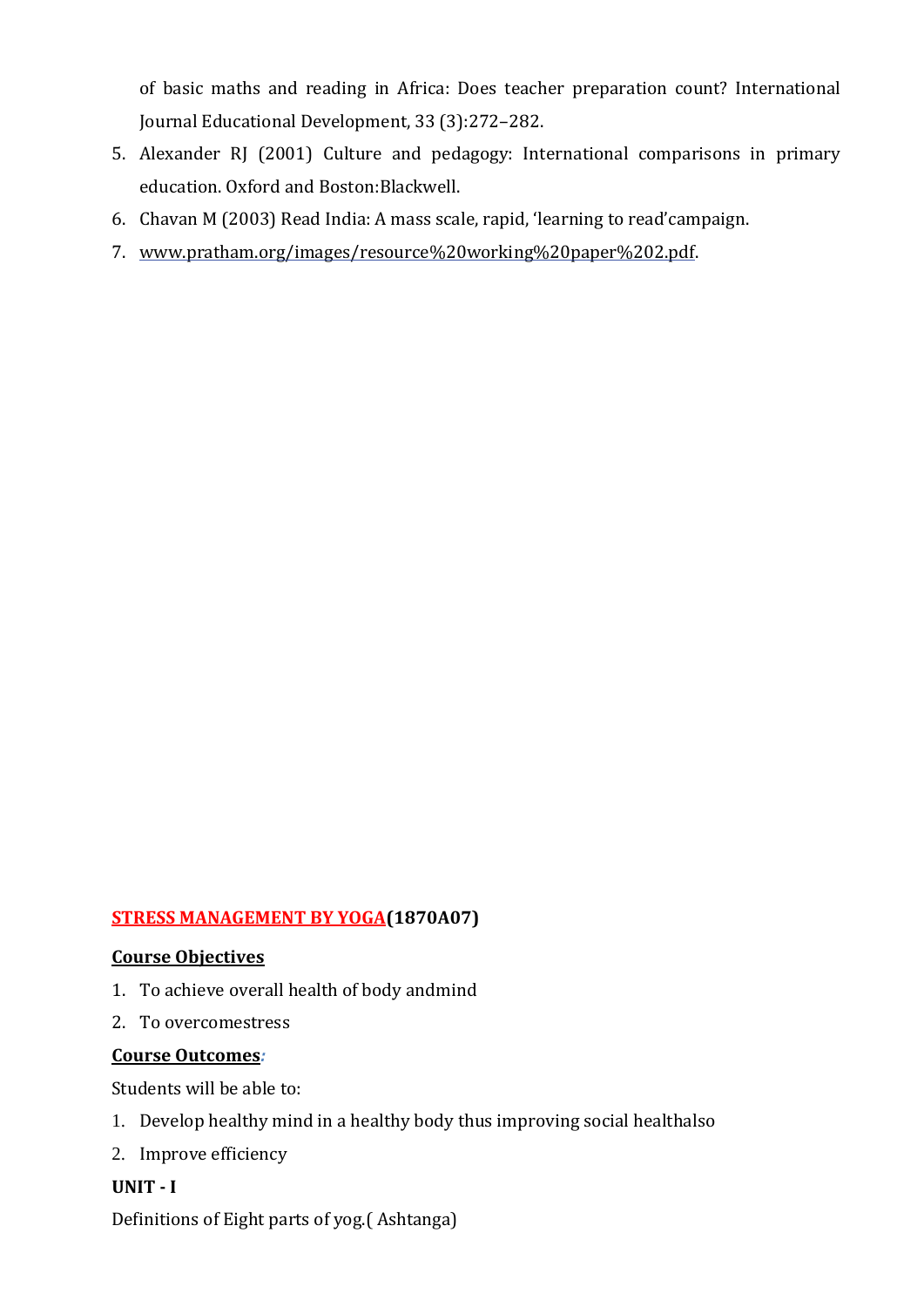of basic maths and reading in Africa: Does teacher preparation count? International Journal Educational Development, 33 (3):272–282.

5. Alexander RJ (2001) Culture and pedagogy: International comparisons in primary education. Oxford and Boston:Blackwell.
6. Chavan M (2003) Read India: A mass scale, rapid, 'learning to read'campaign.
7. www.pratham.org/images/resource%20working%20paper%202.pdf.

**STRESS MANAGEMENT BY YOGA(1870A07)**

**Course Objectives**

1. To achieve overall health of body andmind
2. To overcomestress

**Course Outcomes:**

Students will be able to:

1. Develop healthy mind in a healthy body thus improving social healthalso
2. Improve efficiency

**UNIT - I**

Definitions of Eight parts of yog.( Ashtanga)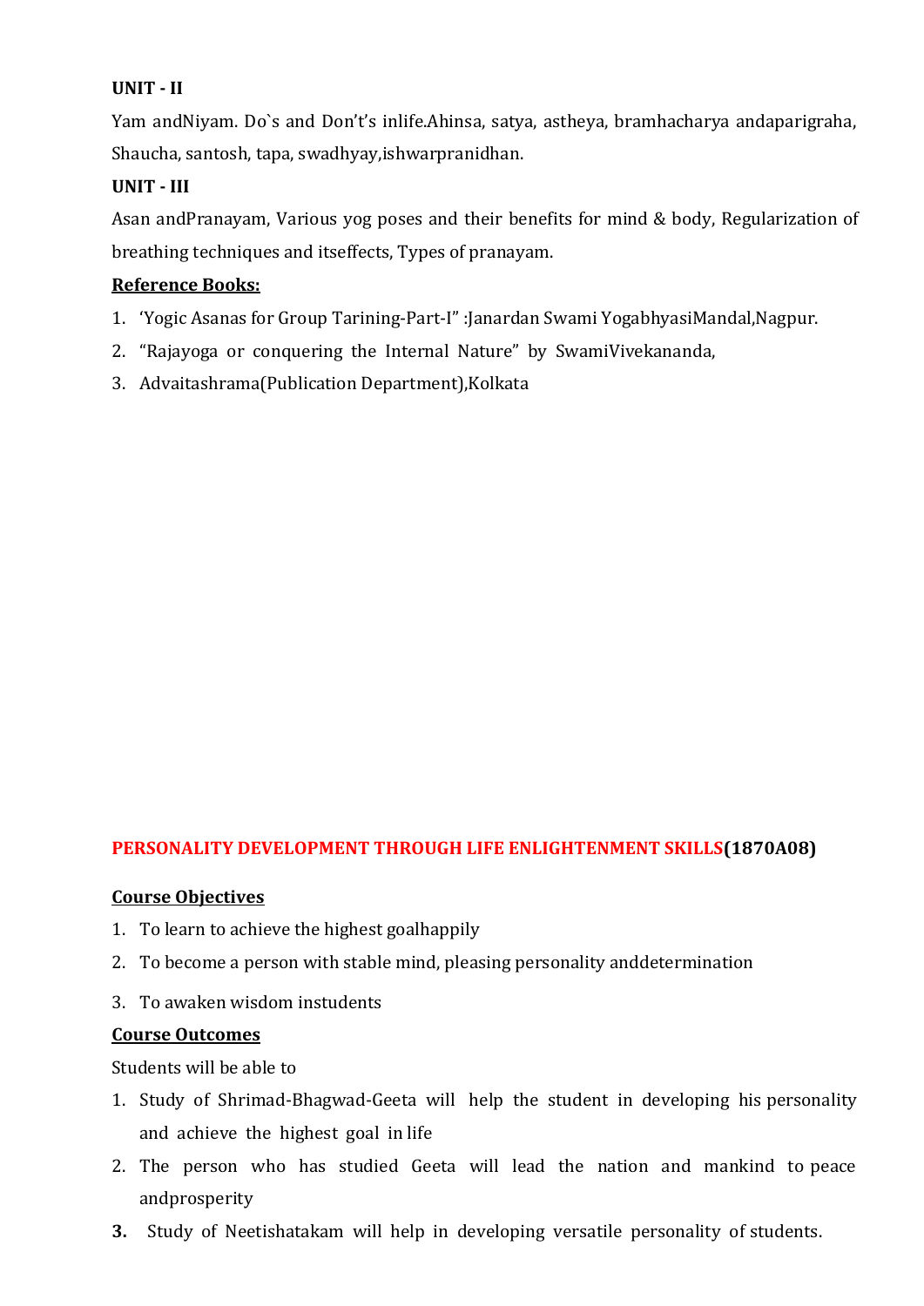**UNIT - II**

Yam andNiyam. Do`s and Don't's inlife.Ahinsa, satya, astheya, bramhacharya andaparigraha, Shaucha, santosh, tapa, swadhyay,ishwarpranidhan.

**UNIT - III**

Asan andPranayam, Various yog poses and their benefits for mind & body, Regularization of breathing techniques and itseffects, Types of pranayam.

**Reference Books:**

1. 'Yogic Asanas for Group Tarining-Part-I" :Janardan Swami YogabhyasiMandal,Nagpur.
2. "Rajayoga or conquering the Internal Nature" by SwamiVivekananda,
3. Advaitashrama(Publication Department),Kolkata

## PERSONALITY DEVELOPMENT THROUGH LIFE ENLIGHTENMENT SKILLS(1870A08)

**Course Objectives**

1. To learn to achieve the highest goalhappily
2. To become a person with stable mind, pleasing personality anddetermination
3. To awaken wisdom instudents

**Course Outcomes**

Students will be able to

1. Study of Shrimad-Bhagwad-Geeta will help the student in developing his personality and achieve the highest goal in life
2. The person who has studied Geeta will lead the nation and mankind to peace andprosperity
3. Study of Neetishatakam will help in developing versatile personality of students.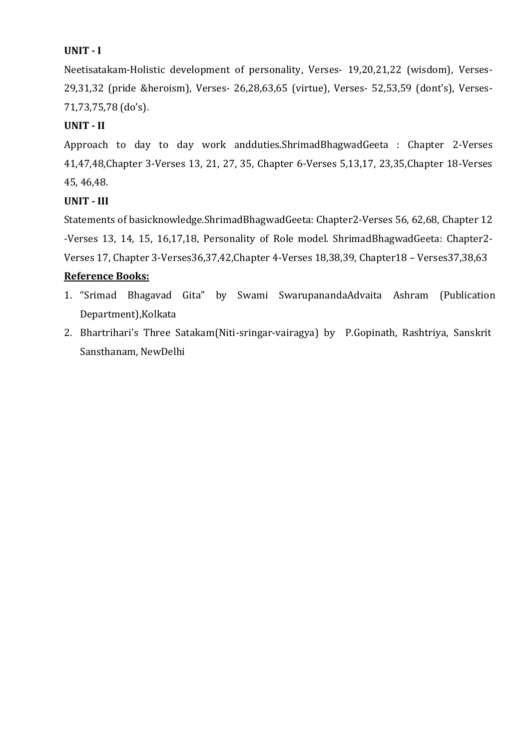**UNIT - I**

Neetisatakam-Holistic development of personality, Verses- 19,20,21,22 (wisdom), Verses- 29,31,32 (pride &heroism), Verses- 26,28,63,65 (virtue), Verses- 52,53,59 (dont's), Verses- 71,73,75,78 (do's).

**UNIT - II**

Approach to day to day work andduties.ShrimadBhagwadGeeta : Chapter 2-Verses 41,47,48,Chapter 3-Verses 13, 21, 27, 35, Chapter 6-Verses 5,13,17, 23,35,Chapter 18-Verses 45, 46,48.

**UNIT - III**

Statements of basicknowledge.ShrimadBhagwadGeeta: Chapter2-Verses 56, 62,68, Chapter 12 -Verses 13, 14, 15, 16,17,18, Personality of Role model. ShrimadBhagwadGeeta: Chapter2-Verses 17, Chapter 3-Verses36,37,42,Chapter 4-Verses 18,38,39, Chapter18 – Verses37,38,63

**Reference Books:**

1. "Srimad Bhagavad Gita" by Swami SwarupanandaAdvaita Ashram (Publication Department),Kolkata
2. Bhartrihari's Three Satakam(Niti-sringar-vairagya) by P.Gopinath, Rashtriya, Sanskrit Sansthanam, NewDelhi